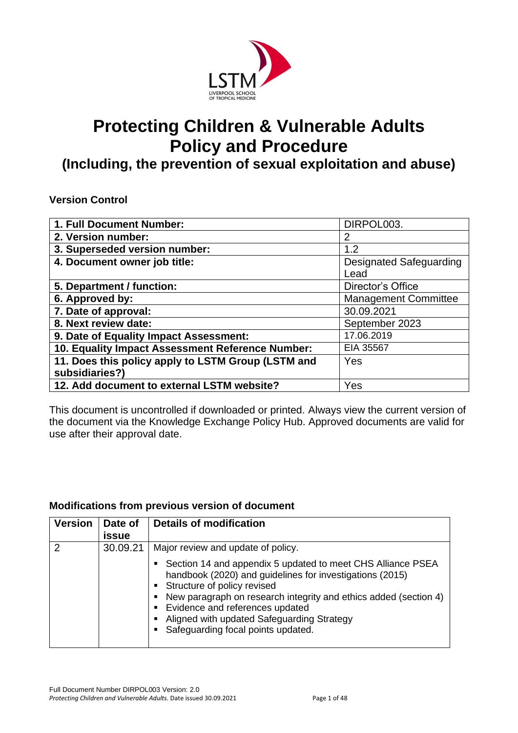# Protecting Children & Vulnerable Adults Policy and Procedure

## (Including, the prevention of sexual exploitation and abuse)

**Version Control**

| | |
|---|---|
| **1. Full Document Number:** | DIRPOL003. |
| **2. Version number:** | 2 |
| **3. Superseded version number:** | 1.2 |
| **4. Document owner job title:** | Designated Safeguarding Lead |
| **5. Department / function:** | Director's Office |
| **6. Approved by:** | Management Committee |
| **7. Date of approval:** | 30.09.2021 |
| **8. Next review date:** | September 2023 |
| **9. Date of Equality Impact Assessment:** | 17.06.2019 |
| **10. Equality Impact Assessment Reference Number:** | EIA 35567 |
| **11. Does this policy apply to LSTM Group (LSTM and subsidiaries?)** | Yes |
| **12. Add document to external LSTM website?** | Yes |

This document is uncontrolled if downloaded or printed. Always view the current version of the document via the Knowledge Exchange Policy Hub. Approved documents are valid for use after their approval date.

**Modifications from previous version of document**

| Version | Date of issue | Details of modification |
|---|---|---|
| 2 | 30.09.21 | Major review and update of policy.<br>▪ Section 14 and appendix 5 updated to meet CHS Alliance PSEA handbook (2020) and guidelines for investigations (2015)<br>▪ Structure of policy revised<br>▪ New paragraph on research integrity and ethics added (section 4)<br>▪ Evidence and references updated<br>▪ Aligned with updated Safeguarding Strategy<br>▪ Safeguarding focal points updated. |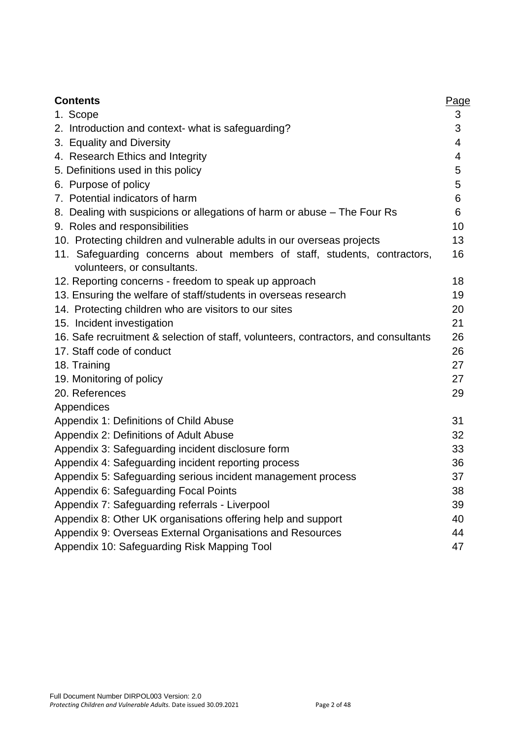| **Contents** | Page |
|---|---|
| 1. Scope | 3 |
| 2. Introduction and context- what is safeguarding? | 3 |
| 3. Equality and Diversity | 4 |
| 4. Research Ethics and Integrity | 4 |
| 5. Definitions used in this policy | 5 |
| 6. Purpose of policy | 5 |
| 7. Potential indicators of harm | 6 |
| 8. Dealing with suspicions or allegations of harm or abuse – The Four Rs | 6 |
| 9. Roles and responsibilities | 10 |
| 10. Protecting children and vulnerable adults in our overseas projects | 13 |
| 11. Safeguarding concerns about members of staff, students, contractors, volunteers, or consultants. | 16 |
| 12. Reporting concerns - freedom to speak up approach | 18 |
| 13. Ensuring the welfare of staff/students in overseas research | 19 |
| 14. Protecting children who are visitors to our sites | 20 |
| 15. Incident investigation | 21 |
| 16. Safe recruitment & selection of staff, volunteers, contractors, and consultants | 26 |
| 17. Staff code of conduct | 26 |
| 18. Training | 27 |
| 19. Monitoring of policy | 27 |
| 20. References | 29 |
| Appendices | |
| Appendix 1: Definitions of Child Abuse | 31 |
| Appendix 2: Definitions of Adult Abuse | 32 |
| Appendix 3: Safeguarding incident disclosure form | 33 |
| Appendix 4: Safeguarding incident reporting process | 36 |
| Appendix 5: Safeguarding serious incident management process | 37 |
| Appendix 6: Safeguarding Focal Points | 38 |
| Appendix 7: Safeguarding referrals - Liverpool | 39 |
| Appendix 8: Other UK organisations offering help and support | 40 |
| Appendix 9: Overseas External Organisations and Resources | 44 |
| Appendix 10: Safeguarding Risk Mapping Tool | 47 |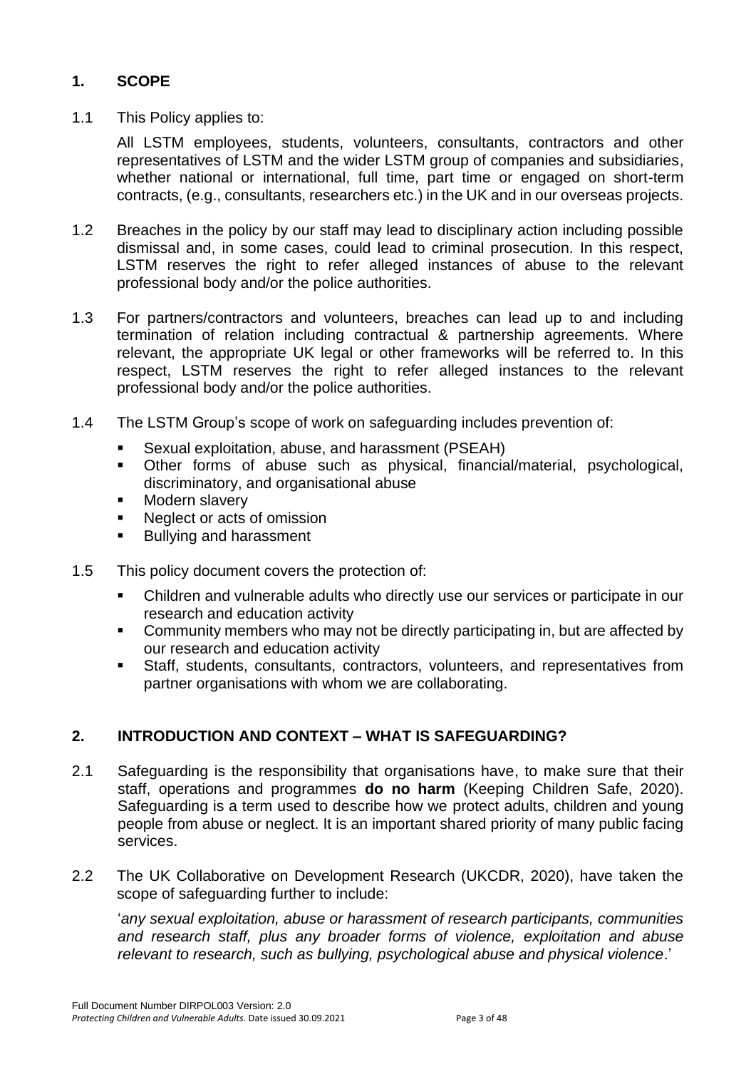## 1. SCOPE

1.1 This Policy applies to:

All LSTM employees, students, volunteers, consultants, contractors and other representatives of LSTM and the wider LSTM group of companies and subsidiaries, whether national or international, full time, part time or engaged on short-term contracts, (e.g., consultants, researchers etc.) in the UK and in our overseas projects.

1.2 Breaches in the policy by our staff may lead to disciplinary action including possible dismissal and, in some cases, could lead to criminal prosecution. In this respect, LSTM reserves the right to refer alleged instances of abuse to the relevant professional body and/or the police authorities.

1.3 For partners/contractors and volunteers, breaches can lead up to and including termination of relation including contractual & partnership agreements. Where relevant, the appropriate UK legal or other frameworks will be referred to. In this respect, LSTM reserves the right to refer alleged instances to the relevant professional body and/or the police authorities.

1.4 The LSTM Group's scope of work on safeguarding includes prevention of:

- Sexual exploitation, abuse, and harassment (PSEAH)
- Other forms of abuse such as physical, financial/material, psychological, discriminatory, and organisational abuse
- Modern slavery
- Neglect or acts of omission
- Bullying and harassment

1.5 This policy document covers the protection of:

- Children and vulnerable adults who directly use our services or participate in our research and education activity
- Community members who may not be directly participating in, but are affected by our research and education activity
- Staff, students, consultants, contractors, volunteers, and representatives from partner organisations with whom we are collaborating.

## 2. INTRODUCTION AND CONTEXT – WHAT IS SAFEGUARDING?

2.1 Safeguarding is the responsibility that organisations have, to make sure that their staff, operations and programmes **do no harm** (Keeping Children Safe, 2020). Safeguarding is a term used to describe how we protect adults, children and young people from abuse or neglect. It is an important shared priority of many public facing services.

2.2 The UK Collaborative on Development Research (UKCDR, 2020), have taken the scope of safeguarding further to include:

'*any sexual exploitation, abuse or harassment of research participants, communities and research staff, plus any broader forms of violence, exploitation and abuse relevant to research, such as bullying, psychological abuse and physical violence*.'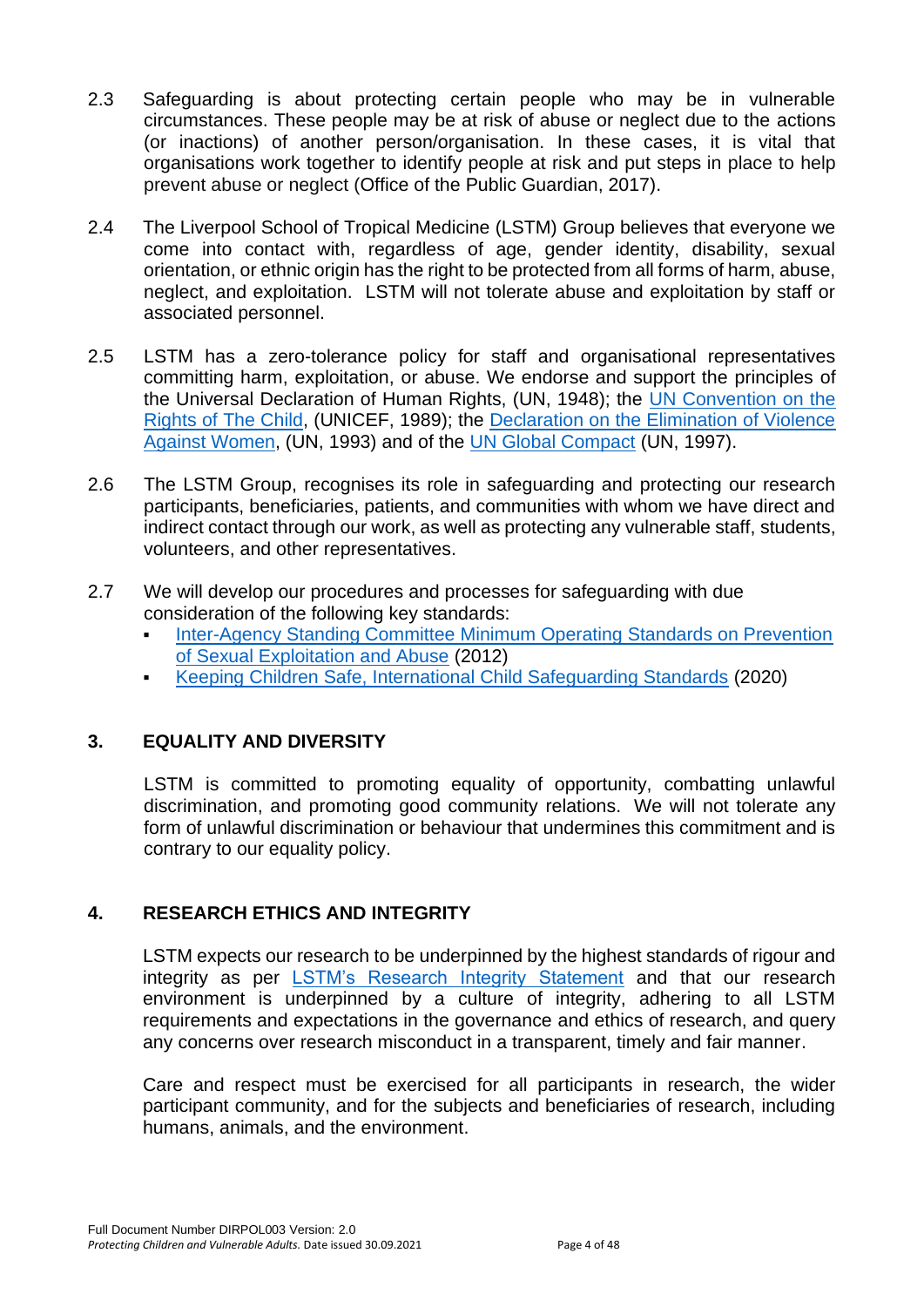2.3 Safeguarding is about protecting certain people who may be in vulnerable circumstances. These people may be at risk of abuse or neglect due to the actions (or inactions) of another person/organisation. In these cases, it is vital that organisations work together to identify people at risk and put steps in place to help prevent abuse or neglect (Office of the Public Guardian, 2017).

2.4 The Liverpool School of Tropical Medicine (LSTM) Group believes that everyone we come into contact with, regardless of age, gender identity, disability, sexual orientation, or ethnic origin has the right to be protected from all forms of harm, abuse, neglect, and exploitation. LSTM will not tolerate abuse and exploitation by staff or associated personnel.

2.5 LSTM has a zero-tolerance policy for staff and organisational representatives committing harm, exploitation, or abuse. We endorse and support the principles of the Universal Declaration of Human Rights, (UN, 1948); the UN Convention on the Rights of The Child, (UNICEF, 1989); the Declaration on the Elimination of Violence Against Women, (UN, 1993) and of the UN Global Compact (UN, 1997).

2.6 The LSTM Group, recognises its role in safeguarding and protecting our research participants, beneficiaries, patients, and communities with whom we have direct and indirect contact through our work, as well as protecting any vulnerable staff, students, volunteers, and other representatives.

2.7 We will develop our procedures and processes for safeguarding with due consideration of the following key standards:

- Inter-Agency Standing Committee Minimum Operating Standards on Prevention of Sexual Exploitation and Abuse (2012)
- Keeping Children Safe, International Child Safeguarding Standards (2020)

## 3. EQUALITY AND DIVERSITY

LSTM is committed to promoting equality of opportunity, combatting unlawful discrimination, and promoting good community relations. We will not tolerate any form of unlawful discrimination or behaviour that undermines this commitment and is contrary to our equality policy.

## 4. RESEARCH ETHICS AND INTEGRITY

LSTM expects our research to be underpinned by the highest standards of rigour and integrity as per LSTM's Research Integrity Statement and that our research environment is underpinned by a culture of integrity, adhering to all LSTM requirements and expectations in the governance and ethics of research, and query any concerns over research misconduct in a transparent, timely and fair manner.

Care and respect must be exercised for all participants in research, the wider participant community, and for the subjects and beneficiaries of research, including humans, animals, and the environment.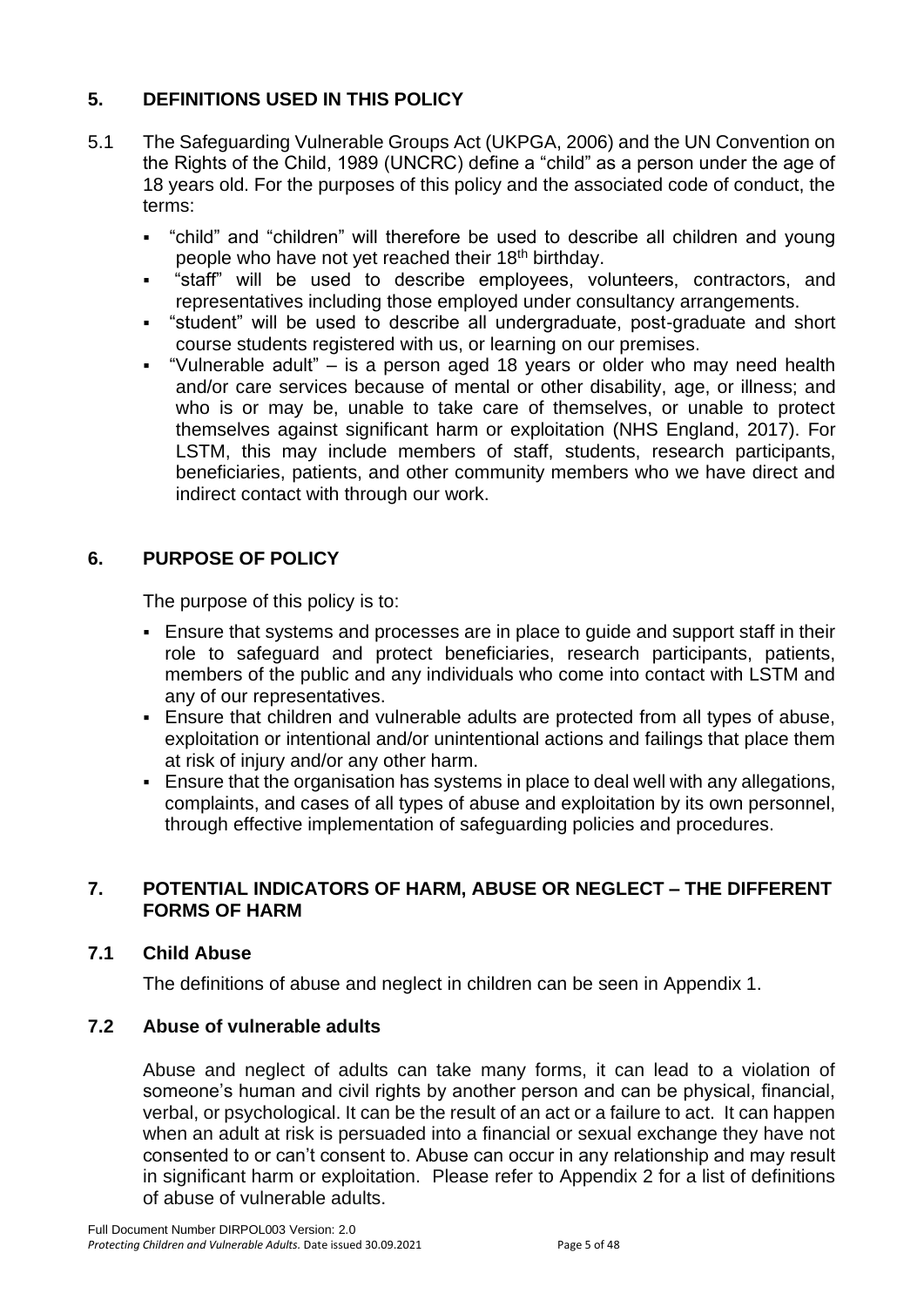## 5. DEFINITIONS USED IN THIS POLICY

5.1 The Safeguarding Vulnerable Groups Act (UKPGA, 2006) and the UN Convention on the Rights of the Child, 1989 (UNCRC) define a "child" as a person under the age of 18 years old. For the purposes of this policy and the associated code of conduct, the terms:

- "child" and "children" will therefore be used to describe all children and young people who have not yet reached their 18th birthday.
- "staff" will be used to describe employees, volunteers, contractors, and representatives including those employed under consultancy arrangements.
- "student" will be used to describe all undergraduate, post-graduate and short course students registered with us, or learning on our premises.
- "Vulnerable adult" – is a person aged 18 years or older who may need health and/or care services because of mental or other disability, age, or illness; and who is or may be, unable to take care of themselves, or unable to protect themselves against significant harm or exploitation (NHS England, 2017). For LSTM, this may include members of staff, students, research participants, beneficiaries, patients, and other community members who we have direct and indirect contact with through our work.

## 6. PURPOSE OF POLICY

The purpose of this policy is to:

- Ensure that systems and processes are in place to guide and support staff in their role to safeguard and protect beneficiaries, research participants, patients, members of the public and any individuals who come into contact with LSTM and any of our representatives.
- Ensure that children and vulnerable adults are protected from all types of abuse, exploitation or intentional and/or unintentional actions and failings that place them at risk of injury and/or any other harm.
- Ensure that the organisation has systems in place to deal well with any allegations, complaints, and cases of all types of abuse and exploitation by its own personnel, through effective implementation of safeguarding policies and procedures.

## 7. POTENTIAL INDICATORS OF HARM, ABUSE OR NEGLECT – THE DIFFERENT FORMS OF HARM

### 7.1 Child Abuse

The definitions of abuse and neglect in children can be seen in Appendix 1.

### 7.2 Abuse of vulnerable adults

Abuse and neglect of adults can take many forms, it can lead to a violation of someone's human and civil rights by another person and can be physical, financial, verbal, or psychological. It can be the result of an act or a failure to act. It can happen when an adult at risk is persuaded into a financial or sexual exchange they have not consented to or can't consent to. Abuse can occur in any relationship and may result in significant harm or exploitation. Please refer to Appendix 2 for a list of definitions of abuse of vulnerable adults.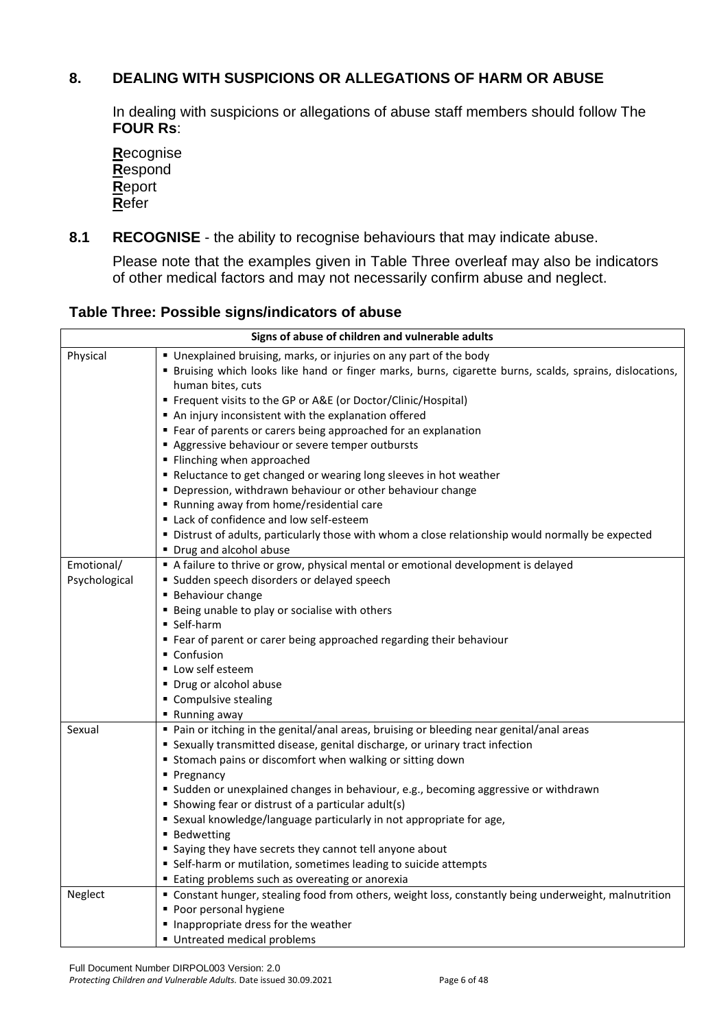## 8. DEALING WITH SUSPICIONS OR ALLEGATIONS OF HARM OR ABUSE

In dealing with suspicions or allegations of abuse staff members should follow The **FOUR Rs**:

**R**ecognise
**R**espond
**R**eport
**R**efer

### 8.1 RECOGNISE - the ability to recognise behaviours that may indicate abuse.

Please note that the examples given in Table Three overleaf may also be indicators of other medical factors and may not necessarily confirm abuse and neglect.

**Table Three: Possible signs/indicators of abuse**

| Signs of abuse of children and vulnerable adults | |
|---|---|
| Physical | ▪ Unexplained bruising, marks, or injuries on any part of the body<br>▪ Bruising which looks like hand or finger marks, burns, cigarette burns, scalds, sprains, dislocations, human bites, cuts<br>▪ Frequent visits to the GP or A&E (or Doctor/Clinic/Hospital)<br>▪ An injury inconsistent with the explanation offered<br>▪ Fear of parents or carers being approached for an explanation<br>▪ Aggressive behaviour or severe temper outbursts<br>▪ Flinching when approached<br>▪ Reluctance to get changed or wearing long sleeves in hot weather<br>▪ Depression, withdrawn behaviour or other behaviour change<br>▪ Running away from home/residential care<br>▪ Lack of confidence and low self-esteem<br>▪ Distrust of adults, particularly those with whom a close relationship would normally be expected<br>▪ Drug and alcohol abuse |
| Emotional/ Psychological | ▪ A failure to thrive or grow, physical mental or emotional development is delayed<br>▪ Sudden speech disorders or delayed speech<br>▪ Behaviour change<br>▪ Being unable to play or socialise with others<br>▪ Self-harm<br>▪ Fear of parent or carer being approached regarding their behaviour<br>▪ Confusion<br>▪ Low self esteem<br>▪ Drug or alcohol abuse<br>▪ Compulsive stealing<br>▪ Running away |
| Sexual | ▪ Pain or itching in the genital/anal areas, bruising or bleeding near genital/anal areas<br>▪ Sexually transmitted disease, genital discharge, or urinary tract infection<br>▪ Stomach pains or discomfort when walking or sitting down<br>▪ Pregnancy<br>▪ Sudden or unexplained changes in behaviour, e.g., becoming aggressive or withdrawn<br>▪ Showing fear or distrust of a particular adult(s)<br>▪ Sexual knowledge/language particularly in not appropriate for age,<br>▪ Bedwetting<br>▪ Saying they have secrets they cannot tell anyone about<br>▪ Self-harm or mutilation, sometimes leading to suicide attempts<br>▪ Eating problems such as overeating or anorexia |
| Neglect | ▪ Constant hunger, stealing food from others, weight loss, constantly being underweight, malnutrition<br>▪ Poor personal hygiene<br>▪ Inappropriate dress for the weather<br>▪ Untreated medical problems |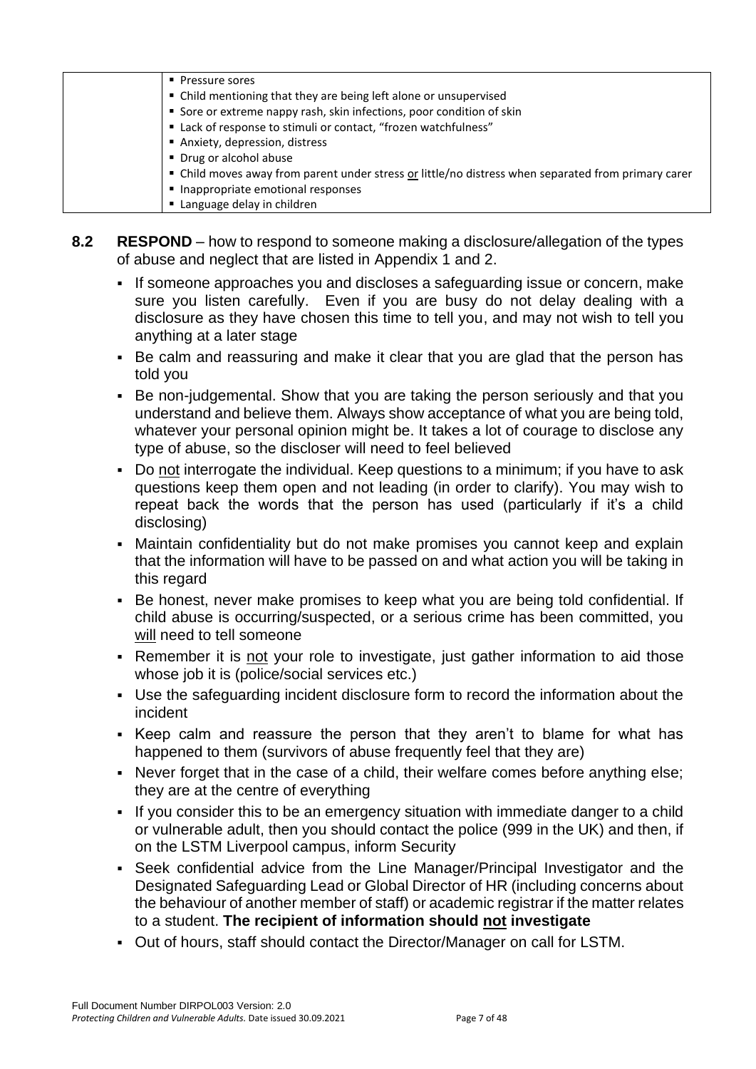| | |
|---|---|
| | ▪ Pressure sores<br>▪ Child mentioning that they are being left alone or unsupervised<br>▪ Sore or extreme nappy rash, skin infections, poor condition of skin<br>▪ Lack of response to stimuli or contact, "frozen watchfulness"<br>▪ Anxiety, depression, distress<br>▪ Drug or alcohol abuse<br>▪ Child moves away from parent under stress <u>or</u> little/no distress when separated from primary carer<br>▪ Inappropriate emotional responses<br>▪ Language delay in children |

**8.2** **RESPOND** – how to respond to someone making a disclosure/allegation of the types of abuse and neglect that are listed in Appendix 1 and 2.

- If someone approaches you and discloses a safeguarding issue or concern, make sure you listen carefully. Even if you are busy do not delay dealing with a disclosure as they have chosen this time to tell you, and may not wish to tell you anything at a later stage
- Be calm and reassuring and make it clear that you are glad that the person has told you
- Be non-judgemental. Show that you are taking the person seriously and that you understand and believe them. Always show acceptance of what you are being told, whatever your personal opinion might be. It takes a lot of courage to disclose any type of abuse, so the discloser will need to feel believed
- Do <u>not</u> interrogate the individual. Keep questions to a minimum; if you have to ask questions keep them open and not leading (in order to clarify). You may wish to repeat back the words that the person has used (particularly if it's a child disclosing)
- Maintain confidentiality but do not make promises you cannot keep and explain that the information will have to be passed on and what action you will be taking in this regard
- Be honest, never make promises to keep what you are being told confidential. If child abuse is occurring/suspected, or a serious crime has been committed, you <u>will</u> need to tell someone
- Remember it is <u>not</u> your role to investigate, just gather information to aid those whose job it is (police/social services etc.)
- Use the safeguarding incident disclosure form to record the information about the incident
- Keep calm and reassure the person that they aren't to blame for what has happened to them (survivors of abuse frequently feel that they are)
- Never forget that in the case of a child, their welfare comes before anything else; they are at the centre of everything
- If you consider this to be an emergency situation with immediate danger to a child or vulnerable adult, then you should contact the police (999 in the UK) and then, if on the LSTM Liverpool campus, inform Security
- Seek confidential advice from the Line Manager/Principal Investigator and the Designated Safeguarding Lead or Global Director of HR (including concerns about the behaviour of another member of staff) or academic registrar if the matter relates to a student. **The recipient of information should <u>not</u> investigate**
- Out of hours, staff should contact the Director/Manager on call for LSTM.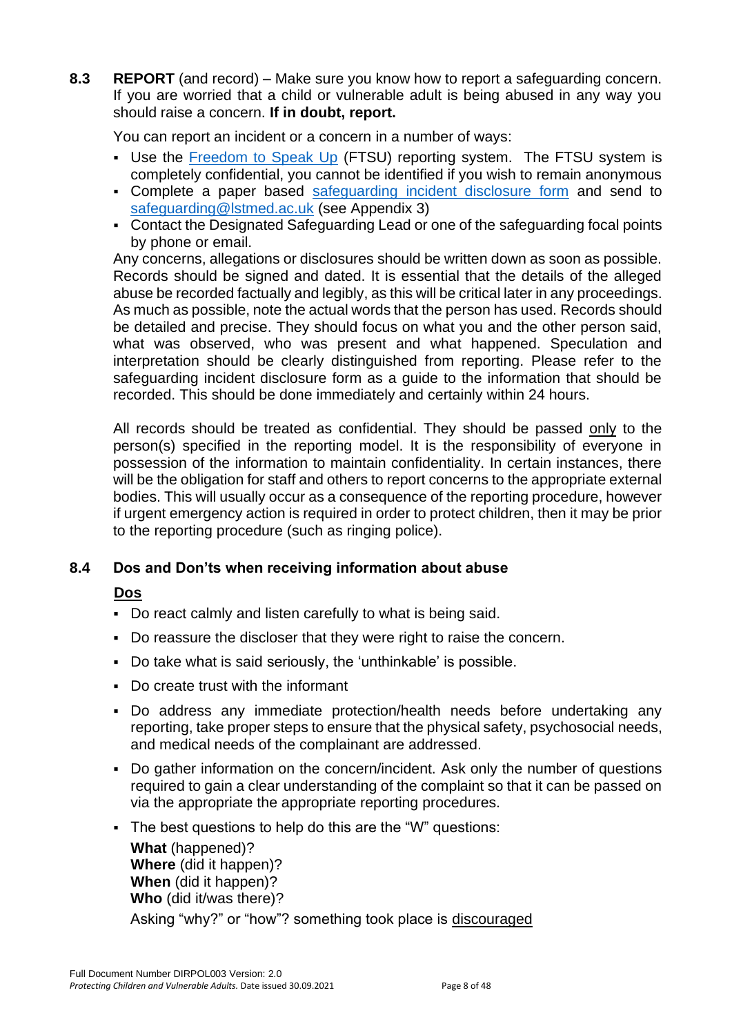**8.3** **REPORT** (and record) – Make sure you know how to report a safeguarding concern. If you are worried that a child or vulnerable adult is being abused in any way you should raise a concern. **If in doubt, report.**

You can report an incident or a concern in a number of ways:

- Use the Freedom to Speak Up (FTSU) reporting system. The FTSU system is completely confidential, you cannot be identified if you wish to remain anonymous
- Complete a paper based safeguarding incident disclosure form and send to safeguarding@lstmed.ac.uk (see Appendix 3)
- Contact the Designated Safeguarding Lead or one of the safeguarding focal points by phone or email.

Any concerns, allegations or disclosures should be written down as soon as possible. Records should be signed and dated. It is essential that the details of the alleged abuse be recorded factually and legibly, as this will be critical later in any proceedings. As much as possible, note the actual words that the person has used. Records should be detailed and precise. They should focus on what you and the other person said, what was observed, who was present and what happened. Speculation and interpretation should be clearly distinguished from reporting. Please refer to the safeguarding incident disclosure form as a guide to the information that should be recorded. This should be done immediately and certainly within 24 hours.

All records should be treated as confidential. They should be passed only to the person(s) specified in the reporting model. It is the responsibility of everyone in possession of the information to maintain confidentiality. In certain instances, there will be the obligation for staff and others to report concerns to the appropriate external bodies. This will usually occur as a consequence of the reporting procedure, however if urgent emergency action is required in order to protect children, then it may be prior to the reporting procedure (such as ringing police).

### 8.4 Dos and Don'ts when receiving information about abuse

**Dos**

- Do react calmly and listen carefully to what is being said.
- Do reassure the discloser that they were right to raise the concern.
- Do take what is said seriously, the 'unthinkable' is possible.
- Do create trust with the informant
- Do address any immediate protection/health needs before undertaking any reporting, take proper steps to ensure that the physical safety, psychosocial needs, and medical needs of the complainant are addressed.
- Do gather information on the concern/incident. Ask only the number of questions required to gain a clear understanding of the complaint so that it can be passed on via the appropriate the appropriate reporting procedures.
- The best questions to help do this are the "W" questions:

  **What** (happened)?
  **Where** (did it happen)?
  **When** (did it happen)?
  **Who** (did it/was there)?

  Asking "why?" or "how"? something took place is discouraged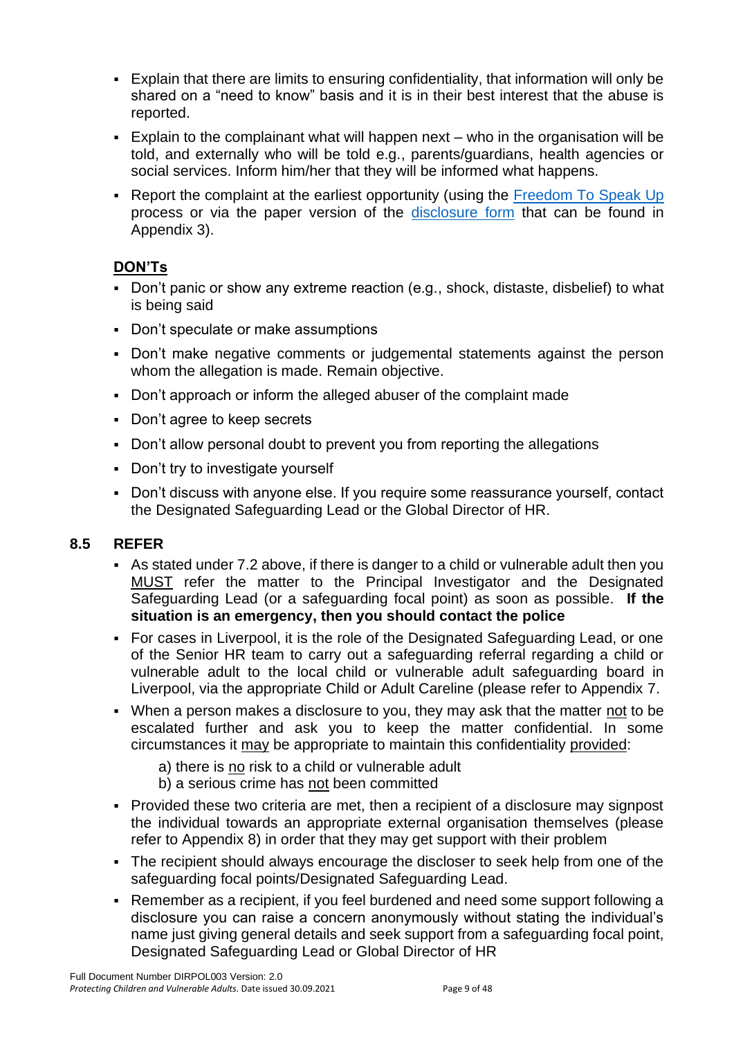- Explain that there are limits to ensuring confidentiality, that information will only be shared on a "need to know" basis and it is in their best interest that the abuse is reported.
- Explain to the complainant what will happen next – who in the organisation will be told, and externally who will be told e.g., parents/guardians, health agencies or social services. Inform him/her that they will be informed what happens.
- Report the complaint at the earliest opportunity (using the Freedom To Speak Up process or via the paper version of the disclosure form that can be found in Appendix 3).

**DON'Ts**

- Don't panic or show any extreme reaction (e.g., shock, distaste, disbelief) to what is being said
- Don't speculate or make assumptions
- Don't make negative comments or judgemental statements against the person whom the allegation is made. Remain objective.
- Don't approach or inform the alleged abuser of the complaint made
- Don't agree to keep secrets
- Don't allow personal doubt to prevent you from reporting the allegations
- Don't try to investigate yourself
- Don't discuss with anyone else. If you require some reassurance yourself, contact the Designated Safeguarding Lead or the Global Director of HR.

## 8.5 REFER

- As stated under 7.2 above, if there is danger to a child or vulnerable adult then you MUST refer the matter to the Principal Investigator and the Designated Safeguarding Lead (or a safeguarding focal point) as soon as possible. **If the situation is an emergency, then you should contact the police**
- For cases in Liverpool, it is the role of the Designated Safeguarding Lead, or one of the Senior HR team to carry out a safeguarding referral regarding a child or vulnerable adult to the local child or vulnerable adult safeguarding board in Liverpool, via the appropriate Child or Adult Careline (please refer to Appendix 7.
- When a person makes a disclosure to you, they may ask that the matter not to be escalated further and ask you to keep the matter confidential. In some circumstances it may be appropriate to maintain this confidentiality provided:

  a) there is no risk to a child or vulnerable adult
  b) a serious crime has not been committed

- Provided these two criteria are met, then a recipient of a disclosure may signpost the individual towards an appropriate external organisation themselves (please refer to Appendix 8) in order that they may get support with their problem
- The recipient should always encourage the discloser to seek help from one of the safeguarding focal points/Designated Safeguarding Lead.
- Remember as a recipient, if you feel burdened and need some support following a disclosure you can raise a concern anonymously without stating the individual's name just giving general details and seek support from a safeguarding focal point, Designated Safeguarding Lead or Global Director of HR

Full Document Number DIRPOL003 Version: 2.0
*Protecting Children and Vulnerable Adults.* Date issued 30.09.2021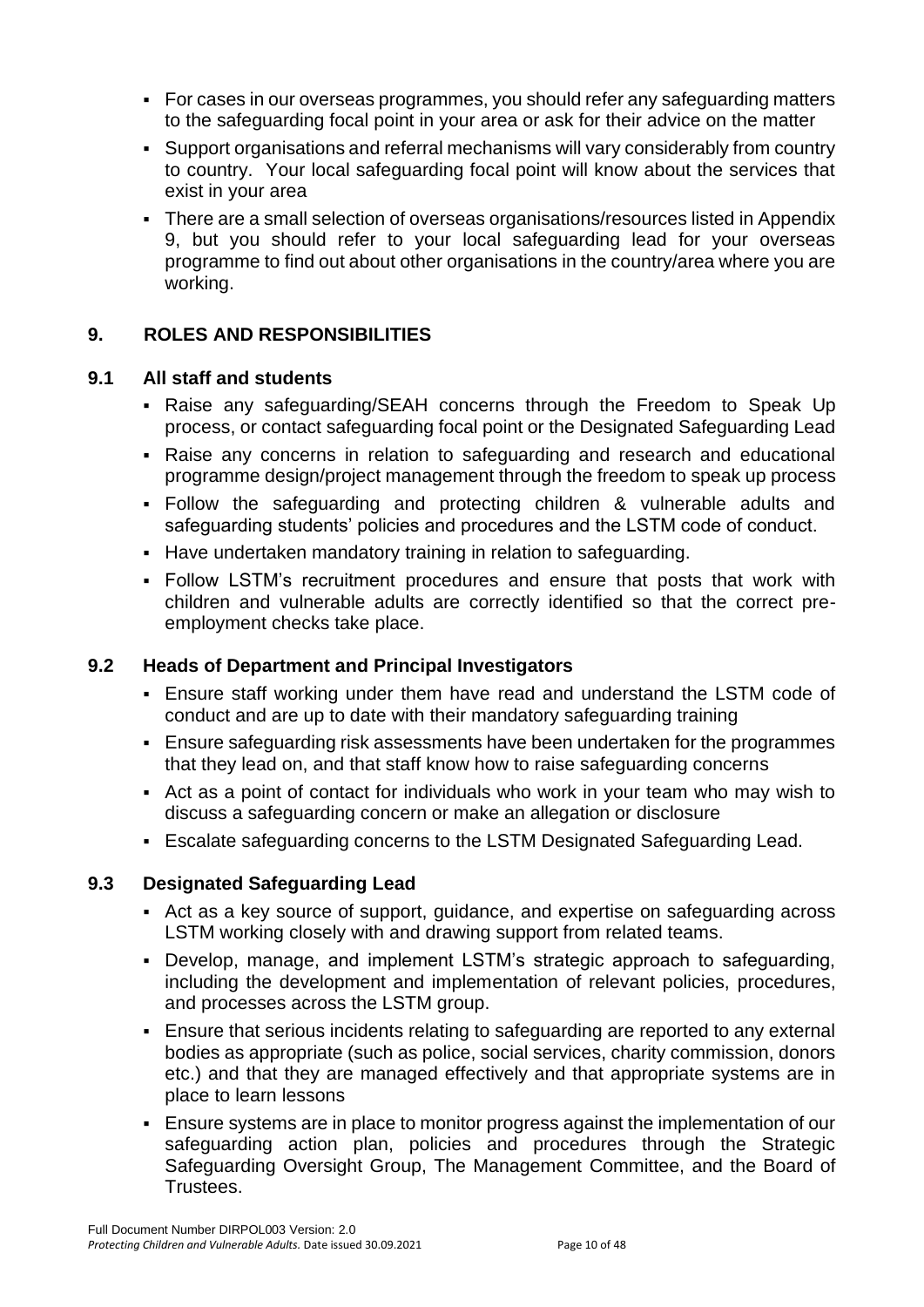- For cases in our overseas programmes, you should refer any safeguarding matters to the safeguarding focal point in your area or ask for their advice on the matter
- Support organisations and referral mechanisms will vary considerably from country to country. Your local safeguarding focal point will know about the services that exist in your area
- There are a small selection of overseas organisations/resources listed in Appendix 9, but you should refer to your local safeguarding lead for your overseas programme to find out about other organisations in the country/area where you are working.

## 9. ROLES AND RESPONSIBILITIES

### 9.1 All staff and students

- Raise any safeguarding/SEAH concerns through the Freedom to Speak Up process, or contact safeguarding focal point or the Designated Safeguarding Lead
- Raise any concerns in relation to safeguarding and research and educational programme design/project management through the freedom to speak up process
- Follow the safeguarding and protecting children & vulnerable adults and safeguarding students' policies and procedures and the LSTM code of conduct.
- Have undertaken mandatory training in relation to safeguarding.
- Follow LSTM's recruitment procedures and ensure that posts that work with children and vulnerable adults are correctly identified so that the correct pre-employment checks take place.

### 9.2 Heads of Department and Principal Investigators

- Ensure staff working under them have read and understand the LSTM code of conduct and are up to date with their mandatory safeguarding training
- Ensure safeguarding risk assessments have been undertaken for the programmes that they lead on, and that staff know how to raise safeguarding concerns
- Act as a point of contact for individuals who work in your team who may wish to discuss a safeguarding concern or make an allegation or disclosure
- Escalate safeguarding concerns to the LSTM Designated Safeguarding Lead.

### 9.3 Designated Safeguarding Lead

- Act as a key source of support, guidance, and expertise on safeguarding across LSTM working closely with and drawing support from related teams.
- Develop, manage, and implement LSTM's strategic approach to safeguarding, including the development and implementation of relevant policies, procedures, and processes across the LSTM group.
- Ensure that serious incidents relating to safeguarding are reported to any external bodies as appropriate (such as police, social services, charity commission, donors etc.) and that they are managed effectively and that appropriate systems are in place to learn lessons
- Ensure systems are in place to monitor progress against the implementation of our safeguarding action plan, policies and procedures through the Strategic Safeguarding Oversight Group, The Management Committee, and the Board of Trustees.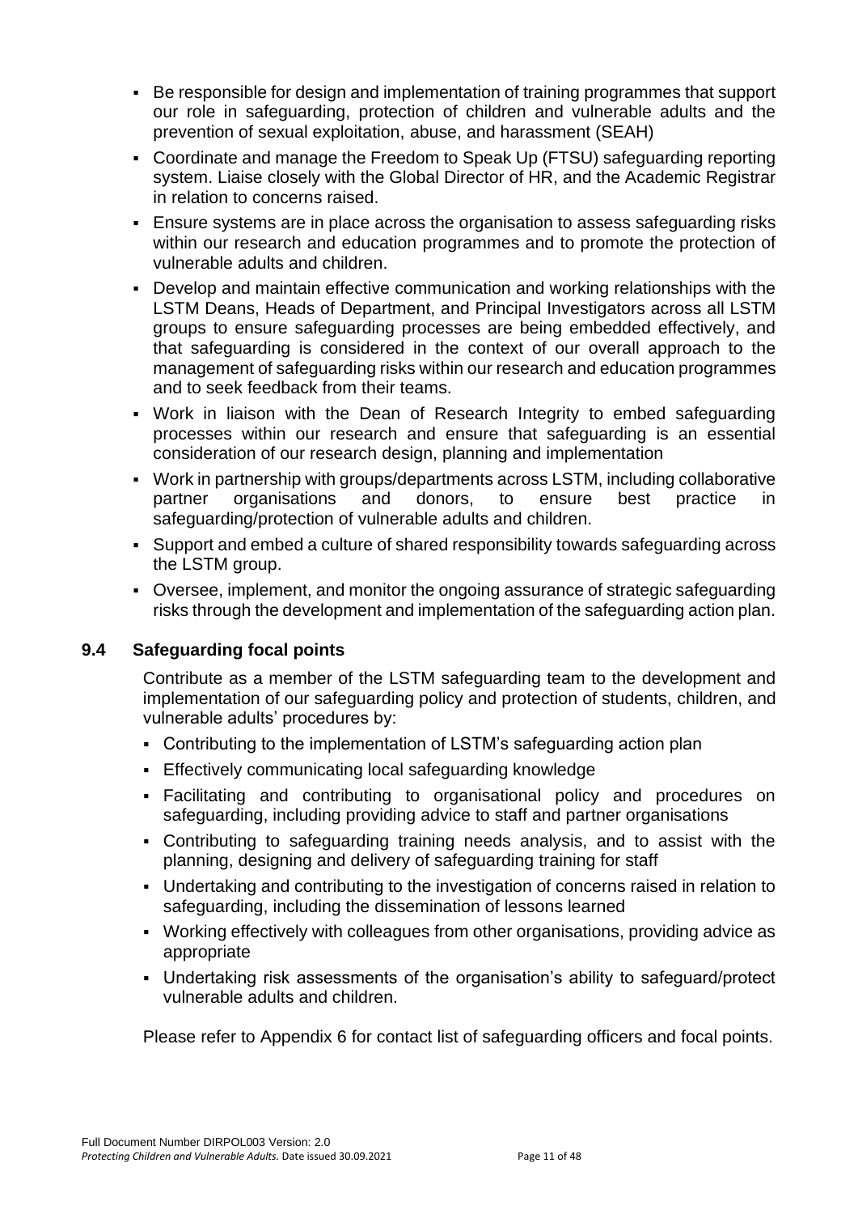- Be responsible for design and implementation of training programmes that support our role in safeguarding, protection of children and vulnerable adults and the prevention of sexual exploitation, abuse, and harassment (SEAH)
- Coordinate and manage the Freedom to Speak Up (FTSU) safeguarding reporting system. Liaise closely with the Global Director of HR, and the Academic Registrar in relation to concerns raised.
- Ensure systems are in place across the organisation to assess safeguarding risks within our research and education programmes and to promote the protection of vulnerable adults and children.
- Develop and maintain effective communication and working relationships with the LSTM Deans, Heads of Department, and Principal Investigators across all LSTM groups to ensure safeguarding processes are being embedded effectively, and that safeguarding is considered in the context of our overall approach to the management of safeguarding risks within our research and education programmes and to seek feedback from their teams.
- Work in liaison with the Dean of Research Integrity to embed safeguarding processes within our research and ensure that safeguarding is an essential consideration of our research design, planning and implementation
- Work in partnership with groups/departments across LSTM, including collaborative partner organisations and donors, to ensure best practice in safeguarding/protection of vulnerable adults and children.
- Support and embed a culture of shared responsibility towards safeguarding across the LSTM group.
- Oversee, implement, and monitor the ongoing assurance of strategic safeguarding risks through the development and implementation of the safeguarding action plan.

### 9.4 Safeguarding focal points

Contribute as a member of the LSTM safeguarding team to the development and implementation of our safeguarding policy and protection of students, children, and vulnerable adults' procedures by:

- Contributing to the implementation of LSTM's safeguarding action plan
- Effectively communicating local safeguarding knowledge
- Facilitating and contributing to organisational policy and procedures on safeguarding, including providing advice to staff and partner organisations
- Contributing to safeguarding training needs analysis, and to assist with the planning, designing and delivery of safeguarding training for staff
- Undertaking and contributing to the investigation of concerns raised in relation to safeguarding, including the dissemination of lessons learned
- Working effectively with colleagues from other organisations, providing advice as appropriate
- Undertaking risk assessments of the organisation's ability to safeguard/protect vulnerable adults and children.

Please refer to Appendix 6 for contact list of safeguarding officers and focal points.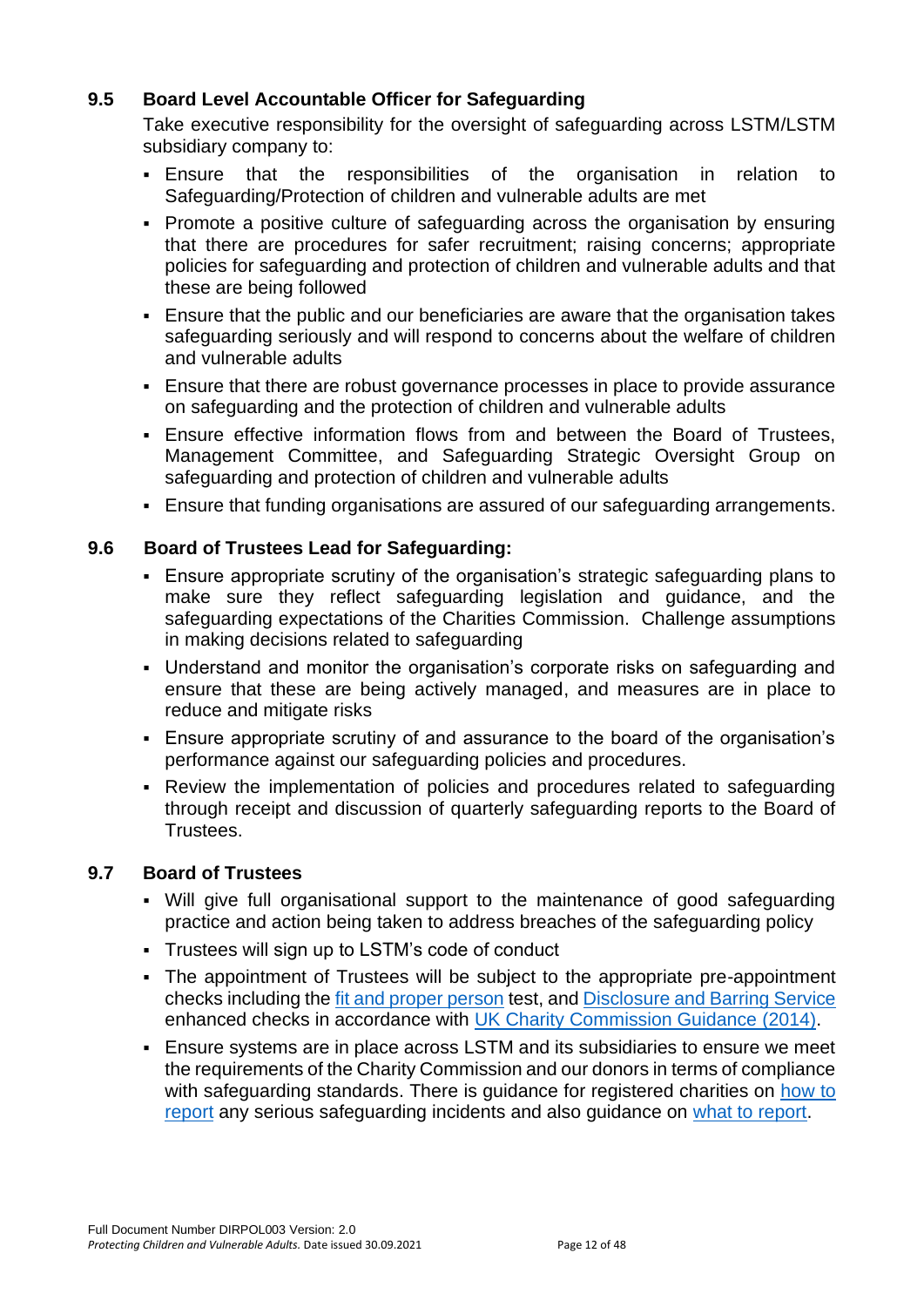### 9.5 Board Level Accountable Officer for Safeguarding

Take executive responsibility for the oversight of safeguarding across LSTM/LSTM subsidiary company to:

- Ensure that the responsibilities of the organisation in relation to Safeguarding/Protection of children and vulnerable adults are met
- Promote a positive culture of safeguarding across the organisation by ensuring that there are procedures for safer recruitment; raising concerns; appropriate policies for safeguarding and protection of children and vulnerable adults and that these are being followed
- Ensure that the public and our beneficiaries are aware that the organisation takes safeguarding seriously and will respond to concerns about the welfare of children and vulnerable adults
- Ensure that there are robust governance processes in place to provide assurance on safeguarding and the protection of children and vulnerable adults
- Ensure effective information flows from and between the Board of Trustees, Management Committee, and Safeguarding Strategic Oversight Group on safeguarding and protection of children and vulnerable adults
- Ensure that funding organisations are assured of our safeguarding arrangements.

### 9.6 Board of Trustees Lead for Safeguarding:

- Ensure appropriate scrutiny of the organisation's strategic safeguarding plans to make sure they reflect safeguarding legislation and guidance, and the safeguarding expectations of the Charities Commission. Challenge assumptions in making decisions related to safeguarding
- Understand and monitor the organisation's corporate risks on safeguarding and ensure that these are being actively managed, and measures are in place to reduce and mitigate risks
- Ensure appropriate scrutiny of and assurance to the board of the organisation's performance against our safeguarding policies and procedures.
- Review the implementation of policies and procedures related to safeguarding through receipt and discussion of quarterly safeguarding reports to the Board of Trustees.

### 9.7 Board of Trustees

- Will give full organisational support to the maintenance of good safeguarding practice and action being taken to address breaches of the safeguarding policy
- Trustees will sign up to LSTM's code of conduct
- The appointment of Trustees will be subject to the appropriate pre-appointment checks including the fit and proper person test, and Disclosure and Barring Service enhanced checks in accordance with UK Charity Commission Guidance (2014).
- Ensure systems are in place across LSTM and its subsidiaries to ensure we meet the requirements of the Charity Commission and our donors in terms of compliance with safeguarding standards. There is guidance for registered charities on how to report any serious safeguarding incidents and also guidance on what to report.

Full Document Number DIRPOL003 Version: 2.0
*Protecting Children and Vulnerable Adults.* Date issued 30.09.2021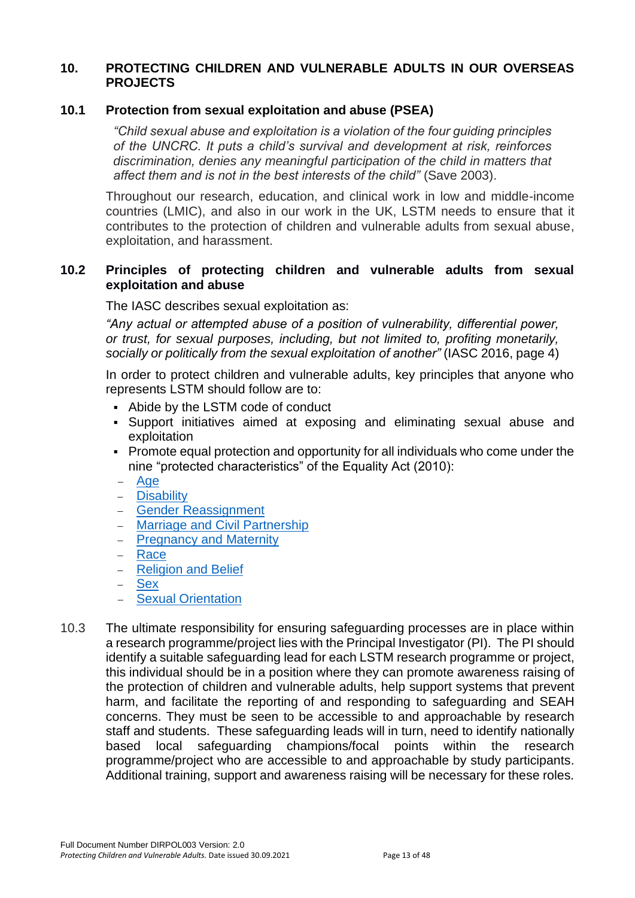## 10. PROTECTING CHILDREN AND VULNERABLE ADULTS IN OUR OVERSEAS PROJECTS

### 10.1 Protection from sexual exploitation and abuse (PSEA)

*"Child sexual abuse and exploitation is a violation of the four guiding principles of the UNCRC. It puts a child's survival and development at risk, reinforces discrimination, denies any meaningful participation of the child in matters that affect them and is not in the best interests of the child"* (Save 2003).

Throughout our research, education, and clinical work in low and middle-income countries (LMIC), and also in our work in the UK, LSTM needs to ensure that it contributes to the protection of children and vulnerable adults from sexual abuse, exploitation, and harassment.

### 10.2 Principles of protecting children and vulnerable adults from sexual exploitation and abuse

The IASC describes sexual exploitation as:

*"Any actual or attempted abuse of a position of vulnerability, differential power, or trust, for sexual purposes, including, but not limited to, profiting monetarily, socially or politically from the sexual exploitation of another"* (IASC 2016, page 4)

In order to protect children and vulnerable adults, key principles that anyone who represents LSTM should follow are to:

- Abide by the LSTM code of conduct
- Support initiatives aimed at exposing and eliminating sexual abuse and exploitation
- Promote equal protection and opportunity for all individuals who come under the nine "protected characteristics" of the Equality Act (2010):
  - Age
  - Disability
  - Gender Reassignment
  - Marriage and Civil Partnership
  - Pregnancy and Maternity
  - Race
  - Religion and Belief
  - Sex
  - Sexual Orientation

10.3 The ultimate responsibility for ensuring safeguarding processes are in place within a research programme/project lies with the Principal Investigator (PI). The PI should identify a suitable safeguarding lead for each LSTM research programme or project, this individual should be in a position where they can promote awareness raising of the protection of children and vulnerable adults, help support systems that prevent harm, and facilitate the reporting of and responding to safeguarding and SEAH concerns. They must be seen to be accessible to and approachable by research staff and students. These safeguarding leads will in turn, need to identify nationally based local safeguarding champions/focal points within the research programme/project who are accessible to and approachable by study participants. Additional training, support and awareness raising will be necessary for these roles.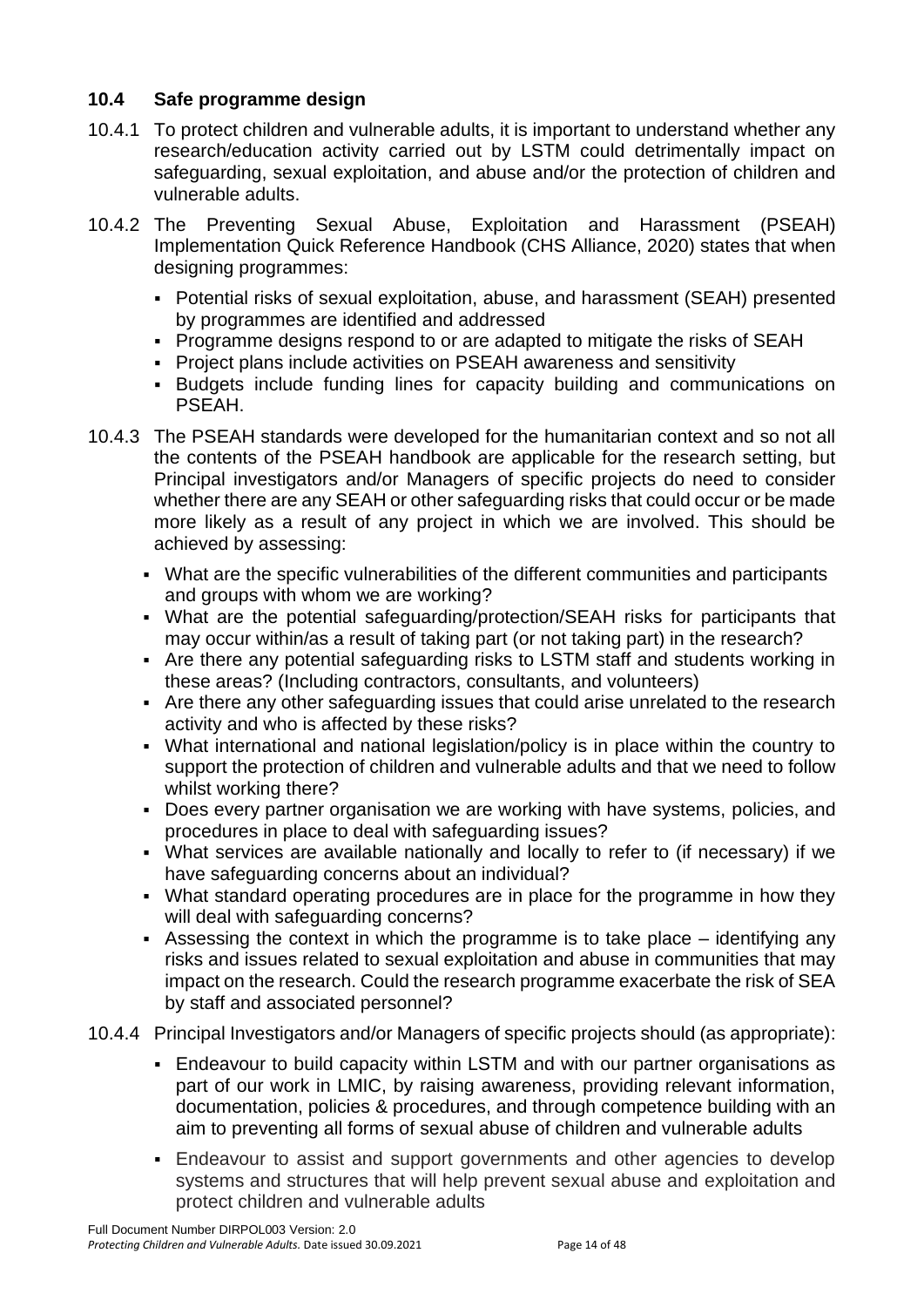### 10.4 Safe programme design

10.4.1 To protect children and vulnerable adults, it is important to understand whether any research/education activity carried out by LSTM could detrimentally impact on safeguarding, sexual exploitation, and abuse and/or the protection of children and vulnerable adults.

10.4.2 The Preventing Sexual Abuse, Exploitation and Harassment (PSEAH) Implementation Quick Reference Handbook (CHS Alliance, 2020) states that when designing programmes:

- Potential risks of sexual exploitation, abuse, and harassment (SEAH) presented by programmes are identified and addressed
- Programme designs respond to or are adapted to mitigate the risks of SEAH
- Project plans include activities on PSEAH awareness and sensitivity
- Budgets include funding lines for capacity building and communications on PSEAH.

10.4.3 The PSEAH standards were developed for the humanitarian context and so not all the contents of the PSEAH handbook are applicable for the research setting, but Principal investigators and/or Managers of specific projects do need to consider whether there are any SEAH or other safeguarding risks that could occur or be made more likely as a result of any project in which we are involved. This should be achieved by assessing:

- What are the specific vulnerabilities of the different communities and participants and groups with whom we are working?
- What are the potential safeguarding/protection/SEAH risks for participants that may occur within/as a result of taking part (or not taking part) in the research?
- Are there any potential safeguarding risks to LSTM staff and students working in these areas? (Including contractors, consultants, and volunteers)
- Are there any other safeguarding issues that could arise unrelated to the research activity and who is affected by these risks?
- What international and national legislation/policy is in place within the country to support the protection of children and vulnerable adults and that we need to follow whilst working there?
- Does every partner organisation we are working with have systems, policies, and procedures in place to deal with safeguarding issues?
- What services are available nationally and locally to refer to (if necessary) if we have safeguarding concerns about an individual?
- What standard operating procedures are in place for the programme in how they will deal with safeguarding concerns?
- Assessing the context in which the programme is to take place – identifying any risks and issues related to sexual exploitation and abuse in communities that may impact on the research. Could the research programme exacerbate the risk of SEA by staff and associated personnel?

10.4.4 Principal Investigators and/or Managers of specific projects should (as appropriate):

- Endeavour to build capacity within LSTM and with our partner organisations as part of our work in LMIC, by raising awareness, providing relevant information, documentation, policies & procedures, and through competence building with an aim to preventing all forms of sexual abuse of children and vulnerable adults
- Endeavour to assist and support governments and other agencies to develop systems and structures that will help prevent sexual abuse and exploitation and protect children and vulnerable adults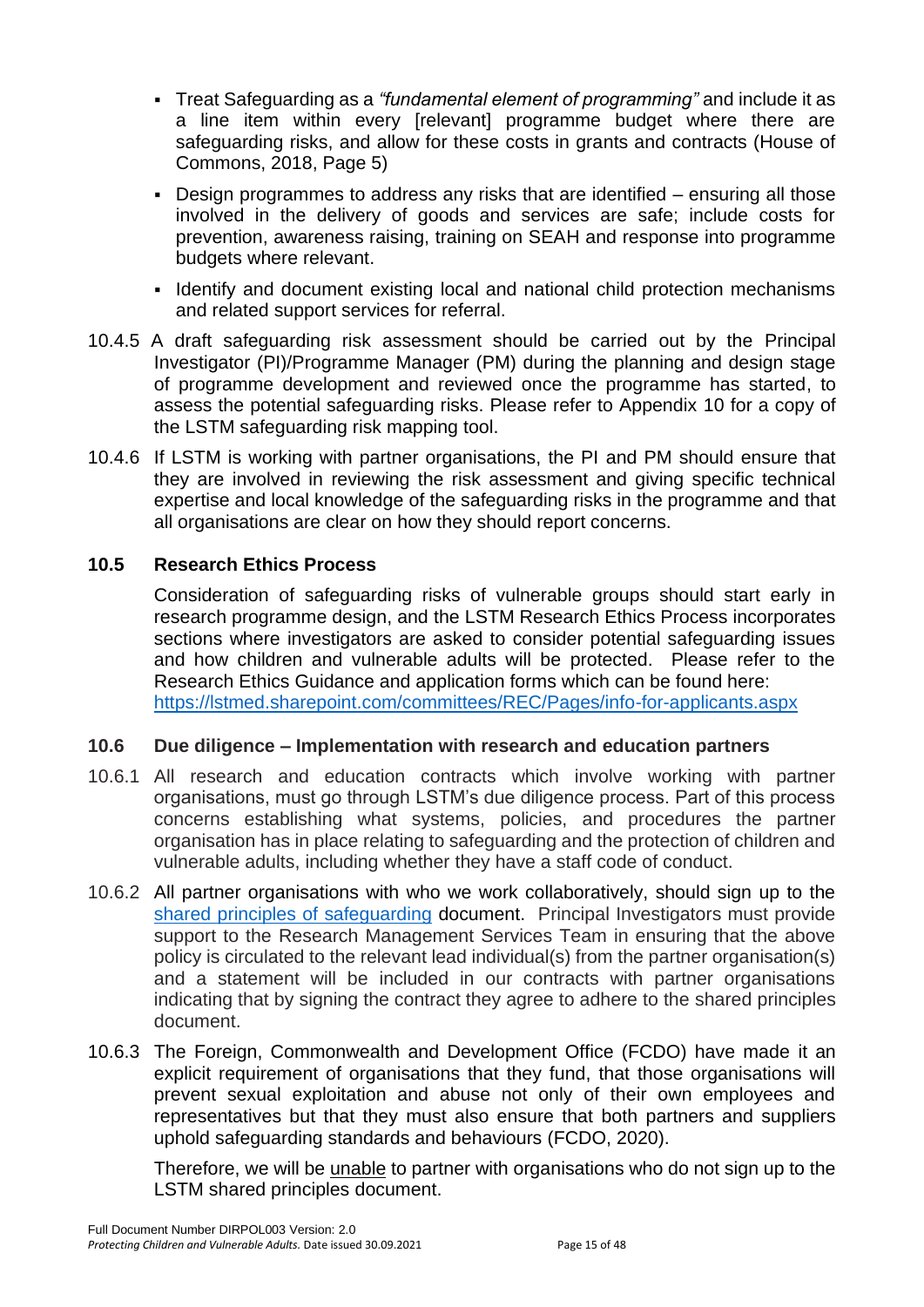- Treat Safeguarding as a *"fundamental element of programming"* and include it as a line item within every [relevant] programme budget where there are safeguarding risks, and allow for these costs in grants and contracts (House of Commons, 2018, Page 5)
- Design programmes to address any risks that are identified – ensuring all those involved in the delivery of goods and services are safe; include costs for prevention, awareness raising, training on SEAH and response into programme budgets where relevant.
- Identify and document existing local and national child protection mechanisms and related support services for referral.

10.4.5 A draft safeguarding risk assessment should be carried out by the Principal Investigator (PI)/Programme Manager (PM) during the planning and design stage of programme development and reviewed once the programme has started, to assess the potential safeguarding risks. Please refer to Appendix 10 for a copy of the LSTM safeguarding risk mapping tool.

10.4.6 If LSTM is working with partner organisations, the PI and PM should ensure that they are involved in reviewing the risk assessment and giving specific technical expertise and local knowledge of the safeguarding risks in the programme and that all organisations are clear on how they should report concerns.

## 10.5 Research Ethics Process

Consideration of safeguarding risks of vulnerable groups should start early in research programme design, and the LSTM Research Ethics Process incorporates sections where investigators are asked to consider potential safeguarding issues and how children and vulnerable adults will be protected. Please refer to the Research Ethics Guidance and application forms which can be found here: [https://lstmed.sharepoint.com/committees/REC/Pages/info-for-applicants.aspx](https://lstmed.sharepoint.com/committees/REC/Pages/info-for-applicants.aspx)

## 10.6 Due diligence – Implementation with research and education partners

10.6.1 All research and education contracts which involve working with partner organisations, must go through LSTM's due diligence process. Part of this process concerns establishing what systems, policies, and procedures the partner organisation has in place relating to safeguarding and the protection of children and vulnerable adults, including whether they have a staff code of conduct.

10.6.2 All partner organisations with who we work collaboratively, should sign up to the shared principles of safeguarding document. Principal Investigators must provide support to the Research Management Services Team in ensuring that the above policy is circulated to the relevant lead individual(s) from the partner organisation(s) and a statement will be included in our contracts with partner organisations indicating that by signing the contract they agree to adhere to the shared principles document.

10.6.3 The Foreign, Commonwealth and Development Office (FCDO) have made it an explicit requirement of organisations that they fund, that those organisations will prevent sexual exploitation and abuse not only of their own employees and representatives but that they must also ensure that both partners and suppliers uphold safeguarding standards and behaviours (FCDO, 2020).

Therefore, we will be unable to partner with organisations who do not sign up to the LSTM shared principles document.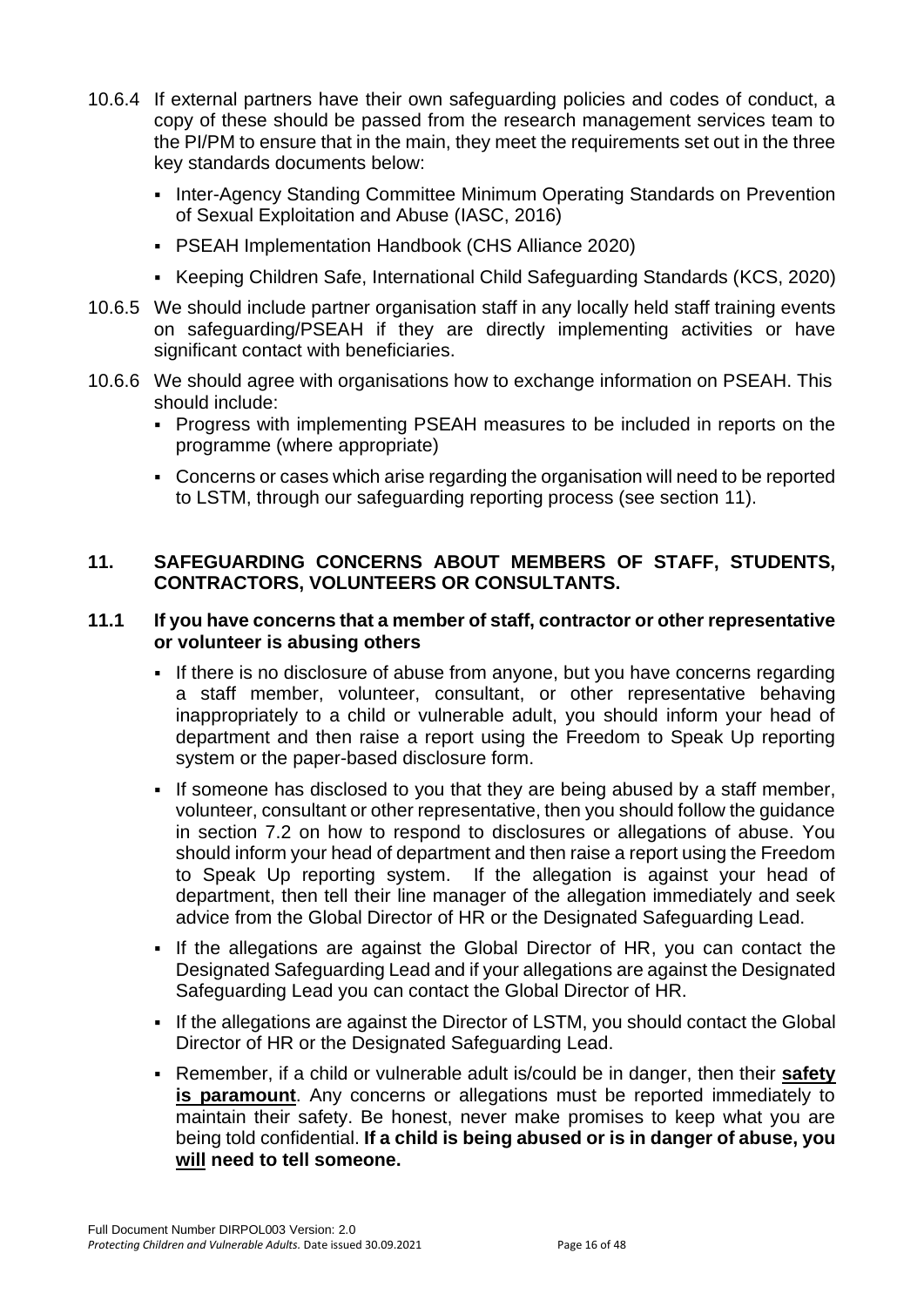10.6.4 If external partners have their own safeguarding policies and codes of conduct, a copy of these should be passed from the research management services team to the PI/PM to ensure that in the main, they meet the requirements set out in the three key standards documents below:

- Inter-Agency Standing Committee Minimum Operating Standards on Prevention of Sexual Exploitation and Abuse (IASC, 2016)
- PSEAH Implementation Handbook (CHS Alliance 2020)
- Keeping Children Safe, International Child Safeguarding Standards (KCS, 2020)

10.6.5 We should include partner organisation staff in any locally held staff training events on safeguarding/PSEAH if they are directly implementing activities or have significant contact with beneficiaries.

10.6.6 We should agree with organisations how to exchange information on PSEAH. This should include:

- Progress with implementing PSEAH measures to be included in reports on the programme (where appropriate)
- Concerns or cases which arise regarding the organisation will need to be reported to LSTM, through our safeguarding reporting process (see section 11).

## 11. SAFEGUARDING CONCERNS ABOUT MEMBERS OF STAFF, STUDENTS, CONTRACTORS, VOLUNTEERS OR CONSULTANTS.

### 11.1 If you have concerns that a member of staff, contractor or other representative or volunteer is abusing others

- If there is no disclosure of abuse from anyone, but you have concerns regarding a staff member, volunteer, consultant, or other representative behaving inappropriately to a child or vulnerable adult, you should inform your head of department and then raise a report using the Freedom to Speak Up reporting system or the paper-based disclosure form.
- If someone has disclosed to you that they are being abused by a staff member, volunteer, consultant or other representative, then you should follow the guidance in section 7.2 on how to respond to disclosures or allegations of abuse. You should inform your head of department and then raise a report using the Freedom to Speak Up reporting system. If the allegation is against your head of department, then tell their line manager of the allegation immediately and seek advice from the Global Director of HR or the Designated Safeguarding Lead.
- If the allegations are against the Global Director of HR, you can contact the Designated Safeguarding Lead and if your allegations are against the Designated Safeguarding Lead you can contact the Global Director of HR.
- If the allegations are against the Director of LSTM, you should contact the Global Director of HR or the Designated Safeguarding Lead.
- Remember, if a child or vulnerable adult is/could be in danger, then their **safety is paramount**. Any concerns or allegations must be reported immediately to maintain their safety. Be honest, never make promises to keep what you are being told confidential. **If a child is being abused or is in danger of abuse, you will need to tell someone.**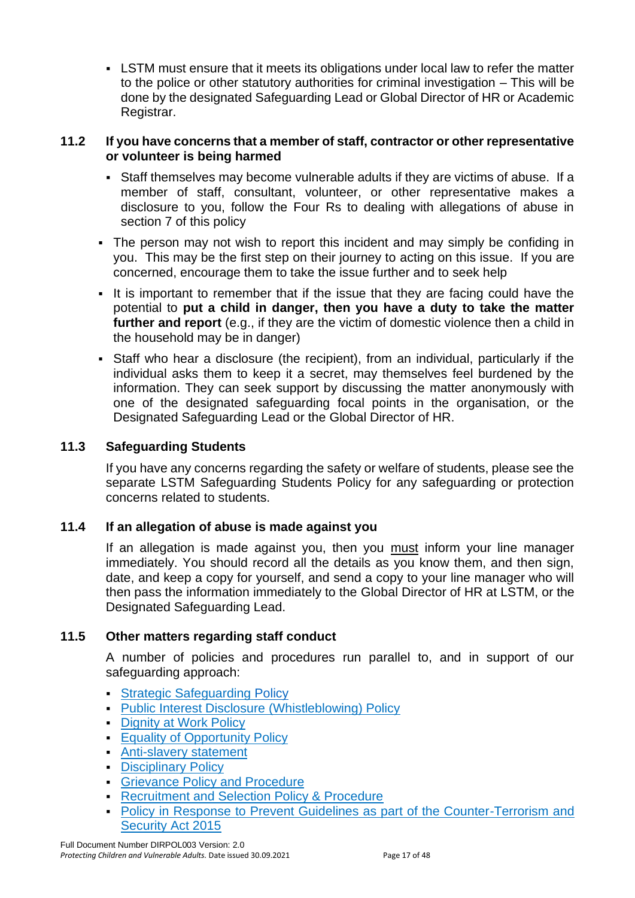- LSTM must ensure that it meets its obligations under local law to refer the matter to the police or other statutory authorities for criminal investigation – This will be done by the designated Safeguarding Lead or Global Director of HR or Academic Registrar.

### 11.2 If you have concerns that a member of staff, contractor or other representative or volunteer is being harmed

- Staff themselves may become vulnerable adults if they are victims of abuse. If a member of staff, consultant, volunteer, or other representative makes a disclosure to you, follow the Four Rs to dealing with allegations of abuse in section 7 of this policy
- The person may not wish to report this incident and may simply be confiding in you. This may be the first step on their journey to acting on this issue. If you are concerned, encourage them to take the issue further and to seek help
- It is important to remember that if the issue that they are facing could have the potential to **put a child in danger, then you have a duty to take the matter further and report** (e.g., if they are the victim of domestic violence then a child in the household may be in danger)
- Staff who hear a disclosure (the recipient), from an individual, particularly if the individual asks them to keep it a secret, may themselves feel burdened by the information. They can seek support by discussing the matter anonymously with one of the designated safeguarding focal points in the organisation, or the Designated Safeguarding Lead or the Global Director of HR.

### 11.3 Safeguarding Students

If you have any concerns regarding the safety or welfare of students, please see the separate LSTM Safeguarding Students Policy for any safeguarding or protection concerns related to students.

### 11.4 If an allegation of abuse is made against you

If an allegation is made against you, then you must inform your line manager immediately. You should record all the details as you know them, and then sign, date, and keep a copy for yourself, and send a copy to your line manager who will then pass the information immediately to the Global Director of HR at LSTM, or the Designated Safeguarding Lead.

### 11.5 Other matters regarding staff conduct

A number of policies and procedures run parallel to, and in support of our safeguarding approach:

- Strategic Safeguarding Policy
- Public Interest Disclosure (Whistleblowing) Policy
- Dignity at Work Policy
- Equality of Opportunity Policy
- Anti-slavery statement
- Disciplinary Policy
- Grievance Policy and Procedure
- Recruitment and Selection Policy & Procedure
- Policy in Response to Prevent Guidelines as part of the Counter-Terrorism and Security Act 2015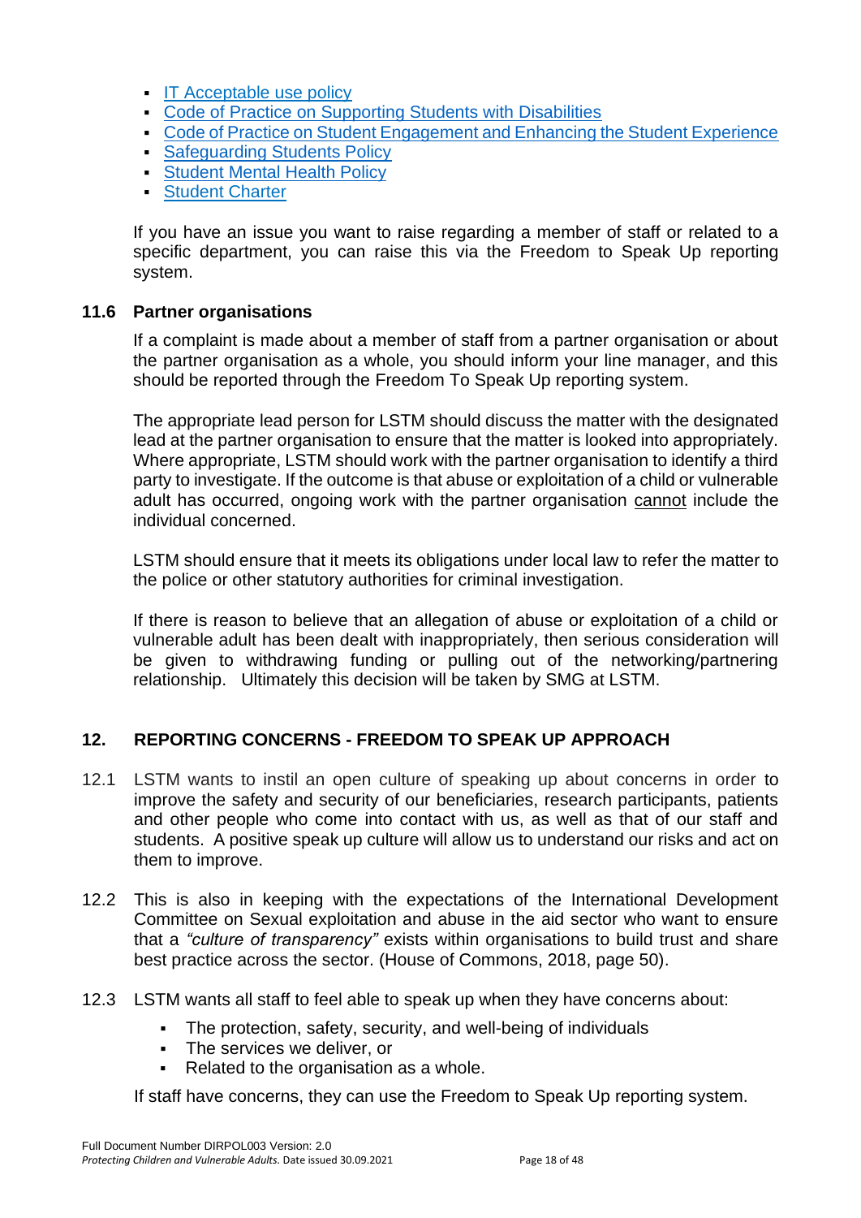- [IT Acceptable use policy]
- [Code of Practice on Supporting Students with Disabilities]
- [Code of Practice on Student Engagement and Enhancing the Student Experience]
- [Safeguarding Students Policy]
- [Student Mental Health Policy]
- [Student Charter]

If you have an issue you want to raise regarding a member of staff or related to a specific department, you can raise this via the Freedom to Speak Up reporting system.

### 11.6 Partner organisations

If a complaint is made about a member of staff from a partner organisation or about the partner organisation as a whole, you should inform your line manager, and this should be reported through the Freedom To Speak Up reporting system.

The appropriate lead person for LSTM should discuss the matter with the designated lead at the partner organisation to ensure that the matter is looked into appropriately. Where appropriate, LSTM should work with the partner organisation to identify a third party to investigate. If the outcome is that abuse or exploitation of a child or vulnerable adult has occurred, ongoing work with the partner organisation <u>cannot</u> include the individual concerned.

LSTM should ensure that it meets its obligations under local law to refer the matter to the police or other statutory authorities for criminal investigation.

If there is reason to believe that an allegation of abuse or exploitation of a child or vulnerable adult has been dealt with inappropriately, then serious consideration will be given to withdrawing funding or pulling out of the networking/partnering relationship. Ultimately this decision will be taken by SMG at LSTM.

## 12. REPORTING CONCERNS - FREEDOM TO SPEAK UP APPROACH

12.1 LSTM wants to instil an open culture of speaking up about concerns in order to improve the safety and security of our beneficiaries, research participants, patients and other people who come into contact with us, as well as that of our staff and students. A positive speak up culture will allow us to understand our risks and act on them to improve.

12.2 This is also in keeping with the expectations of the International Development Committee on Sexual exploitation and abuse in the aid sector who want to ensure that a *"culture of transparency"* exists within organisations to build trust and share best practice across the sector. (House of Commons, 2018, page 50).

12.3 LSTM wants all staff to feel able to speak up when they have concerns about:

- The protection, safety, security, and well-being of individuals
- The services we deliver, or
- Related to the organisation as a whole.

If staff have concerns, they can use the Freedom to Speak Up reporting system.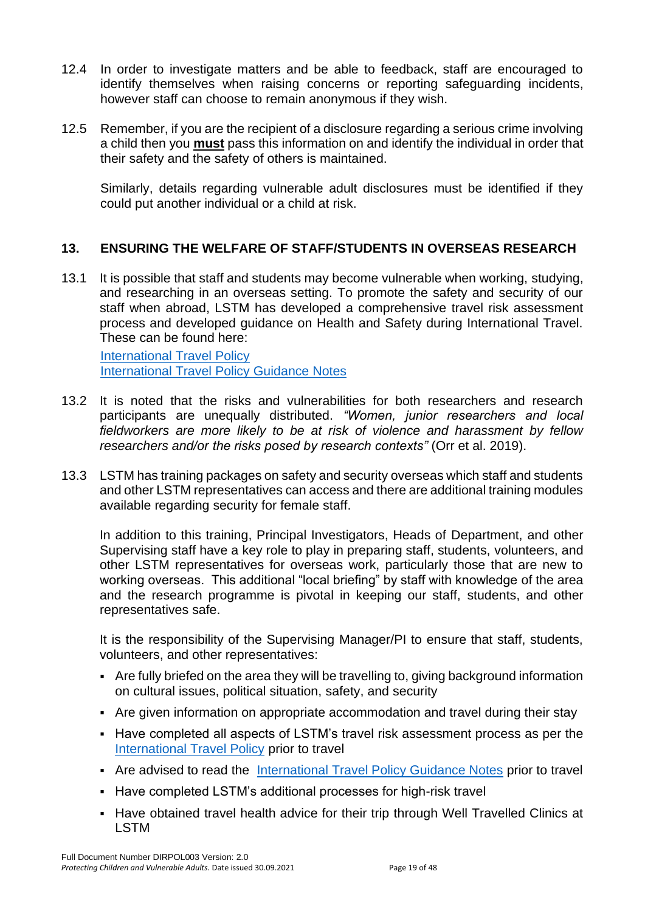12.4 In order to investigate matters and be able to feedback, staff are encouraged to identify themselves when raising concerns or reporting safeguarding incidents, however staff can choose to remain anonymous if they wish.

12.5 Remember, if you are the recipient of a disclosure regarding a serious crime involving a child then you **must** pass this information on and identify the individual in order that their safety and the safety of others is maintained.

Similarly, details regarding vulnerable adult disclosures must be identified if they could put another individual or a child at risk.

## 13. ENSURING THE WELFARE OF STAFF/STUDENTS IN OVERSEAS RESEARCH

13.1 It is possible that staff and students may become vulnerable when working, studying, and researching in an overseas setting. To promote the safety and security of our staff when abroad, LSTM has developed a comprehensive travel risk assessment process and developed guidance on Health and Safety during International Travel. These can be found here:

International Travel Policy
International Travel Policy Guidance Notes

13.2 It is noted that the risks and vulnerabilities for both researchers and research participants are unequally distributed. *"Women, junior researchers and local fieldworkers are more likely to be at risk of violence and harassment by fellow researchers and/or the risks posed by research contexts"* (Orr et al. 2019).

13.3 LSTM has training packages on safety and security overseas which staff and students and other LSTM representatives can access and there are additional training modules available regarding security for female staff.

In addition to this training, Principal Investigators, Heads of Department, and other Supervising staff have a key role to play in preparing staff, students, volunteers, and other LSTM representatives for overseas work, particularly those that are new to working overseas. This additional "local briefing" by staff with knowledge of the area and the research programme is pivotal in keeping our staff, students, and other representatives safe.

It is the responsibility of the Supervising Manager/PI to ensure that staff, students, volunteers, and other representatives:

- Are fully briefed on the area they will be travelling to, giving background information on cultural issues, political situation, safety, and security
- Are given information on appropriate accommodation and travel during their stay
- Have completed all aspects of LSTM's travel risk assessment process as per the International Travel Policy prior to travel
- Are advised to read the International Travel Policy Guidance Notes prior to travel
- Have completed LSTM's additional processes for high-risk travel
- Have obtained travel health advice for their trip through Well Travelled Clinics at LSTM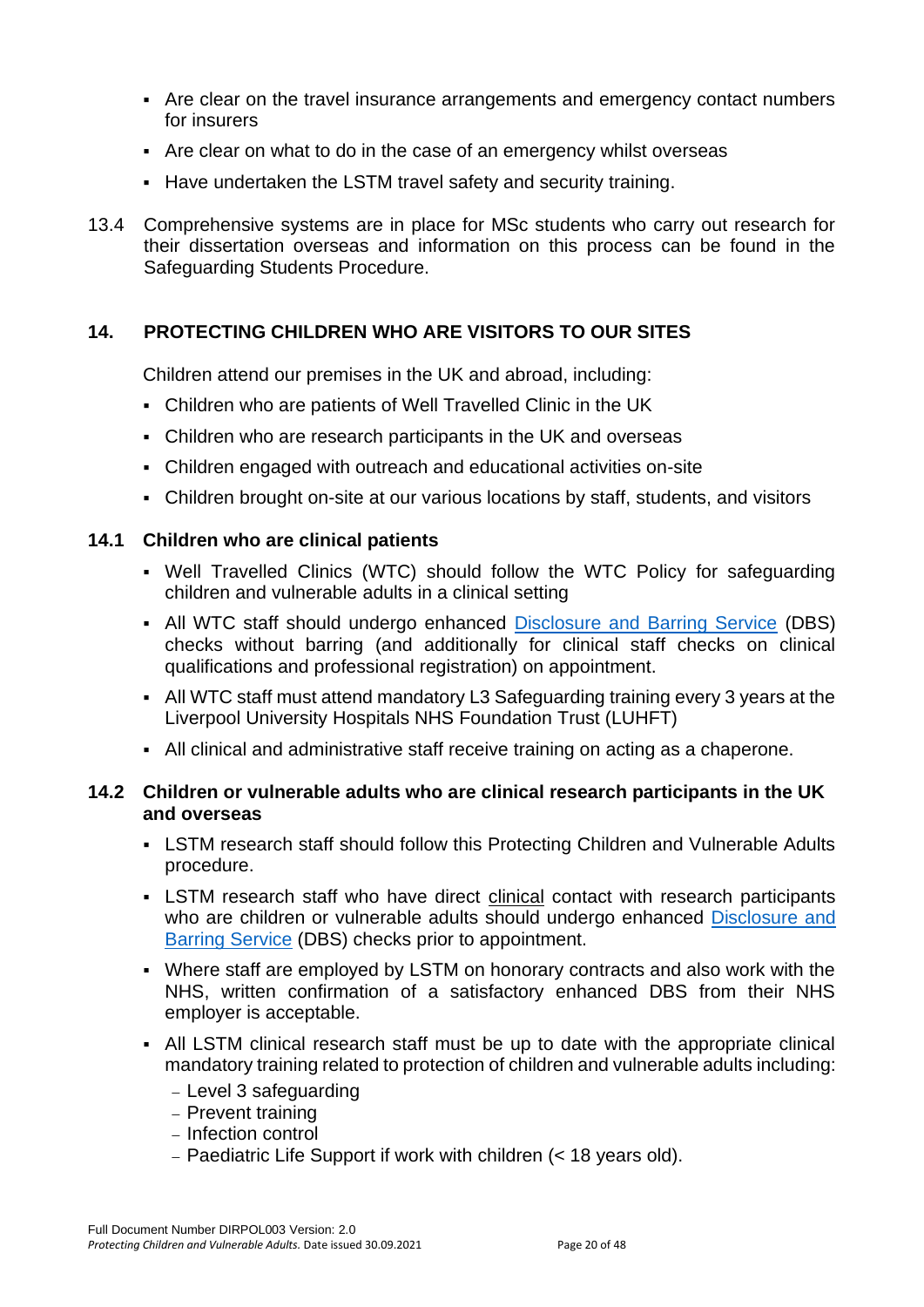- Are clear on the travel insurance arrangements and emergency contact numbers for insurers
- Are clear on what to do in the case of an emergency whilst overseas
- Have undertaken the LSTM travel safety and security training.

13.4 Comprehensive systems are in place for MSc students who carry out research for their dissertation overseas and information on this process can be found in the Safeguarding Students Procedure.

## 14. PROTECTING CHILDREN WHO ARE VISITORS TO OUR SITES

Children attend our premises in the UK and abroad, including:

- Children who are patients of Well Travelled Clinic in the UK
- Children who are research participants in the UK and overseas
- Children engaged with outreach and educational activities on-site
- Children brought on-site at our various locations by staff, students, and visitors

### 14.1 Children who are clinical patients

- Well Travelled Clinics (WTC) should follow the WTC Policy for safeguarding children and vulnerable adults in a clinical setting
- All WTC staff should undergo enhanced [Disclosure and Barring Service](#) (DBS) checks without barring (and additionally for clinical staff checks on clinical qualifications and professional registration) on appointment.
- All WTC staff must attend mandatory L3 Safeguarding training every 3 years at the Liverpool University Hospitals NHS Foundation Trust (LUHFT)
- All clinical and administrative staff receive training on acting as a chaperone.

### 14.2 Children or vulnerable adults who are clinical research participants in the UK and overseas

- LSTM research staff should follow this Protecting Children and Vulnerable Adults procedure.
- LSTM research staff who have direct clinical contact with research participants who are children or vulnerable adults should undergo enhanced [Disclosure and Barring Service](#) (DBS) checks prior to appointment.
- Where staff are employed by LSTM on honorary contracts and also work with the NHS, written confirmation of a satisfactory enhanced DBS from their NHS employer is acceptable.
- All LSTM clinical research staff must be up to date with the appropriate clinical mandatory training related to protection of children and vulnerable adults including:
  - Level 3 safeguarding
  - Prevent training
  - Infection control
  - Paediatric Life Support if work with children (< 18 years old).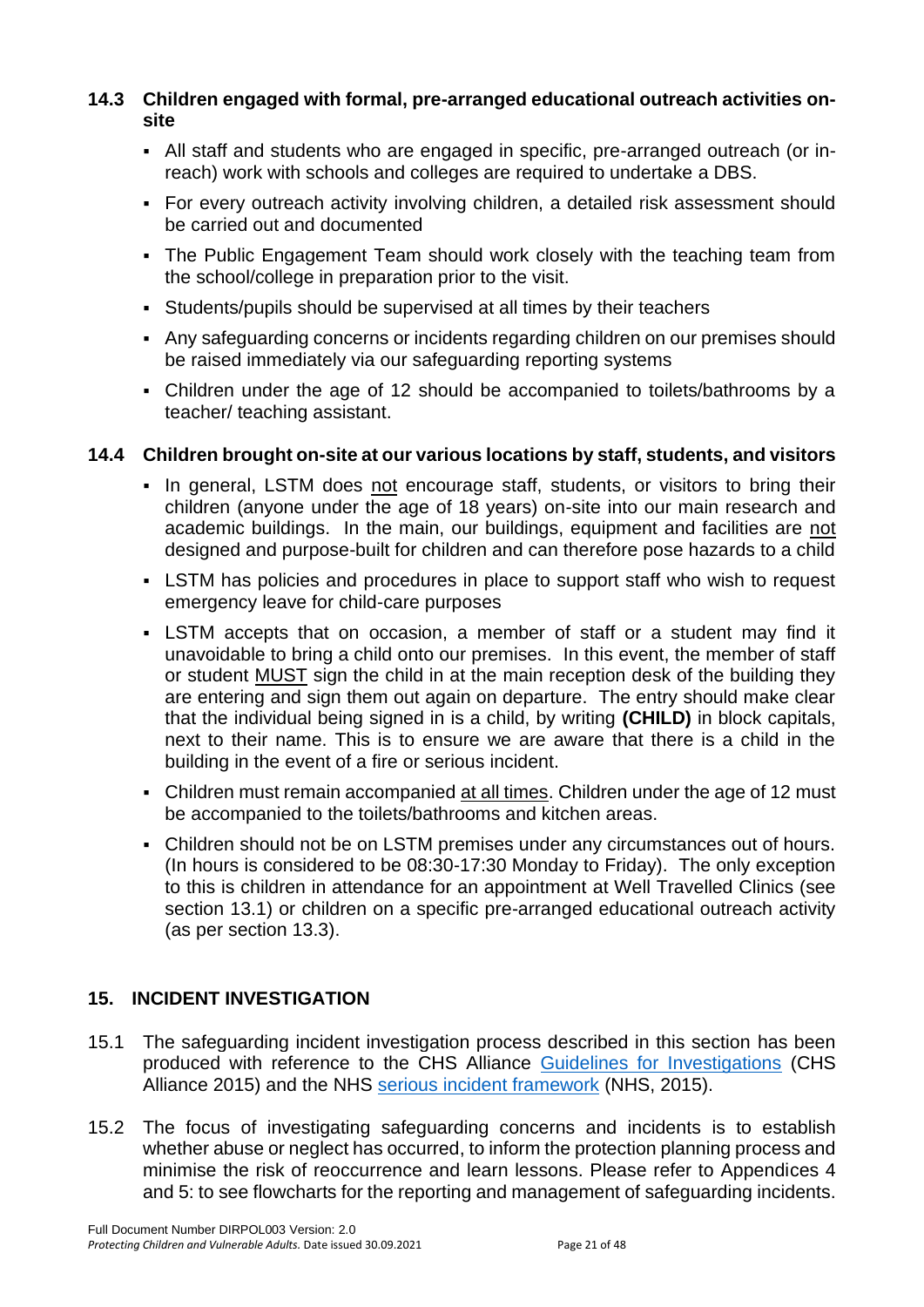### 14.3 Children engaged with formal, pre-arranged educational outreach activities on-site

- All staff and students who are engaged in specific, pre-arranged outreach (or in-reach) work with schools and colleges are required to undertake a DBS.
- For every outreach activity involving children, a detailed risk assessment should be carried out and documented
- The Public Engagement Team should work closely with the teaching team from the school/college in preparation prior to the visit.
- Students/pupils should be supervised at all times by their teachers
- Any safeguarding concerns or incidents regarding children on our premises should be raised immediately via our safeguarding reporting systems
- Children under the age of 12 should be accompanied to toilets/bathrooms by a teacher/ teaching assistant.

### 14.4 Children brought on-site at our various locations by staff, students, and visitors

- In general, LSTM does <u>not</u> encourage staff, students, or visitors to bring their children (anyone under the age of 18 years) on-site into our main research and academic buildings. In the main, our buildings, equipment and facilities are <u>not</u> designed and purpose-built for children and can therefore pose hazards to a child
- LSTM has policies and procedures in place to support staff who wish to request emergency leave for child-care purposes
- LSTM accepts that on occasion, a member of staff or a student may find it unavoidable to bring a child onto our premises. In this event, the member of staff or student <u>MUST</u> sign the child in at the main reception desk of the building they are entering and sign them out again on departure. The entry should make clear that the individual being signed in is a child, by writing **(CHILD)** in block capitals, next to their name. This is to ensure we are aware that there is a child in the building in the event of a fire or serious incident.
- Children must remain accompanied <u>at all times</u>. Children under the age of 12 must be accompanied to the toilets/bathrooms and kitchen areas.
- Children should not be on LSTM premises under any circumstances out of hours. (In hours is considered to be 08:30-17:30 Monday to Friday). The only exception to this is children in attendance for an appointment at Well Travelled Clinics (see section 13.1) or children on a specific pre-arranged educational outreach activity (as per section 13.3).

## 15. INCIDENT INVESTIGATION

15.1 The safeguarding incident investigation process described in this section has been produced with reference to the CHS Alliance Guidelines for Investigations (CHS Alliance 2015) and the NHS serious incident framework (NHS, 2015).

15.2 The focus of investigating safeguarding concerns and incidents is to establish whether abuse or neglect has occurred, to inform the protection planning process and minimise the risk of reoccurrence and learn lessons. Please refer to Appendices 4 and 5: to see flowcharts for the reporting and management of safeguarding incidents.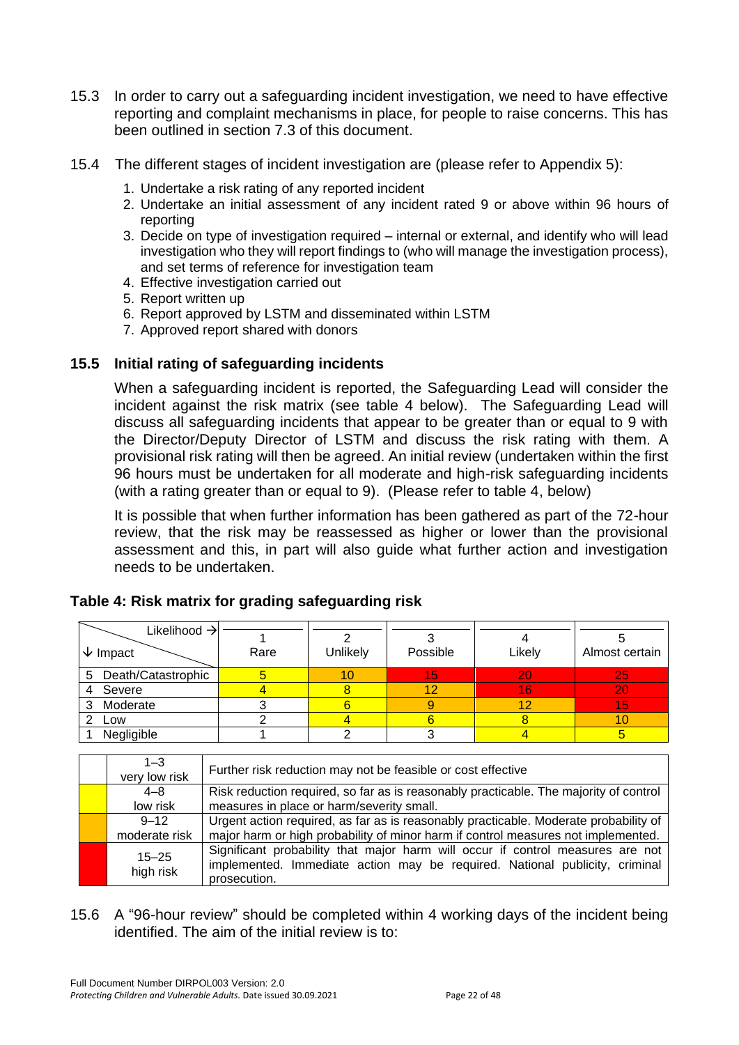15.3 In order to carry out a safeguarding incident investigation, we need to have effective reporting and complaint mechanisms in place, for people to raise concerns. This has been outlined in section 7.3 of this document.

15.4 The different stages of incident investigation are (please refer to Appendix 5):

1. Undertake a risk rating of any reported incident
2. Undertake an initial assessment of any incident rated 9 or above within 96 hours of reporting
3. Decide on type of investigation required – internal or external, and identify who will lead investigation who they will report findings to (who will manage the investigation process), and set terms of reference for investigation team
4. Effective investigation carried out
5. Report written up
6. Report approved by LSTM and disseminated within LSTM
7. Approved report shared with donors

### 15.5 Initial rating of safeguarding incidents

When a safeguarding incident is reported, the Safeguarding Lead will consider the incident against the risk matrix (see table 4 below). The Safeguarding Lead will discuss all safeguarding incidents that appear to be greater than or equal to 9 with the Director/Deputy Director of LSTM and discuss the risk rating with them. A provisional risk rating will then be agreed. An initial review (undertaken within the first 96 hours must be undertaken for all moderate and high-risk safeguarding incidents (with a rating greater than or equal to 9). (Please refer to table 4, below)

It is possible that when further information has been gathered as part of the 72-hour review, that the risk may be reassessed as higher or lower than the provisional assessment and this, in part will also guide what further action and investigation needs to be undertaken.

**Table 4: Risk matrix for grading safeguarding risk**

| Likelihood → / ↓ Impact | 1 Rare | 2 Unlikely | 3 Possible | 4 Likely | 5 Almost certain |
|---|---|---|---|---|---|
| 5 Death/Catastrophic | 5 | 10 | 15 | 20 | 25 |
| 4 Severe | 4 | 8 | 12 | 16 | 20 |
| 3 Moderate | 3 | 6 | 9 | 12 | 15 |
| 2 Low | 2 | 4 | 6 | 8 | 10 |
| 1 Negligible | 1 | 2 | 3 | 4 | 5 |

| | Risk level | Description |
|---|---|---|
| | 1–3 very low risk | Further risk reduction may not be feasible or cost effective |
| | 4–8 low risk | Risk reduction required, so far as is reasonably practicable. The majority of control measures in place or harm/severity small. |
| | 9–12 moderate risk | Urgent action required, as far as is reasonably practicable. Moderate probability of major harm or high probability of minor harm if control measures not implemented. |
| | 15–25 high risk | Significant probability that major harm will occur if control measures are not implemented. Immediate action may be required. National publicity, criminal prosecution. |

15.6 A "96-hour review" should be completed within 4 working days of the incident being identified. The aim of the initial review is to: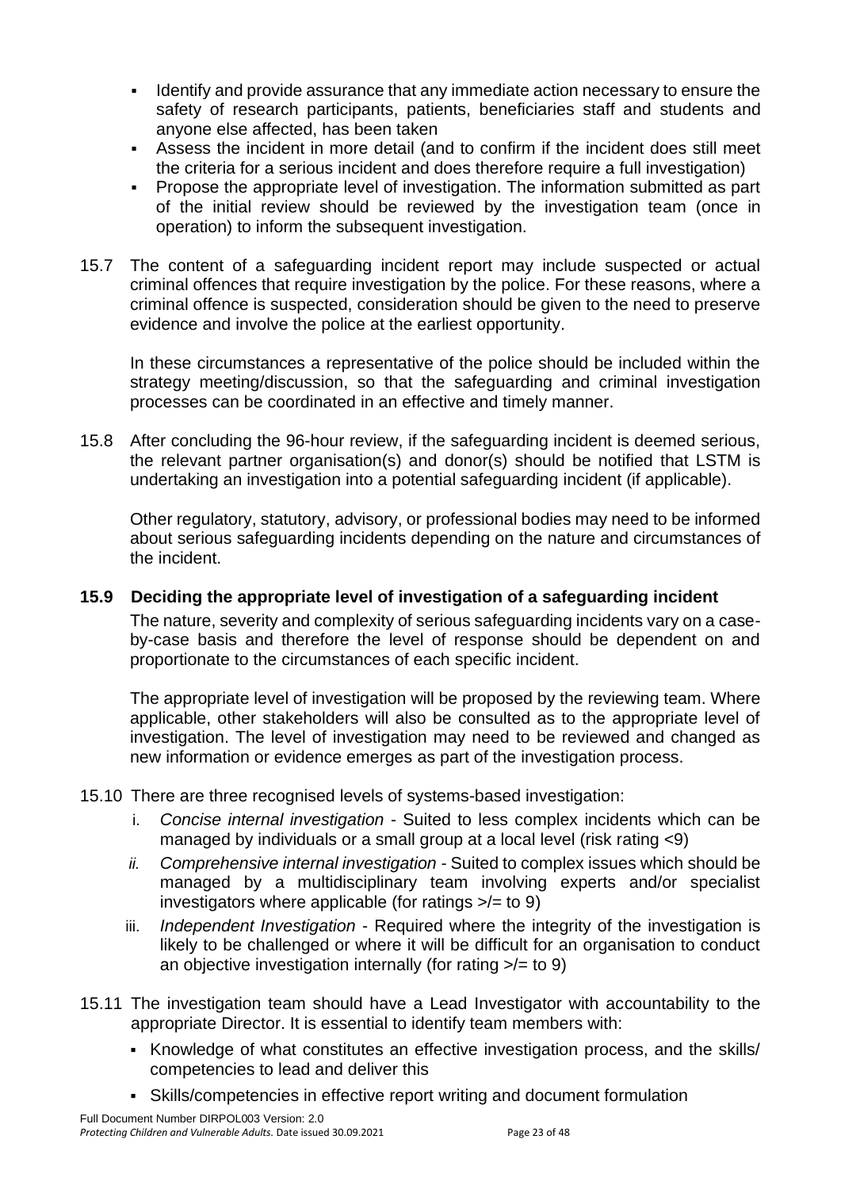- Identify and provide assurance that any immediate action necessary to ensure the safety of research participants, patients, beneficiaries staff and students and anyone else affected, has been taken
- Assess the incident in more detail (and to confirm if the incident does still meet the criteria for a serious incident and does therefore require a full investigation)
- Propose the appropriate level of investigation. The information submitted as part of the initial review should be reviewed by the investigation team (once in operation) to inform the subsequent investigation.

15.7 The content of a safeguarding incident report may include suspected or actual criminal offences that require investigation by the police. For these reasons, where a criminal offence is suspected, consideration should be given to the need to preserve evidence and involve the police at the earliest opportunity.

In these circumstances a representative of the police should be included within the strategy meeting/discussion, so that the safeguarding and criminal investigation processes can be coordinated in an effective and timely manner.

15.8 After concluding the 96-hour review, if the safeguarding incident is deemed serious, the relevant partner organisation(s) and donor(s) should be notified that LSTM is undertaking an investigation into a potential safeguarding incident (if applicable).

Other regulatory, statutory, advisory, or professional bodies may need to be informed about serious safeguarding incidents depending on the nature and circumstances of the incident.

### 15.9 Deciding the appropriate level of investigation of a safeguarding incident

The nature, severity and complexity of serious safeguarding incidents vary on a case-by-case basis and therefore the level of response should be dependent on and proportionate to the circumstances of each specific incident.

The appropriate level of investigation will be proposed by the reviewing team. Where applicable, other stakeholders will also be consulted as to the appropriate level of investigation. The level of investigation may need to be reviewed and changed as new information or evidence emerges as part of the investigation process.

15.10 There are three recognised levels of systems-based investigation:

i. *Concise internal investigation* - Suited to less complex incidents which can be managed by individuals or a small group at a local level (risk rating <9)

ii. *Comprehensive internal investigation* - Suited to complex issues which should be managed by a multidisciplinary team involving experts and/or specialist investigators where applicable (for ratings >/= to 9)

iii. *Independent Investigation* - Required where the integrity of the investigation is likely to be challenged or where it will be difficult for an organisation to conduct an objective investigation internally (for rating >/= to 9)

15.11 The investigation team should have a Lead Investigator with accountability to the appropriate Director. It is essential to identify team members with:

- Knowledge of what constitutes an effective investigation process, and the skills/ competencies to lead and deliver this
- Skills/competencies in effective report writing and document formulation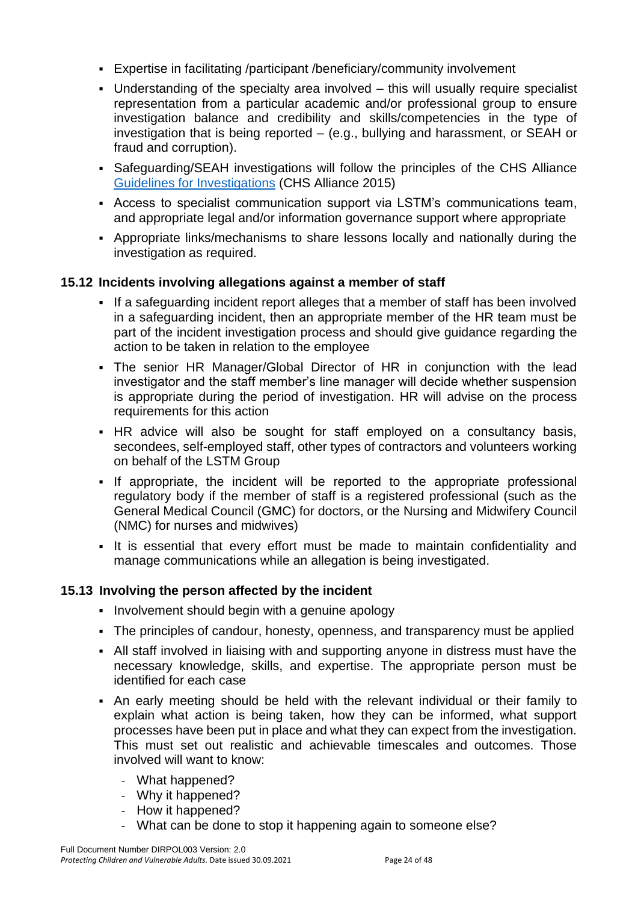- Expertise in facilitating /participant /beneficiary/community involvement
- Understanding of the specialty area involved – this will usually require specialist representation from a particular academic and/or professional group to ensure investigation balance and credibility and skills/competencies in the type of investigation that is being reported – (e.g., bullying and harassment, or SEAH or fraud and corruption).
- Safeguarding/SEAH investigations will follow the principles of the CHS Alliance Guidelines for Investigations (CHS Alliance 2015)
- Access to specialist communication support via LSTM's communications team, and appropriate legal and/or information governance support where appropriate
- Appropriate links/mechanisms to share lessons locally and nationally during the investigation as required.

### 15.12 Incidents involving allegations against a member of staff

- If a safeguarding incident report alleges that a member of staff has been involved in a safeguarding incident, then an appropriate member of the HR team must be part of the incident investigation process and should give guidance regarding the action to be taken in relation to the employee
- The senior HR Manager/Global Director of HR in conjunction with the lead investigator and the staff member's line manager will decide whether suspension is appropriate during the period of investigation. HR will advise on the process requirements for this action
- HR advice will also be sought for staff employed on a consultancy basis, secondees, self-employed staff, other types of contractors and volunteers working on behalf of the LSTM Group
- If appropriate, the incident will be reported to the appropriate professional regulatory body if the member of staff is a registered professional (such as the General Medical Council (GMC) for doctors, or the Nursing and Midwifery Council (NMC) for nurses and midwives)
- It is essential that every effort must be made to maintain confidentiality and manage communications while an allegation is being investigated.

### 15.13 Involving the person affected by the incident

- Involvement should begin with a genuine apology
- The principles of candour, honesty, openness, and transparency must be applied
- All staff involved in liaising with and supporting anyone in distress must have the necessary knowledge, skills, and expertise. The appropriate person must be identified for each case
- An early meeting should be held with the relevant individual or their family to explain what action is being taken, how they can be informed, what support processes have been put in place and what they can expect from the investigation. This must set out realistic and achievable timescales and outcomes. Those involved will want to know:
  - What happened?
  - Why it happened?
  - How it happened?
  - What can be done to stop it happening again to someone else?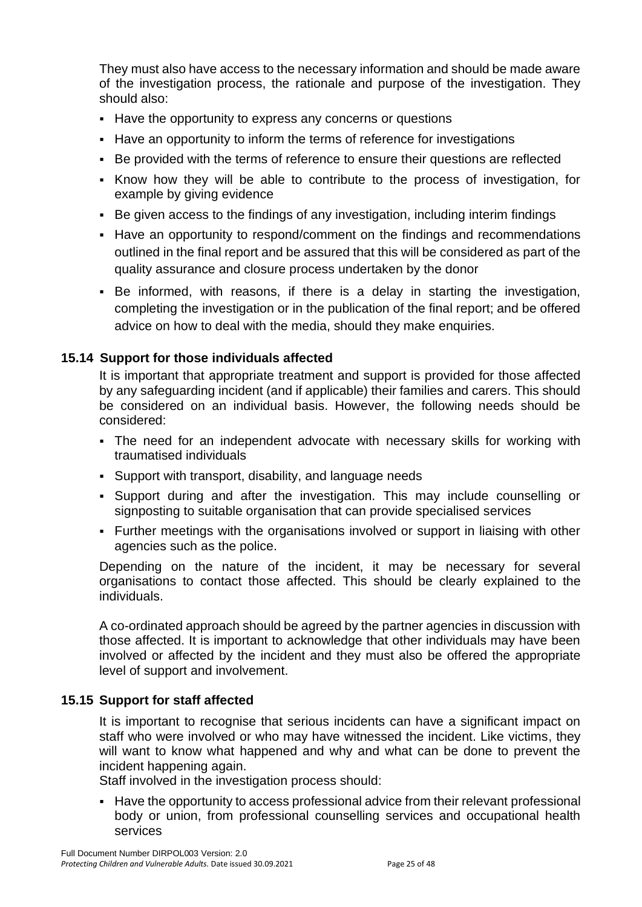They must also have access to the necessary information and should be made aware of the investigation process, the rationale and purpose of the investigation. They should also:

- Have the opportunity to express any concerns or questions
- Have an opportunity to inform the terms of reference for investigations
- Be provided with the terms of reference to ensure their questions are reflected
- Know how they will be able to contribute to the process of investigation, for example by giving evidence
- Be given access to the findings of any investigation, including interim findings
- Have an opportunity to respond/comment on the findings and recommendations outlined in the final report and be assured that this will be considered as part of the quality assurance and closure process undertaken by the donor
- Be informed, with reasons, if there is a delay in starting the investigation, completing the investigation or in the publication of the final report; and be offered advice on how to deal with the media, should they make enquiries.

### 15.14 Support for those individuals affected

It is important that appropriate treatment and support is provided for those affected by any safeguarding incident (and if applicable) their families and carers. This should be considered on an individual basis. However, the following needs should be considered:

- The need for an independent advocate with necessary skills for working with traumatised individuals
- Support with transport, disability, and language needs
- Support during and after the investigation. This may include counselling or signposting to suitable organisation that can provide specialised services
- Further meetings with the organisations involved or support in liaising with other agencies such as the police.

Depending on the nature of the incident, it may be necessary for several organisations to contact those affected. This should be clearly explained to the individuals.

A co-ordinated approach should be agreed by the partner agencies in discussion with those affected. It is important to acknowledge that other individuals may have been involved or affected by the incident and they must also be offered the appropriate level of support and involvement.

### 15.15 Support for staff affected

It is important to recognise that serious incidents can have a significant impact on staff who were involved or who may have witnessed the incident. Like victims, they will want to know what happened and why and what can be done to prevent the incident happening again.

Staff involved in the investigation process should:

- Have the opportunity to access professional advice from their relevant professional body or union, from professional counselling services and occupational health services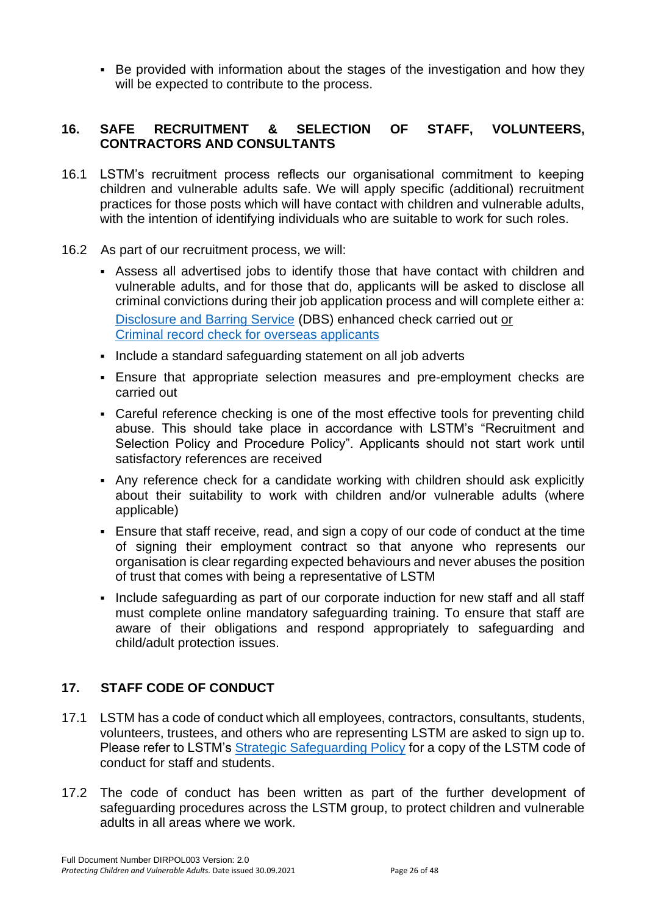- Be provided with information about the stages of the investigation and how they will be expected to contribute to the process.

## 16. SAFE RECRUITMENT & SELECTION OF STAFF, VOLUNTEERS, CONTRACTORS AND CONSULTANTS

16.1 LSTM's recruitment process reflects our organisational commitment to keeping children and vulnerable adults safe. We will apply specific (additional) recruitment practices for those posts which will have contact with children and vulnerable adults, with the intention of identifying individuals who are suitable to work for such roles.

16.2 As part of our recruitment process, we will:

- Assess all advertised jobs to identify those that have contact with children and vulnerable adults, and for those that do, applicants will be asked to disclose all criminal convictions during their job application process and will complete either a: Disclosure and Barring Service (DBS) enhanced check carried out or Criminal record check for overseas applicants
- Include a standard safeguarding statement on all job adverts
- Ensure that appropriate selection measures and pre-employment checks are carried out
- Careful reference checking is one of the most effective tools for preventing child abuse. This should take place in accordance with LSTM's "Recruitment and Selection Policy and Procedure Policy". Applicants should not start work until satisfactory references are received
- Any reference check for a candidate working with children should ask explicitly about their suitability to work with children and/or vulnerable adults (where applicable)
- Ensure that staff receive, read, and sign a copy of our code of conduct at the time of signing their employment contract so that anyone who represents our organisation is clear regarding expected behaviours and never abuses the position of trust that comes with being a representative of LSTM
- Include safeguarding as part of our corporate induction for new staff and all staff must complete online mandatory safeguarding training. To ensure that staff are aware of their obligations and respond appropriately to safeguarding and child/adult protection issues.

## 17. STAFF CODE OF CONDUCT

17.1 LSTM has a code of conduct which all employees, contractors, consultants, students, volunteers, trustees, and others who are representing LSTM are asked to sign up to. Please refer to LSTM's Strategic Safeguarding Policy for a copy of the LSTM code of conduct for staff and students.

17.2 The code of conduct has been written as part of the further development of safeguarding procedures across the LSTM group, to protect children and vulnerable adults in all areas where we work.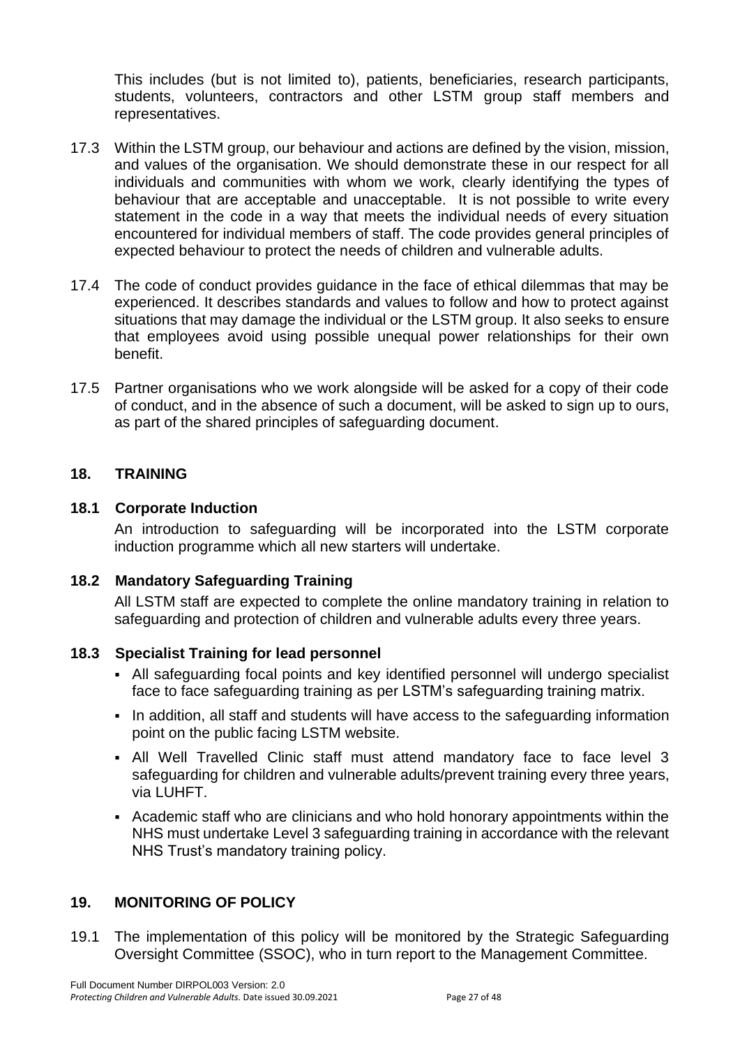This includes (but is not limited to), patients, beneficiaries, research participants, students, volunteers, contractors and other LSTM group staff members and representatives.

17.3 Within the LSTM group, our behaviour and actions are defined by the vision, mission, and values of the organisation. We should demonstrate these in our respect for all individuals and communities with whom we work, clearly identifying the types of behaviour that are acceptable and unacceptable. It is not possible to write every statement in the code in a way that meets the individual needs of every situation encountered for individual members of staff. The code provides general principles of expected behaviour to protect the needs of children and vulnerable adults.

17.4 The code of conduct provides guidance in the face of ethical dilemmas that may be experienced. It describes standards and values to follow and how to protect against situations that may damage the individual or the LSTM group. It also seeks to ensure that employees avoid using possible unequal power relationships for their own benefit.

17.5 Partner organisations who we work alongside will be asked for a copy of their code of conduct, and in the absence of such a document, will be asked to sign up to ours, as part of the shared principles of safeguarding document.

## 18. TRAINING

### 18.1 Corporate Induction

An introduction to safeguarding will be incorporated into the LSTM corporate induction programme which all new starters will undertake.

### 18.2 Mandatory Safeguarding Training

All LSTM staff are expected to complete the online mandatory training in relation to safeguarding and protection of children and vulnerable adults every three years.

### 18.3 Specialist Training for lead personnel

- All safeguarding focal points and key identified personnel will undergo specialist face to face safeguarding training as per LSTM's safeguarding training matrix.
- In addition, all staff and students will have access to the safeguarding information point on the public facing LSTM website.
- All Well Travelled Clinic staff must attend mandatory face to face level 3 safeguarding for children and vulnerable adults/prevent training every three years, via LUHFT.
- Academic staff who are clinicians and who hold honorary appointments within the NHS must undertake Level 3 safeguarding training in accordance with the relevant NHS Trust's mandatory training policy.

## 19. MONITORING OF POLICY

19.1 The implementation of this policy will be monitored by the Strategic Safeguarding Oversight Committee (SSOC), who in turn report to the Management Committee.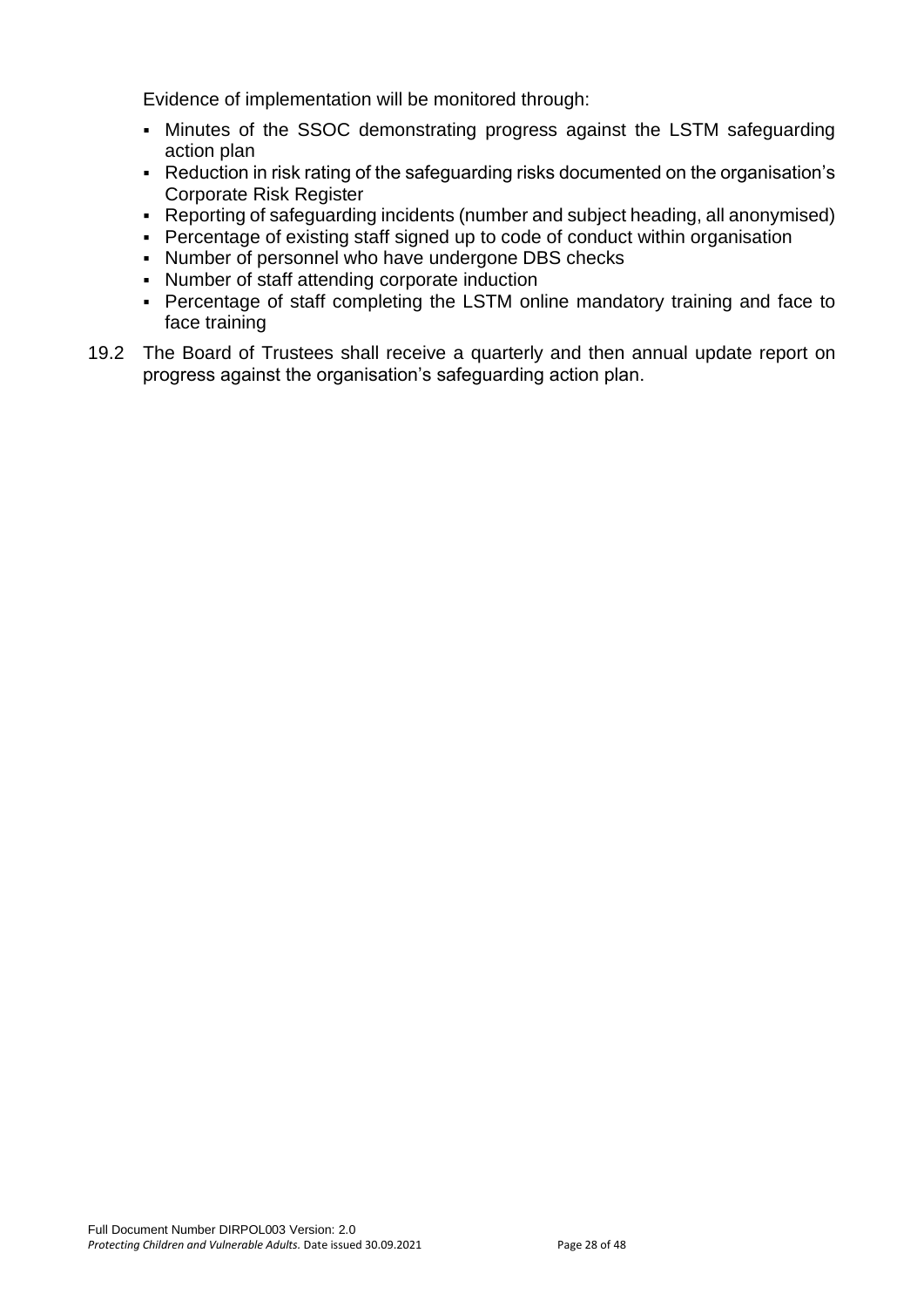Evidence of implementation will be monitored through:

- Minutes of the SSOC demonstrating progress against the LSTM safeguarding action plan
- Reduction in risk rating of the safeguarding risks documented on the organisation's Corporate Risk Register
- Reporting of safeguarding incidents (number and subject heading, all anonymised)
- Percentage of existing staff signed up to code of conduct within organisation
- Number of personnel who have undergone DBS checks
- Number of staff attending corporate induction
- Percentage of staff completing the LSTM online mandatory training and face to face training

19.2 The Board of Trustees shall receive a quarterly and then annual update report on progress against the organisation's safeguarding action plan.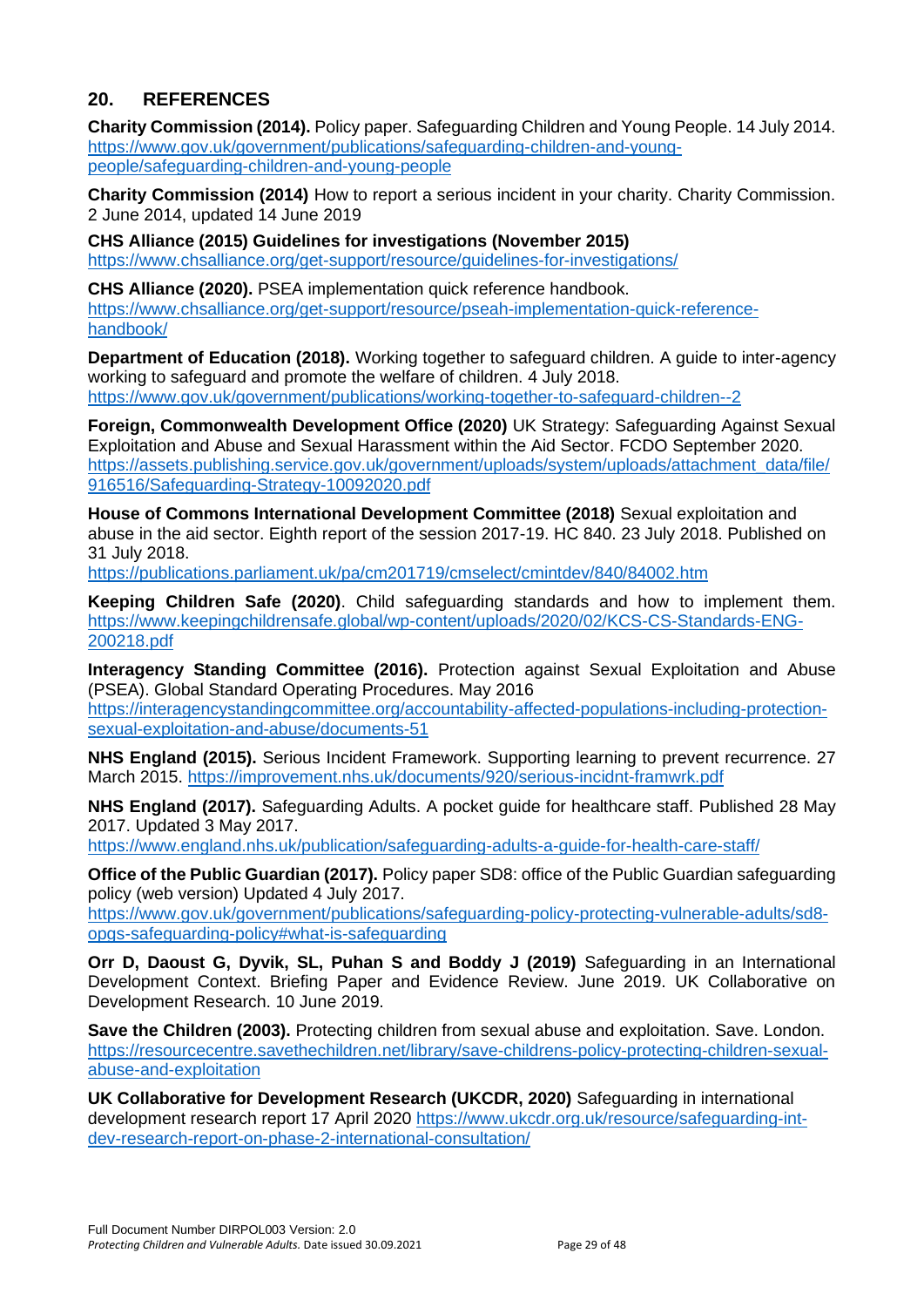## 20. REFERENCES

**Charity Commission (2014).** Policy paper. Safeguarding Children and Young People. 14 July 2014. https://www.gov.uk/government/publications/safeguarding-children-and-young-people/safeguarding-children-and-young-people

**Charity Commission (2014)** How to report a serious incident in your charity. Charity Commission. 2 June 2014, updated 14 June 2019

**CHS Alliance (2015) Guidelines for investigations (November 2015)** https://www.chsalliance.org/get-support/resource/guidelines-for-investigations/

**CHS Alliance (2020).** PSEA implementation quick reference handbook. https://www.chsalliance.org/get-support/resource/pseah-implementation-quick-reference-handbook/

**Department of Education (2018).** Working together to safeguard children. A guide to inter-agency working to safeguard and promote the welfare of children. 4 July 2018. https://www.gov.uk/government/publications/working-together-to-safeguard-children--2

**Foreign, Commonwealth Development Office (2020)** UK Strategy: Safeguarding Against Sexual Exploitation and Abuse and Sexual Harassment within the Aid Sector. FCDO September 2020. https://assets.publishing.service.gov.uk/government/uploads/system/uploads/attachment_data/file/916516/Safeguarding-Strategy-10092020.pdf

**House of Commons International Development Committee (2018)** Sexual exploitation and abuse in the aid sector. Eighth report of the session 2017-19. HC 840. 23 July 2018. Published on 31 July 2018.
https://publications.parliament.uk/pa/cm201719/cmselect/cmintdev/840/84002.htm

**Keeping Children Safe (2020)**. Child safeguarding standards and how to implement them. https://www.keepingchildrensafe.global/wp-content/uploads/2020/02/KCS-CS-Standards-ENG-200218.pdf

**Interagency Standing Committee (2016).** Protection against Sexual Exploitation and Abuse (PSEA). Global Standard Operating Procedures. May 2016
https://interagencystandingcommittee.org/accountability-affected-populations-including-protection-sexual-exploitation-and-abuse/documents-51

**NHS England (2015).** Serious Incident Framework. Supporting learning to prevent recurrence. 27 March 2015. https://improvement.nhs.uk/documents/920/serious-incidnt-framwrk.pdf

**NHS England (2017).** Safeguarding Adults. A pocket guide for healthcare staff. Published 28 May 2017. Updated 3 May 2017.
https://www.england.nhs.uk/publication/safeguarding-adults-a-guide-for-health-care-staff/

**Office of the Public Guardian (2017).** Policy paper SD8: office of the Public Guardian safeguarding policy (web version) Updated 4 July 2017.
https://www.gov.uk/government/publications/safeguarding-policy-protecting-vulnerable-adults/sd8-opgs-safeguarding-policy#what-is-safeguarding

**Orr D, Daoust G, Dyvik, SL, Puhan S and Boddy J (2019)** Safeguarding in an International Development Context. Briefing Paper and Evidence Review. June 2019. UK Collaborative on Development Research. 10 June 2019.

**Save the Children (2003).** Protecting children from sexual abuse and exploitation. Save. London. https://resourcecentre.savethechildren.net/library/save-childrens-policy-protecting-children-sexual-abuse-and-exploitation

**UK Collaborative for Development Research (UKCDR, 2020)** Safeguarding in international development research report 17 April 2020 https://www.ukcdr.org.uk/resource/safeguarding-int-dev-research-report-on-phase-2-international-consultation/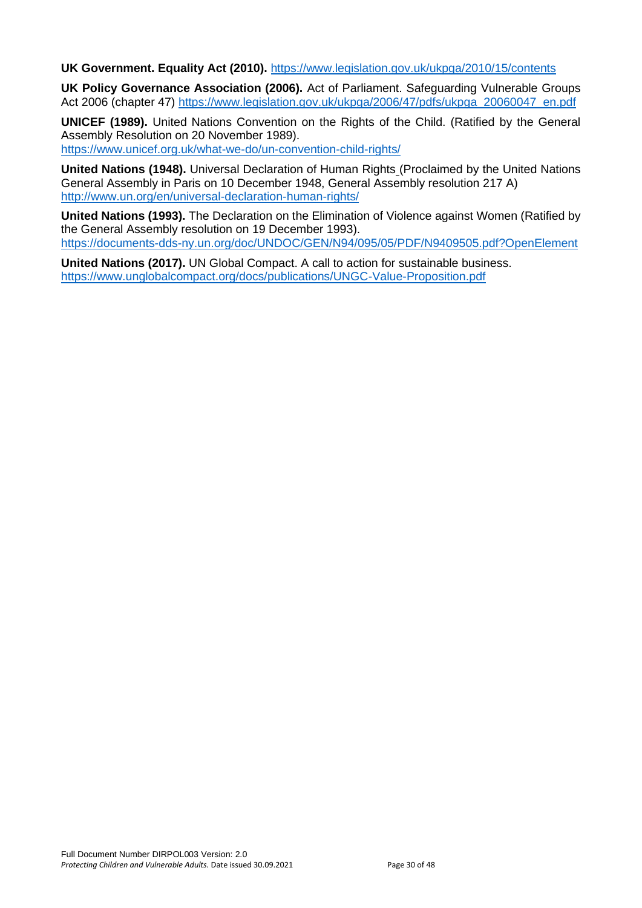**UK Government. Equality Act (2010).** https://www.legislation.gov.uk/ukpga/2010/15/contents

**UK Policy Governance Association (2006).** Act of Parliament. Safeguarding Vulnerable Groups Act 2006 (chapter 47) https://www.legislation.gov.uk/ukpga/2006/47/pdfs/ukpga_20060047_en.pdf

**UNICEF (1989).** United Nations Convention on the Rights of the Child. (Ratified by the General Assembly Resolution on 20 November 1989). https://www.unicef.org.uk/what-we-do/un-convention-child-rights/

**United Nations (1948).** Universal Declaration of Human Rights (Proclaimed by the United Nations General Assembly in Paris on 10 December 1948, General Assembly resolution 217 A) http://www.un.org/en/universal-declaration-human-rights/

**United Nations (1993).** The Declaration on the Elimination of Violence against Women (Ratified by the General Assembly resolution on 19 December 1993). https://documents-dds-ny.un.org/doc/UNDOC/GEN/N94/095/05/PDF/N9409505.pdf?OpenElement

**United Nations (2017).** UN Global Compact. A call to action for sustainable business. https://www.unglobalcompact.org/docs/publications/UNGC-Value-Proposition.pdf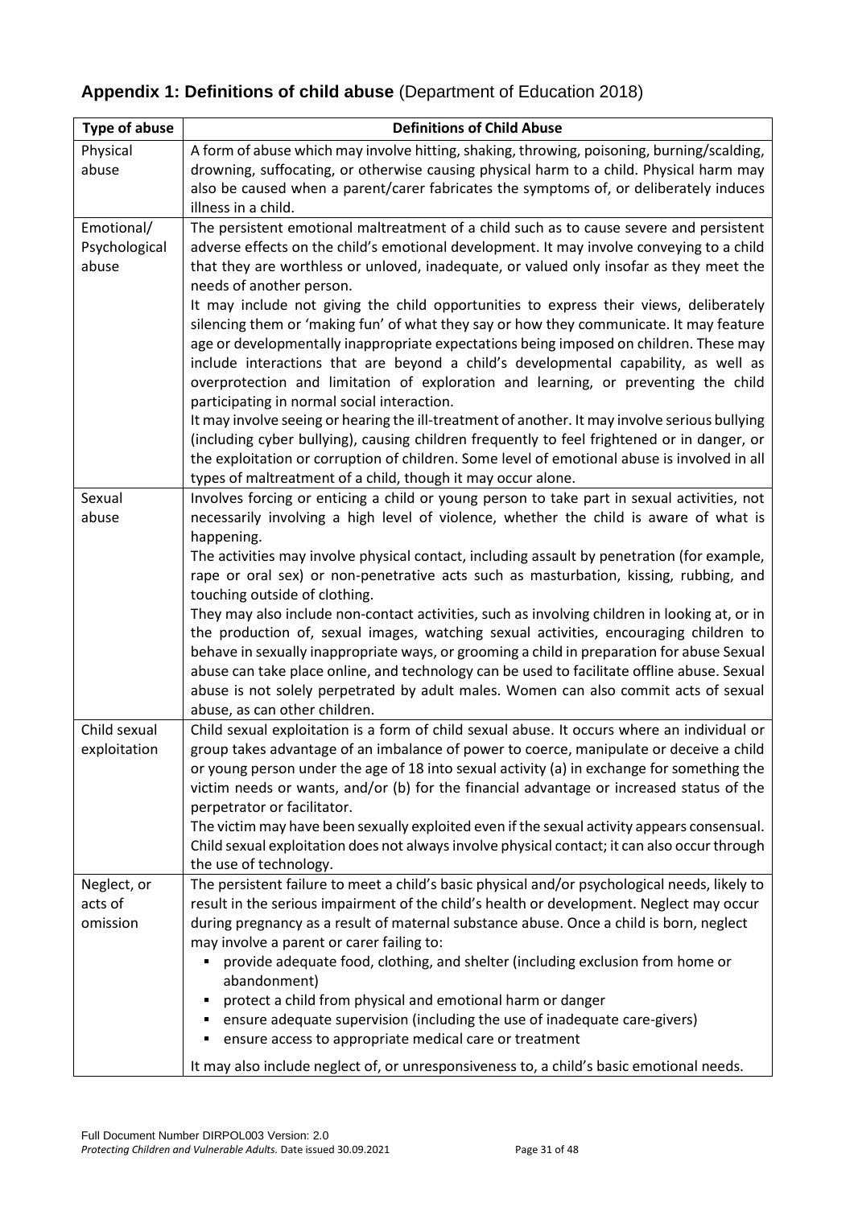## **Appendix 1: Definitions of child abuse** (Department of Education 2018)

| Type of abuse | Definitions of Child Abuse |
|---|---|
| Physical abuse | A form of abuse which may involve hitting, shaking, throwing, poisoning, burning/scalding, drowning, suffocating, or otherwise causing physical harm to a child. Physical harm may also be caused when a parent/carer fabricates the symptoms of, or deliberately induces illness in a child. |
| Emotional/ Psychological abuse | The persistent emotional maltreatment of a child such as to cause severe and persistent adverse effects on the child's emotional development. It may involve conveying to a child that they are worthless or unloved, inadequate, or valued only insofar as they meet the needs of another person.<br>It may include not giving the child opportunities to express their views, deliberately silencing them or 'making fun' of what they say or how they communicate. It may feature age or developmentally inappropriate expectations being imposed on children. These may include interactions that are beyond a child's developmental capability, as well as overprotection and limitation of exploration and learning, or preventing the child participating in normal social interaction.<br>It may involve seeing or hearing the ill-treatment of another. It may involve serious bullying (including cyber bullying), causing children frequently to feel frightened or in danger, or the exploitation or corruption of children. Some level of emotional abuse is involved in all types of maltreatment of a child, though it may occur alone. |
| Sexual abuse | Involves forcing or enticing a child or young person to take part in sexual activities, not necessarily involving a high level of violence, whether the child is aware of what is happening.<br>The activities may involve physical contact, including assault by penetration (for example, rape or oral sex) or non-penetrative acts such as masturbation, kissing, rubbing, and touching outside of clothing.<br>They may also include non-contact activities, such as involving children in looking at, or in the production of, sexual images, watching sexual activities, encouraging children to behave in sexually inappropriate ways, or grooming a child in preparation for abuse Sexual abuse can take place online, and technology can be used to facilitate offline abuse. Sexual abuse is not solely perpetrated by adult males. Women can also commit acts of sexual abuse, as can other children. |
| Child sexual exploitation | Child sexual exploitation is a form of child sexual abuse. It occurs where an individual or group takes advantage of an imbalance of power to coerce, manipulate or deceive a child or young person under the age of 18 into sexual activity (a) in exchange for something the victim needs or wants, and/or (b) for the financial advantage or increased status of the perpetrator or facilitator.<br>The victim may have been sexually exploited even if the sexual activity appears consensual. Child sexual exploitation does not always involve physical contact; it can also occur through the use of technology. |
| Neglect, or acts of omission | The persistent failure to meet a child's basic physical and/or psychological needs, likely to result in the serious impairment of the child's health or development. Neglect may occur during pregnancy as a result of maternal substance abuse. Once a child is born, neglect may involve a parent or carer failing to:<br>▪ provide adequate food, clothing, and shelter (including exclusion from home or abandonment)<br>▪ protect a child from physical and emotional harm or danger<br>▪ ensure adequate supervision (including the use of inadequate care-givers)<br>▪ ensure access to appropriate medical care or treatment<br><br>It may also include neglect of, or unresponsiveness to, a child's basic emotional needs. |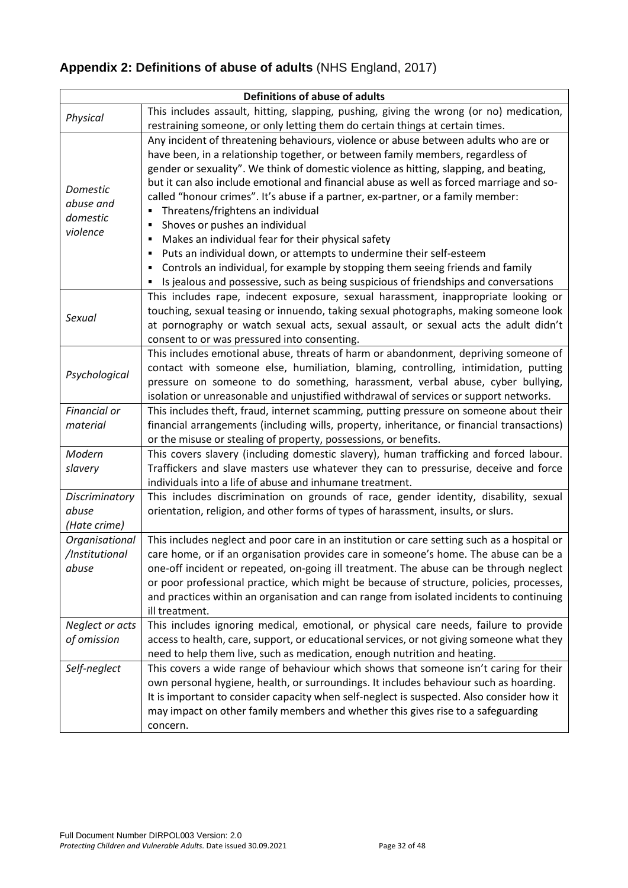## **Appendix 2: Definitions of abuse of adults** (NHS England, 2017)

| **Definitions of abuse of adults** | |
|---|---|
| *Physical* | This includes assault, hitting, slapping, pushing, giving the wrong (or no) medication, restraining someone, or only letting them do certain things at certain times. |
| *Domestic abuse and domestic violence* | Any incident of threatening behaviours, violence or abuse between adults who are or have been, in a relationship together, or between family members, regardless of gender or sexuality". We think of domestic violence as hitting, slapping, and beating, but it can also include emotional and financial abuse as well as forced marriage and so-called "honour crimes". It's abuse if a partner, ex-partner, or a family member:<br>▪ Threatens/frightens an individual<br>▪ Shoves or pushes an individual<br>▪ Makes an individual fear for their physical safety<br>▪ Puts an individual down, or attempts to undermine their self-esteem<br>▪ Controls an individual, for example by stopping them seeing friends and family<br>▪ Is jealous and possessive, such as being suspicious of friendships and conversations |
| *Sexual* | This includes rape, indecent exposure, sexual harassment, inappropriate looking or touching, sexual teasing or innuendo, taking sexual photographs, making someone look at pornography or watch sexual acts, sexual assault, or sexual acts the adult didn't consent to or was pressured into consenting. |
| *Psychological* | This includes emotional abuse, threats of harm or abandonment, depriving someone of contact with someone else, humiliation, blaming, controlling, intimidation, putting pressure on someone to do something, harassment, verbal abuse, cyber bullying, isolation or unreasonable and unjustified withdrawal of services or support networks. |
| *Financial or material* | This includes theft, fraud, internet scamming, putting pressure on someone about their financial arrangements (including wills, property, inheritance, or financial transactions) or the misuse or stealing of property, possessions, or benefits. |
| *Modern slavery* | This covers slavery (including domestic slavery), human trafficking and forced labour. Traffickers and slave masters use whatever they can to pressurise, deceive and force individuals into a life of abuse and inhumane treatment. |
| *Discriminatory abuse (Hate crime)* | This includes discrimination on grounds of race, gender identity, disability, sexual orientation, religion, and other forms of types of harassment, insults, or slurs. |
| *Organisational /Institutional abuse* | This includes neglect and poor care in an institution or care setting such as a hospital or care home, or if an organisation provides care in someone's home. The abuse can be a one-off incident or repeated, on-going ill treatment. The abuse can be through neglect or poor professional practice, which might be because of structure, policies, processes, and practices within an organisation and can range from isolated incidents to continuing ill treatment. |
| *Neglect or acts of omission* | This includes ignoring medical, emotional, or physical care needs, failure to provide access to health, care, support, or educational services, or not giving someone what they need to help them live, such as medication, enough nutrition and heating. |
| *Self-neglect* | This covers a wide range of behaviour which shows that someone isn't caring for their own personal hygiene, health, or surroundings. It includes behaviour such as hoarding. It is important to consider capacity when self-neglect is suspected. Also consider how it may impact on other family members and whether this gives rise to a safeguarding concern. |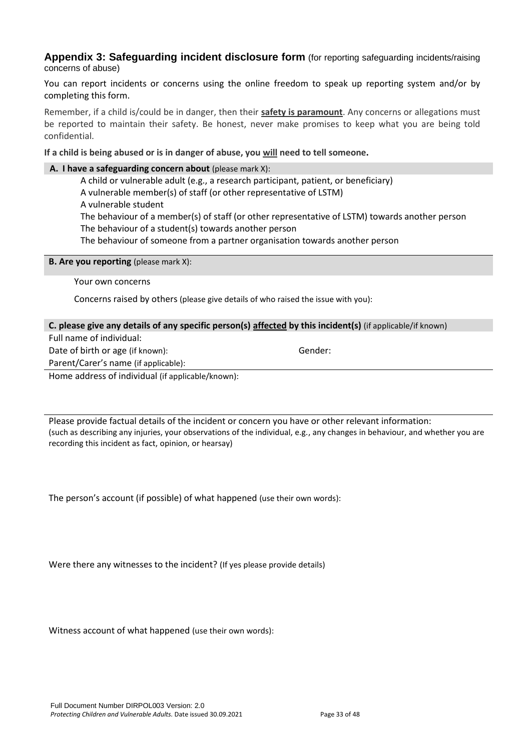## Appendix 3: Safeguarding incident disclosure form (for reporting safeguarding incidents/raising concerns of abuse)

You can report incidents or concerns using the online freedom to speak up reporting system and/or by completing this form.

Remember, if a child is/could be in danger, then their **safety is paramount**. Any concerns or allegations must be reported to maintain their safety. Be honest, never make promises to keep what you are being told confidential.

**If a child is being abused or is in danger of abuse, you will need to tell someone.**

**A. I have a safeguarding concern about** (please mark X):

- A child or vulnerable adult (e.g., a research participant, patient, or beneficiary)
- A vulnerable member(s) of staff (or other representative of LSTM)
- A vulnerable student
- The behaviour of a member(s) of staff (or other representative of LSTM) towards another person
- The behaviour of a student(s) towards another person
- The behaviour of someone from a partner organisation towards another person

**B. Are you reporting** (please mark X):

- Your own concerns
- Concerns raised by others (please give details of who raised the issue with you):

**C. please give any details of any specific person(s) affected by this incident(s)** (if applicable/if known)

Full name of individual:

Date of birth or age (if known):

Gender:

Parent/Carer's name (if applicable):

Home address of individual (if applicable/known):

Please provide factual details of the incident or concern you have or other relevant information:
(such as describing any injuries, your observations of the individual, e.g., any changes in behaviour, and whether you are recording this incident as fact, opinion, or hearsay)

The person's account (if possible) of what happened (use their own words):

Were there any witnesses to the incident? (If yes please provide details)

Witness account of what happened (use their own words):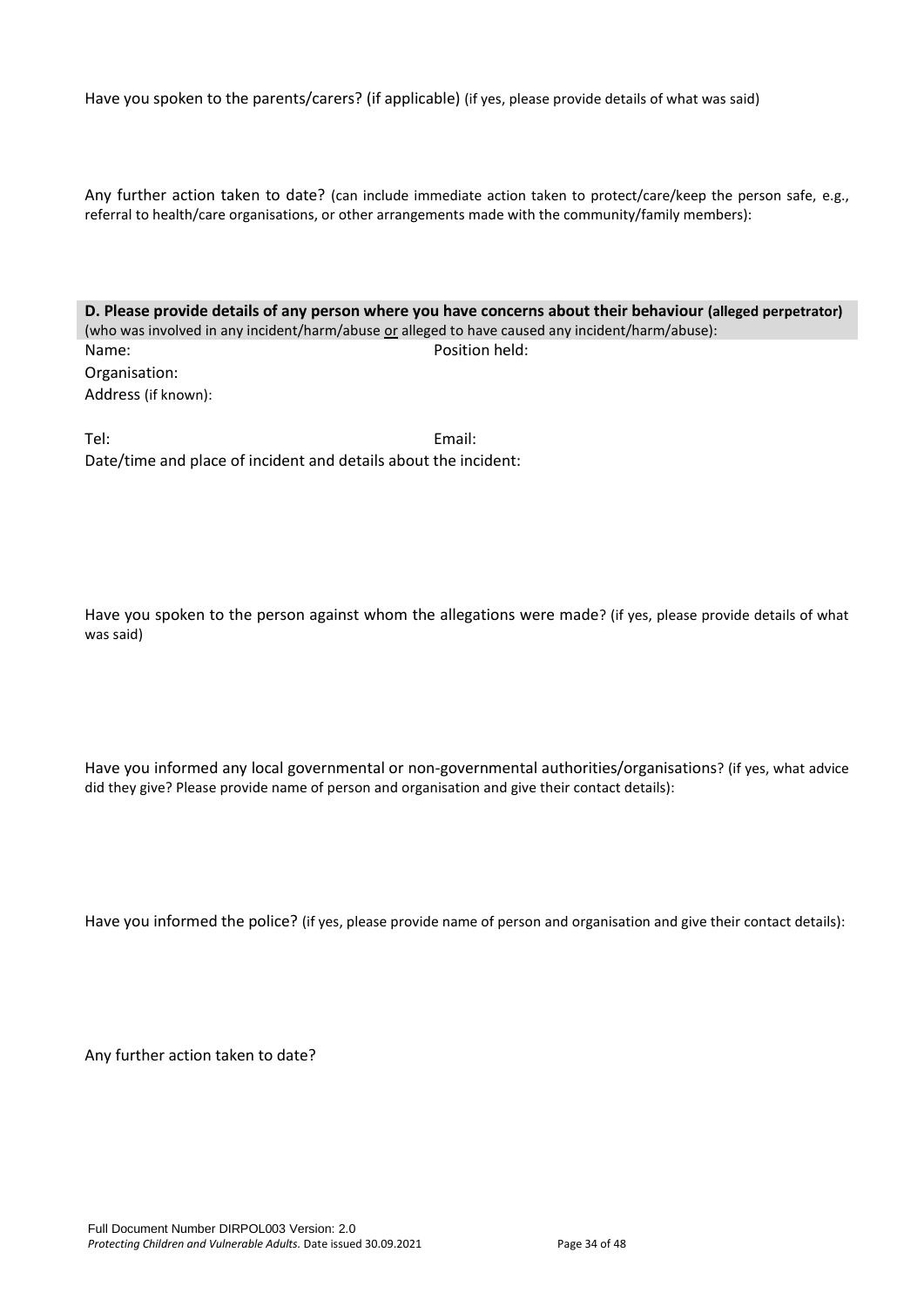Have you spoken to the parents/carers? (if applicable) (if yes, please provide details of what was said)

Any further action taken to date? (can include immediate action taken to protect/care/keep the person safe, e.g., referral to health/care organisations, or other arrangements made with the community/family members):

**D. Please provide details of any person where you have concerns about their behaviour (alleged perpetrator)** (who was involved in any incident/harm/abuse or alleged to have caused any incident/harm/abuse):

Name: Position held:

Organisation:

Address (if known):

Tel: Email:

Date/time and place of incident and details about the incident:

Have you spoken to the person against whom the allegations were made? (if yes, please provide details of what was said)

Have you informed any local governmental or non-governmental authorities/organisations? (if yes, what advice did they give? Please provide name of person and organisation and give their contact details):

Have you informed the police? (if yes, please provide name of person and organisation and give their contact details):

Any further action taken to date?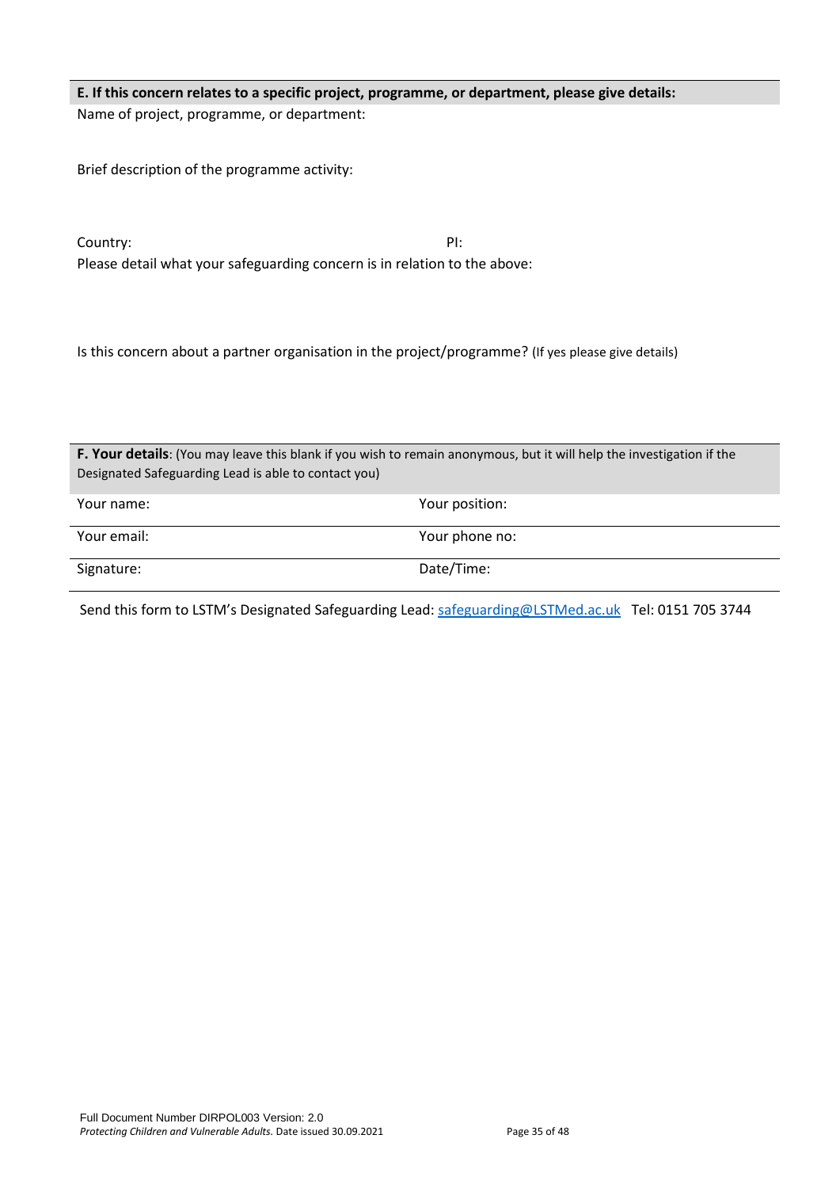**E. If this concern relates to a specific project, programme, or department, please give details:**

Name of project, programme, or department:

Brief description of the programme activity:

Country: PI:

Please detail what your safeguarding concern is in relation to the above:

Is this concern about a partner organisation in the project/programme? (If yes please give details)

**F. Your details**: (You may leave this blank if you wish to remain anonymous, but it will help the investigation if the Designated Safeguarding Lead is able to contact you)

| | |
|---|---|
| Your name: | Your position: |
| Your email: | Your phone no: |
| Signature: | Date/Time: |

Send this form to LSTM's Designated Safeguarding Lead: safeguarding@LSTMed.ac.uk Tel: 0151 705 3744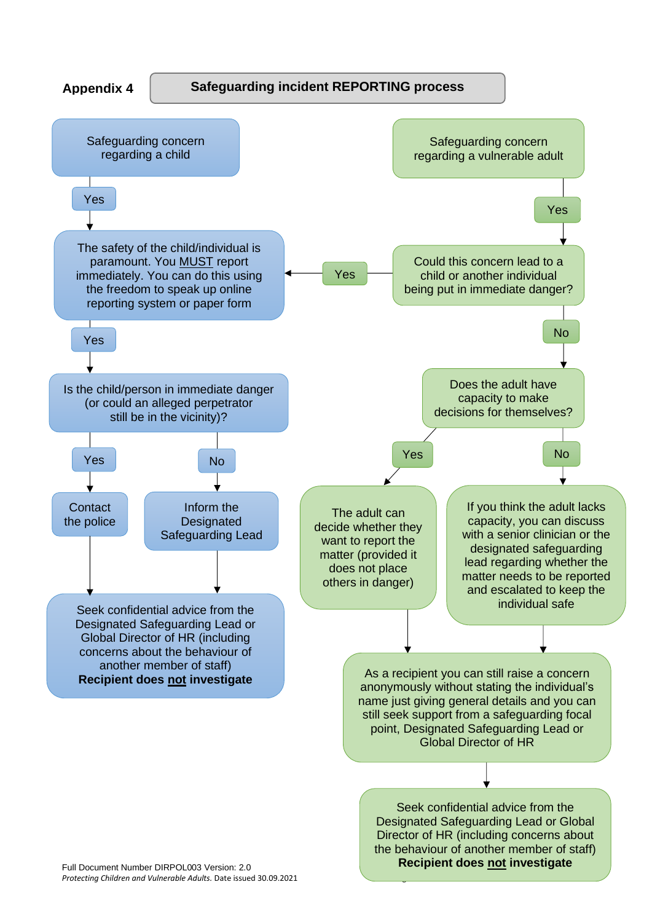**Appendix 4**

## Safeguarding incident REPORTING process

Safeguarding concern regarding a child

Yes

The safety of the child/individual is paramount. You MUST report immediately. You can do this using the freedom to speak up online reporting system or paper form

Yes

Is the child/person in immediate danger (or could an alleged perpetrator still be in the vicinity)?

Yes

Contact the police

No

Inform the Designated Safeguarding Lead

Seek confidential advice from the Designated Safeguarding Lead or Global Director of HR (including concerns about the behaviour of another member of staff)
**Recipient does not investigate**

Safeguarding concern regarding a vulnerable adult

Yes

Could this concern lead to a child or another individual being put in immediate danger?

Yes

No

Does the adult have capacity to make decisions for themselves?

Yes

The adult can decide whether they want to report the matter (provided it does not place others in danger)

No

If you think the adult lacks capacity, you can discuss with a senior clinician or the designated safeguarding lead regarding whether the matter needs to be reported and escalated to keep the individual safe

As a recipient you can still raise a concern anonymously without stating the individual's name just giving general details and you can still seek support from a safeguarding focal point, Designated Safeguarding Lead or Global Director of HR

Seek confidential advice from the Designated Safeguarding Lead or Global Director of HR (including concerns about the behaviour of another member of staff)
**Recipient does not investigate**

Full Document Number DIRPOL003 Version: 2.0
*Protecting Children and Vulnerable Adults.* Date issued 30.09.2021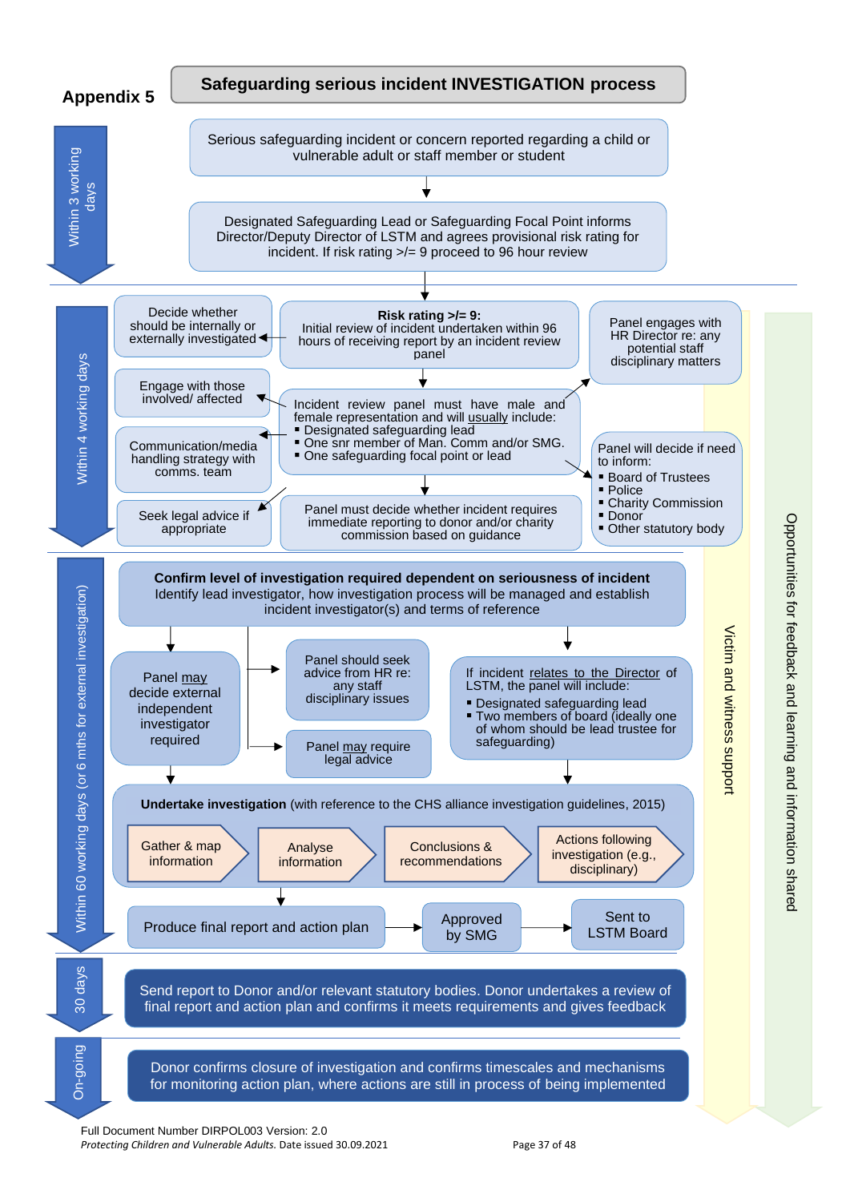**Appendix 5**

# Safeguarding serious incident INVESTIGATION process

**Within 3 working days**

Serious safeguarding incident or concern reported regarding a child or vulnerable adult or staff member or student

Designated Safeguarding Lead or Safeguarding Focal Point informs Director/Deputy Director of LSTM and agrees provisional risk rating for incident. If risk rating >/= 9 proceed to 96 hour review

**Within 4 working days**

**Risk rating >/= 9:**
Initial review of incident undertaken within 96 hours of receiving report by an incident review panel

Decide whether should be internally or externally investigated

Panel engages with HR Director re: any potential staff disciplinary matters

Incident review panel must have male and female representation and will <u>usually</u> include:

- Designated safeguarding lead
- One snr member of Man. Comm and/or SMG.
- One safeguarding focal point or lead

Engage with those involved/ affected

Communication/media handling strategy with comms. team

Seek legal advice if appropriate

Panel will decide if need to inform:

- Board of Trustees
- Police
- Charity Commission
- Donor
- Other statutory body

Panel must decide whether incident requires immediate reporting to donor and/or charity commission based on guidance

**Within 60 working days (or 6 mths for external investigation)**

**Confirm level of investigation required dependent on seriousness of incident**
Identify lead investigator, how investigation process will be managed and establish incident investigator(s) and terms of reference

Panel <u>may</u> decide external independent investigator required

Panel should seek advice from HR re: any staff disciplinary issues

Panel <u>may</u> require legal advice

If incident <u>relates to the Director</u> of LSTM, the panel will include:

- Designated safeguarding lead
- Two members of board (ideally one of whom should be lead trustee for safeguarding)

**Undertake investigation** (with reference to the CHS alliance investigation guidelines, 2015)

Gather & map information → Analyse information → Conclusions & recommendations → Actions following investigation (e.g., disciplinary)

Produce final report and action plan → Approved by SMG → Sent to LSTM Board

**30 days**

Send report to Donor and/or relevant statutory bodies. Donor undertakes a review of final report and action plan and confirms it meets requirements and gives feedback

**On-going**

Donor confirms closure of investigation and confirms timescales and mechanisms for monitoring action plan, where actions are still in process of being implemented

Victim and witness support

Opportunities for feedback and learning and information shared

Full Document Number DIRPOL003 Version: 2.0
*Protecting Children and Vulnerable Adults.* Date issued 30.09.2021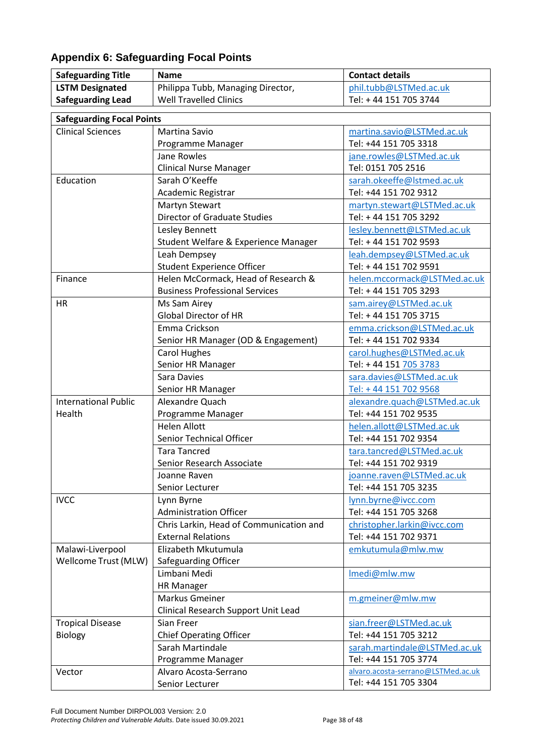## Appendix 6: Safeguarding Focal Points

| **Safeguarding Title** | **Name** | **Contact details** |
| --- | --- | --- |
| **LSTM Designated Safeguarding Lead** | Philippa Tubb, Managing Director, Well Travelled Clinics | phil.tubb@LSTMed.ac.uk<br>Tel: + 44 151 705 3744 |
| **Safeguarding Focal Points** | | |
| Clinical Sciences | Martina Savio<br>Programme Manager | martina.savio@LSTMed.ac.uk<br>Tel: +44 151 705 3318 |
| | Jane Rowles<br>Clinical Nurse Manager | jane.rowles@LSTMed.ac.uk<br>Tel: 0151 705 2516 |
| Education | Sarah O'Keeffe<br>Academic Registrar | sarah.okeeffe@lstmed.ac.uk<br>Tel: +44 151 702 9312 |
| | Martyn Stewart<br>Director of Graduate Studies | martyn.stewart@LSTMed.ac.uk<br>Tel: + 44 151 705 3292 |
| | Lesley Bennett<br>Student Welfare & Experience Manager | lesley.bennett@LSTMed.ac.uk<br>Tel: + 44 151 702 9593 |
| | Leah Dempsey<br>Student Experience Officer | leah.dempsey@LSTMed.ac.uk<br>Tel: + 44 151 702 9591 |
| Finance | Helen McCormack, Head of Research & Business Professional Services | helen.mccormack@LSTMed.ac.uk<br>Tel: + 44 151 705 3293 |
| HR | Ms Sam Airey<br>Global Director of HR | sam.airey@LSTMed.ac.uk<br>Tel: + 44 151 705 3715 |
| | Emma Crickson<br>Senior HR Manager (OD & Engagement) | emma.crickson@LSTMed.ac.uk<br>Tel: + 44 151 702 9334 |
| | Carol Hughes<br>Senior HR Manager | carol.hughes@LSTMed.ac.uk<br>Tel: + 44 151 705 3783 |
| | Sara Davies<br>Senior HR Manager | sara.davies@LSTMed.ac.uk<br>Tel: + 44 151 702 9568 |
| International Public Health | Alexandre Quach<br>Programme Manager | alexandre.quach@LSTMed.ac.uk<br>Tel: +44 151 702 9535 |
| | Helen Allott<br>Senior Technical Officer | helen.allott@LSTMed.ac.uk<br>Tel: +44 151 702 9354 |
| | Tara Tancred<br>Senior Research Associate | tara.tancred@LSTMed.ac.uk<br>Tel: +44 151 702 9319 |
| | Joanne Raven<br>Senior Lecturer | joanne.raven@LSTMed.ac.uk<br>Tel: +44 151 705 3235 |
| IVCC | Lynn Byrne<br>Administration Officer | lynn.byrne@ivcc.com<br>Tel: +44 151 705 3268 |
| | Chris Larkin, Head of Communication and External Relations | christopher.larkin@ivcc.com<br>Tel: +44 151 702 9371 |
| Malawi-Liverpool Wellcome Trust (MLW) | Elizabeth Mkutumula<br>Safeguarding Officer | emkutumula@mlw.mw |
| | Limbani Medi<br>HR Manager | lmedi@mlw.mw |
| | Markus Gmeiner<br>Clinical Research Support Unit Lead | m.gmeiner@mlw.mw |
| Tropical Disease Biology | Sian Freer<br>Chief Operating Officer | sian.freer@LSTMed.ac.uk<br>Tel: +44 151 705 3212 |
| | Sarah Martindale<br>Programme Manager | sarah.martindale@LSTMed.ac.uk<br>Tel: +44 151 705 3774 |
| Vector | Alvaro Acosta-Serrano<br>Senior Lecturer | alvaro.acosta-serrano@LSTMed.ac.uk<br>Tel: +44 151 705 3304 |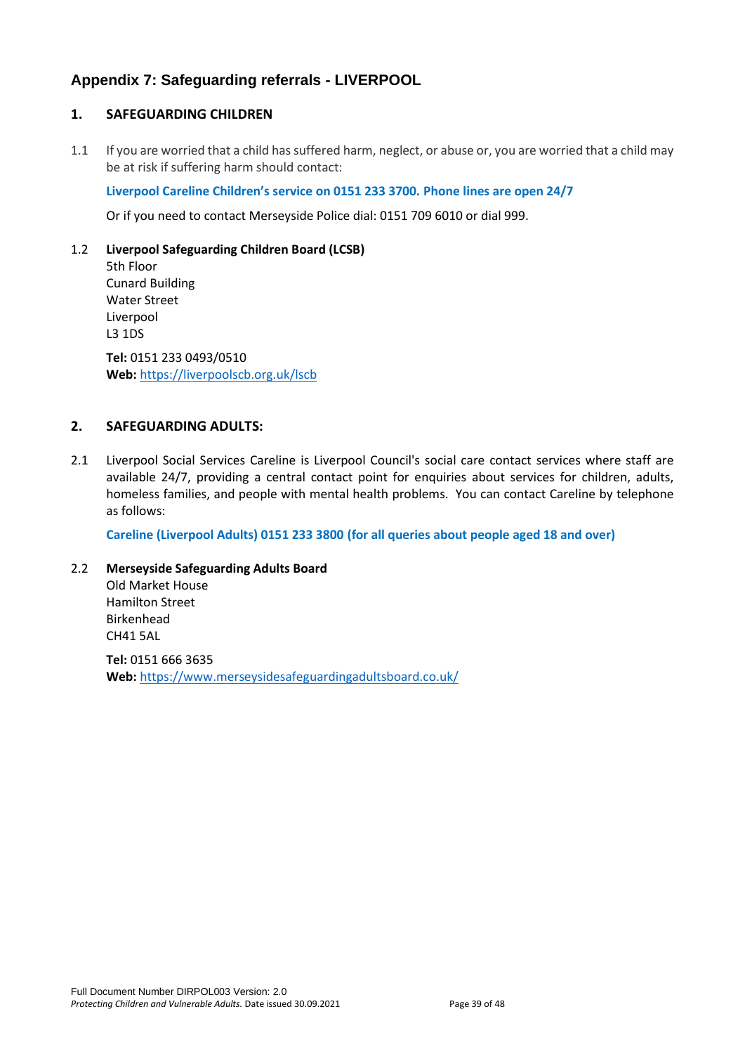## Appendix 7: Safeguarding referrals - LIVERPOOL

### 1. SAFEGUARDING CHILDREN

1.1 If you are worried that a child has suffered harm, neglect, or abuse or, you are worried that a child may be at risk if suffering harm should contact:

**Liverpool Careline Children's service on 0151 233 3700. Phone lines are open 24/7**

Or if you need to contact Merseyside Police dial: 0151 709 6010 or dial 999.

1.2 **Liverpool Safeguarding Children Board (LCSB)**
5th Floor
Cunard Building
Water Street
Liverpool
L3 1DS

**Tel:** 0151 233 0493/0510
**Web:** https://liverpoolscb.org.uk/lscb

### 2. SAFEGUARDING ADULTS:

2.1 Liverpool Social Services Careline is Liverpool Council's social care contact services where staff are available 24/7, providing a central contact point for enquiries about services for children, adults, homeless families, and people with mental health problems. You can contact Careline by telephone as follows:

**Careline (Liverpool Adults) 0151 233 3800 (for all queries about people aged 18 and over)**

2.2 **Merseyside Safeguarding Adults Board**
Old Market House
Hamilton Street
Birkenhead
CH41 5AL

**Tel:** 0151 666 3635
**Web:** https://www.merseysidesafeguardingadultsboard.co.uk/

Full Document Number DIRPOL003 Version: 2.0
*Protecting Children and Vulnerable Adults.* Date issued 30.09.2021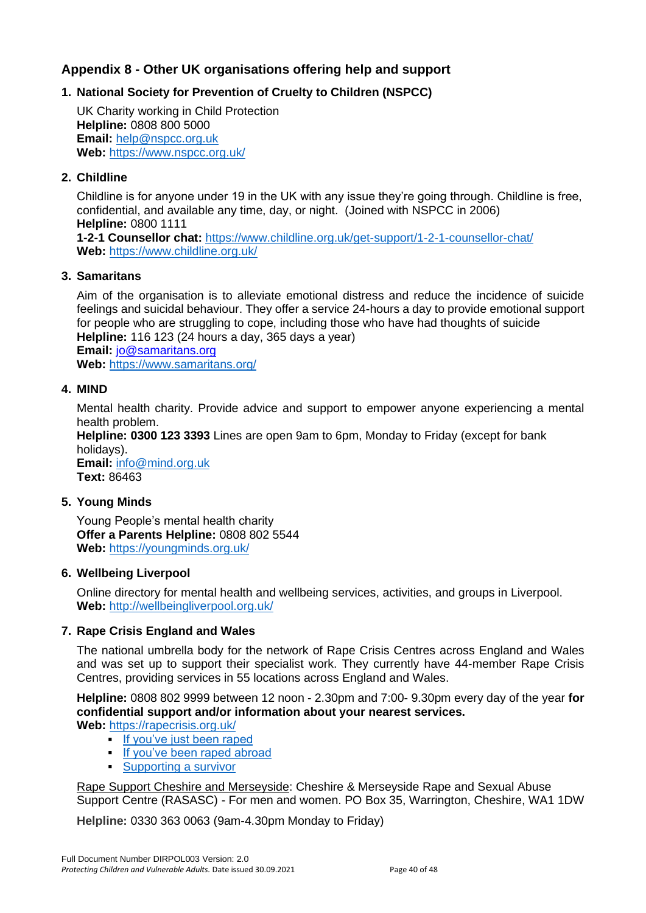## Appendix 8 - Other UK organisations offering help and support

### 1. National Society for Prevention of Cruelty to Children (NSPCC)

UK Charity working in Child Protection
**Helpline:** 0808 800 5000
**Email:** help@nspcc.org.uk
**Web:** https://www.nspcc.org.uk/

### 2. Childline

Childline is for anyone under 19 in the UK with any issue they're going through. Childline is free, confidential, and available any time, day, or night. (Joined with NSPCC in 2006)
**Helpline:** 0800 1111
**1-2-1 Counsellor chat:** https://www.childline.org.uk/get-support/1-2-1-counsellor-chat/
**Web:** https://www.childline.org.uk/

### 3. Samaritans

Aim of the organisation is to alleviate emotional distress and reduce the incidence of suicide feelings and suicidal behaviour. They offer a service 24-hours a day to provide emotional support for people who are struggling to cope, including those who have had thoughts of suicide
**Helpline:** 116 123 (24 hours a day, 365 days a year)
**Email:** jo@samaritans.org
**Web:** https://www.samaritans.org/

### 4. MIND

Mental health charity. Provide advice and support to empower anyone experiencing a mental health problem.
**Helpline: 0300 123 3393** Lines are open 9am to 6pm, Monday to Friday (except for bank holidays).
**Email:** info@mind.org.uk
**Text:** 86463

### 5. Young Minds

Young People's mental health charity
**Offer a Parents Helpline:** 0808 802 5544
**Web:** https://youngminds.org.uk/

### 6. Wellbeing Liverpool

Online directory for mental health and wellbeing services, activities, and groups in Liverpool.
**Web:** http://wellbeingliverpool.org.uk/

### 7. Rape Crisis England and Wales

The national umbrella body for the network of Rape Crisis Centres across England and Wales and was set up to support their specialist work. They currently have 44-member Rape Crisis Centres, providing services in 55 locations across England and Wales.

**Helpline:** 0808 802 9999 between 12 noon - 2.30pm and 7:00- 9.30pm every day of the year **for confidential support and/or information about your nearest services.**
**Web:** https://rapecrisis.org.uk/

- If you've just been raped
- If you've been raped abroad
- Supporting a survivor

Rape Support Cheshire and Merseyside: Cheshire & Merseyside Rape and Sexual Abuse Support Centre (RASASC) - For men and women. PO Box 35, Warrington, Cheshire, WA1 1DW

**Helpline:** 0330 363 0063 (9am-4.30pm Monday to Friday)

Full Document Number DIRPOL003 Version: 2.0
*Protecting Children and Vulnerable Adults.* Date issued 30.09.2021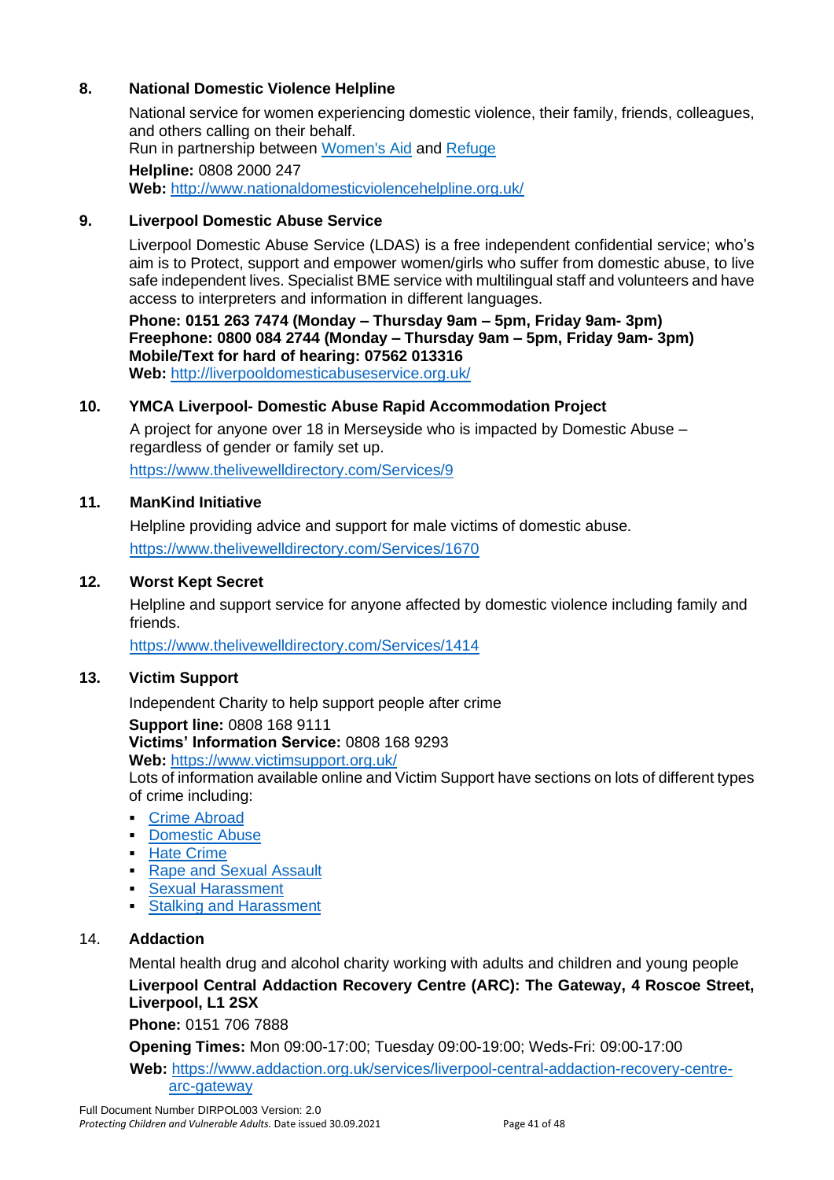### 8. National Domestic Violence Helpline

National service for women experiencing domestic violence, their family, friends, colleagues, and others calling on their behalf.
Run in partnership between [Women's Aid](#) and [Refuge](#)

**Helpline:** 0808 2000 247
**Web:** [http://www.nationaldomesticviolencehelpline.org.uk/](http://www.nationaldomesticviolencehelpline.org.uk/)

### 9. Liverpool Domestic Abuse Service

Liverpool Domestic Abuse Service (LDAS) is a free independent confidential service; who's aim is to Protect, support and empower women/girls who suffer from domestic abuse, to live safe independent lives. Specialist BME service with multilingual staff and volunteers and have access to interpreters and information in different languages.

**Phone: 0151 263 7474 (Monday – Thursday 9am – 5pm, Friday 9am- 3pm)**
**Freephone: 0800 084 2744 (Monday – Thursday 9am – 5pm, Friday 9am- 3pm)**
**Mobile/Text for hard of hearing: 07562 013316**
**Web:** [http://liverpooldomesticabuseservice.org.uk/](http://liverpooldomesticabuseservice.org.uk/)

### 10. YMCA Liverpool- Domestic Abuse Rapid Accommodation Project

A project for anyone over 18 in Merseyside who is impacted by Domestic Abuse – regardless of gender or family set up.

[https://www.thelivewelldirectory.com/Services/9](https://www.thelivewelldirectory.com/Services/9)

### 11. ManKind Initiative

Helpline providing advice and support for male victims of domestic abuse.

[https://www.thelivewelldirectory.com/Services/1670](https://www.thelivewelldirectory.com/Services/1670)

### 12. Worst Kept Secret

Helpline and support service for anyone affected by domestic violence including family and friends.

[https://www.thelivewelldirectory.com/Services/1414](https://www.thelivewelldirectory.com/Services/1414)

### 13. Victim Support

Independent Charity to help support people after crime

**Support line:** 0808 168 9111
**Victims' Information Service:** 0808 168 9293
**Web:** [https://www.victimsupport.org.uk/](https://www.victimsupport.org.uk/)
Lots of information available online and Victim Support have sections on lots of different types of crime including:

- [Crime Abroad](#)
- [Domestic Abuse](#)
- [Hate Crime](#)
- [Rape and Sexual Assault](#)
- [Sexual Harassment](#)
- [Stalking and Harassment](#)

### 14. Addaction

Mental health drug and alcohol charity working with adults and children and young people

**Liverpool Central Addaction Recovery Centre (ARC): The Gateway, 4 Roscoe Street, Liverpool, L1 2SX**

**Phone:** 0151 706 7888

**Opening Times:** Mon 09:00-17:00; Tuesday 09:00-19:00; Weds-Fri: 09:00-17:00

**Web:** [https://www.addaction.org.uk/services/liverpool-central-addaction-recovery-centre-arc-gateway](https://www.addaction.org.uk/services/liverpool-central-addaction-recovery-centre-arc-gateway)

Full Document Number DIRPOL003 Version: 2.0
*Protecting Children and Vulnerable Adults.* Date issued 30.09.2021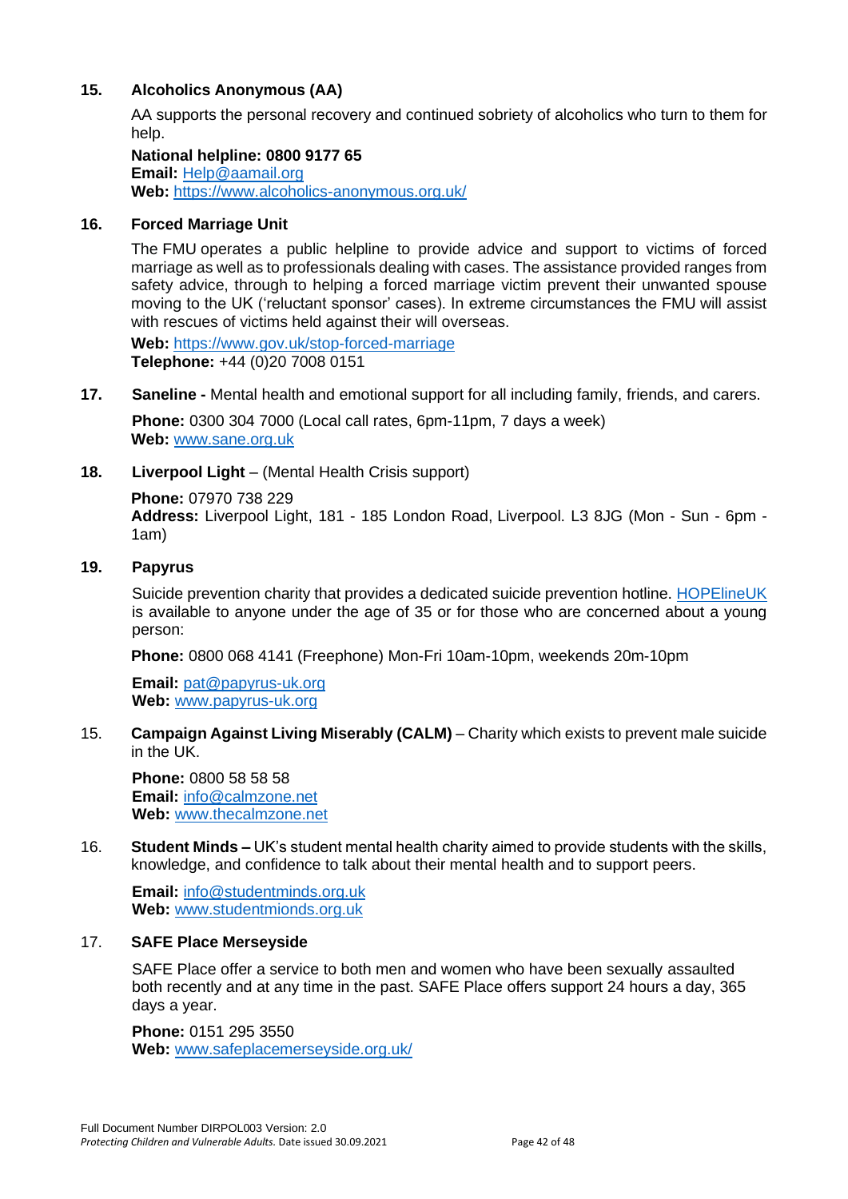**15. Alcoholics Anonymous (AA)**

AA supports the personal recovery and continued sobriety of alcoholics who turn to them for help.

**National helpline: 0800 9177 65**
**Email:** Help@aamail.org
**Web:** https://www.alcoholics-anonymous.org.uk/

**16. Forced Marriage Unit**

The FMU operates a public helpline to provide advice and support to victims of forced marriage as well as to professionals dealing with cases. The assistance provided ranges from safety advice, through to helping a forced marriage victim prevent their unwanted spouse moving to the UK ('reluctant sponsor' cases). In extreme circumstances the FMU will assist with rescues of victims held against their will overseas.

**Web:** https://www.gov.uk/stop-forced-marriage
**Telephone:** +44 (0)20 7008 0151

**17. Saneline -** Mental health and emotional support for all including family, friends, and carers.

**Phone:** 0300 304 7000 (Local call rates, 6pm-11pm, 7 days a week)
**Web:** www.sane.org.uk

**18. Liverpool Light** – (Mental Health Crisis support)

**Phone:** 07970 738 229
**Address:** Liverpool Light, 181 - 185 London Road, Liverpool. L3 8JG (Mon - Sun - 6pm - 1am)

**19. Papyrus**

Suicide prevention charity that provides a dedicated suicide prevention hotline. HOPElineUK is available to anyone under the age of 35 or for those who are concerned about a young person:

**Phone:** 0800 068 4141 (Freephone) Mon-Fri 10am-10pm, weekends 20m-10pm

**Email:** pat@papyrus-uk.org
**Web:** www.papyrus-uk.org

15. **Campaign Against Living Miserably (CALM)** – Charity which exists to prevent male suicide in the UK.

**Phone:** 0800 58 58 58
**Email:** info@calmzone.net
**Web:** www.thecalmzone.net

16. **Student Minds –** UK's student mental health charity aimed to provide students with the skills, knowledge, and confidence to talk about their mental health and to support peers.

**Email:** info@studentminds.org.uk
**Web:** www.studentmionds.org.uk

17. **SAFE Place Merseyside**

SAFE Place offer a service to both men and women who have been sexually assaulted both recently and at any time in the past. SAFE Place offers support 24 hours a day, 365 days a year.

**Phone:** 0151 295 3550
**Web:** www.safeplacemerseyside.org.uk/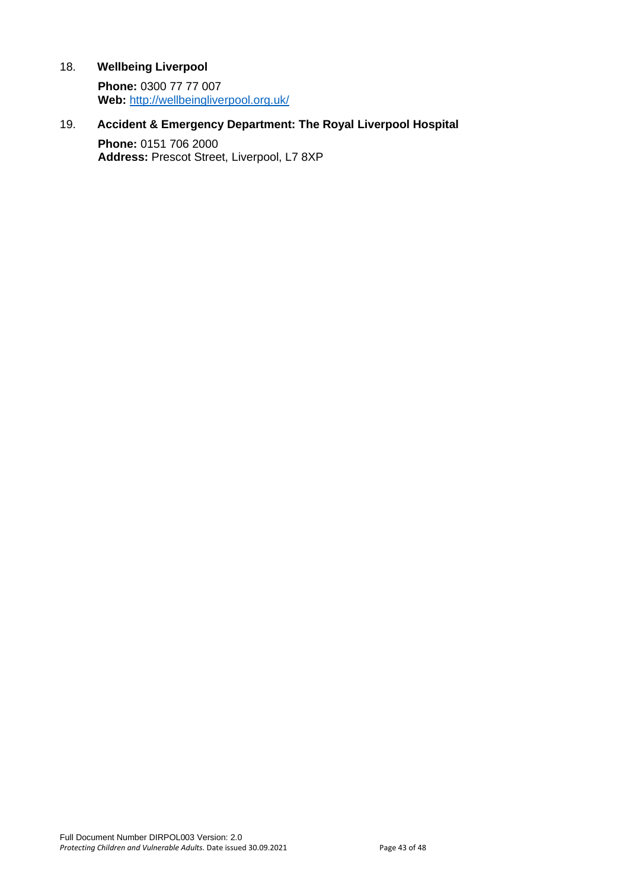18. **Wellbeing Liverpool**

    **Phone:** 0300 77 77 007
    **Web:** http://wellbeingliverpool.org.uk/

19. **Accident & Emergency Department: The Royal Liverpool Hospital**

    **Phone:** 0151 706 2000
    **Address:** Prescot Street, Liverpool, L7 8XP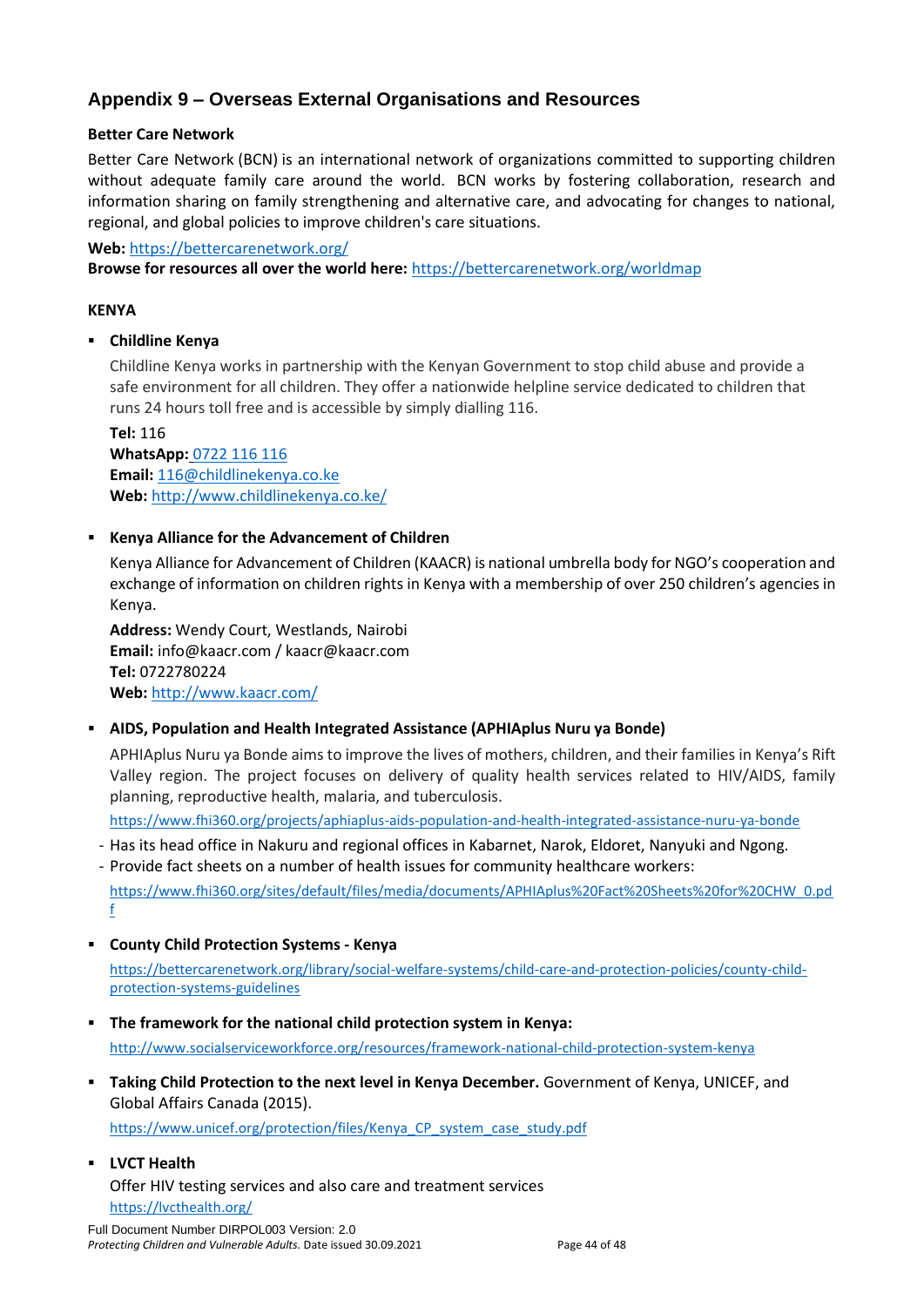## Appendix 9 – Overseas External Organisations and Resources

**Better Care Network**

Better Care Network (BCN) is an international network of organizations committed to supporting children without adequate family care around the world. BCN works by fostering collaboration, research and information sharing on family strengthening and alternative care, and advocating for changes to national, regional, and global policies to improve children's care situations.

**Web:** https://bettercarenetwork.org/
**Browse for resources all over the world here:** https://bettercarenetwork.org/worldmap

**KENYA**

- **Childline Kenya**

  Childline Kenya works in partnership with the Kenyan Government to stop child abuse and provide a safe environment for all children. They offer a nationwide helpline service dedicated to children that runs 24 hours toll free and is accessible by simply dialling 116.

  **Tel:** 116
  **WhatsApp:** 0722 116 116
  **Email:** 116@childlinekenya.co.ke
  **Web:** http://www.childlinekenya.co.ke/

- **Kenya Alliance for the Advancement of Children**

  Kenya Alliance for Advancement of Children (KAACR) is national umbrella body for NGO's cooperation and exchange of information on children rights in Kenya with a membership of over 250 children's agencies in Kenya.

  **Address:** Wendy Court, Westlands, Nairobi
  **Email:** info@kaacr.com / kaacr@kaacr.com
  **Tel:** 0722780224
  **Web:** http://www.kaacr.com/

- **AIDS, Population and Health Integrated Assistance (APHIAplus Nuru ya Bonde)**

  APHIAplus Nuru ya Bonde aims to improve the lives of mothers, children, and their families in Kenya's Rift Valley region. The project focuses on delivery of quality health services related to HIV/AIDS, family planning, reproductive health, malaria, and tuberculosis.

  https://www.fhi360.org/projects/aphiaplus-aids-population-and-health-integrated-assistance-nuru-ya-bonde

  - Has its head office in Nakuru and regional offices in Kabarnet, Narok, Eldoret, Nanyuki and Ngong.
  - Provide fact sheets on a number of health issues for community healthcare workers:

  https://www.fhi360.org/sites/default/files/media/documents/APHIAplus%20Fact%20Sheets%20for%20CHW_0.pdf

- **County Child Protection Systems - Kenya**

  https://bettercarenetwork.org/library/social-welfare-systems/child-care-and-protection-policies/county-child-protection-systems-guidelines

- **The framework for the national child protection system in Kenya:**

  http://www.socialserviceworkforce.org/resources/framework-national-child-protection-system-kenya

- **Taking Child Protection to the next level in Kenya December.** Government of Kenya, UNICEF, and Global Affairs Canada (2015).

  https://www.unicef.org/protection/files/Kenya_CP_system_case_study.pdf

- **LVCT Health**

  Offer HIV testing services and also care and treatment services
  https://lvcthealth.org/

Full Document Number DIRPOL003 Version: 2.0
*Protecting Children and Vulnerable Adults.* Date issued 30.09.2021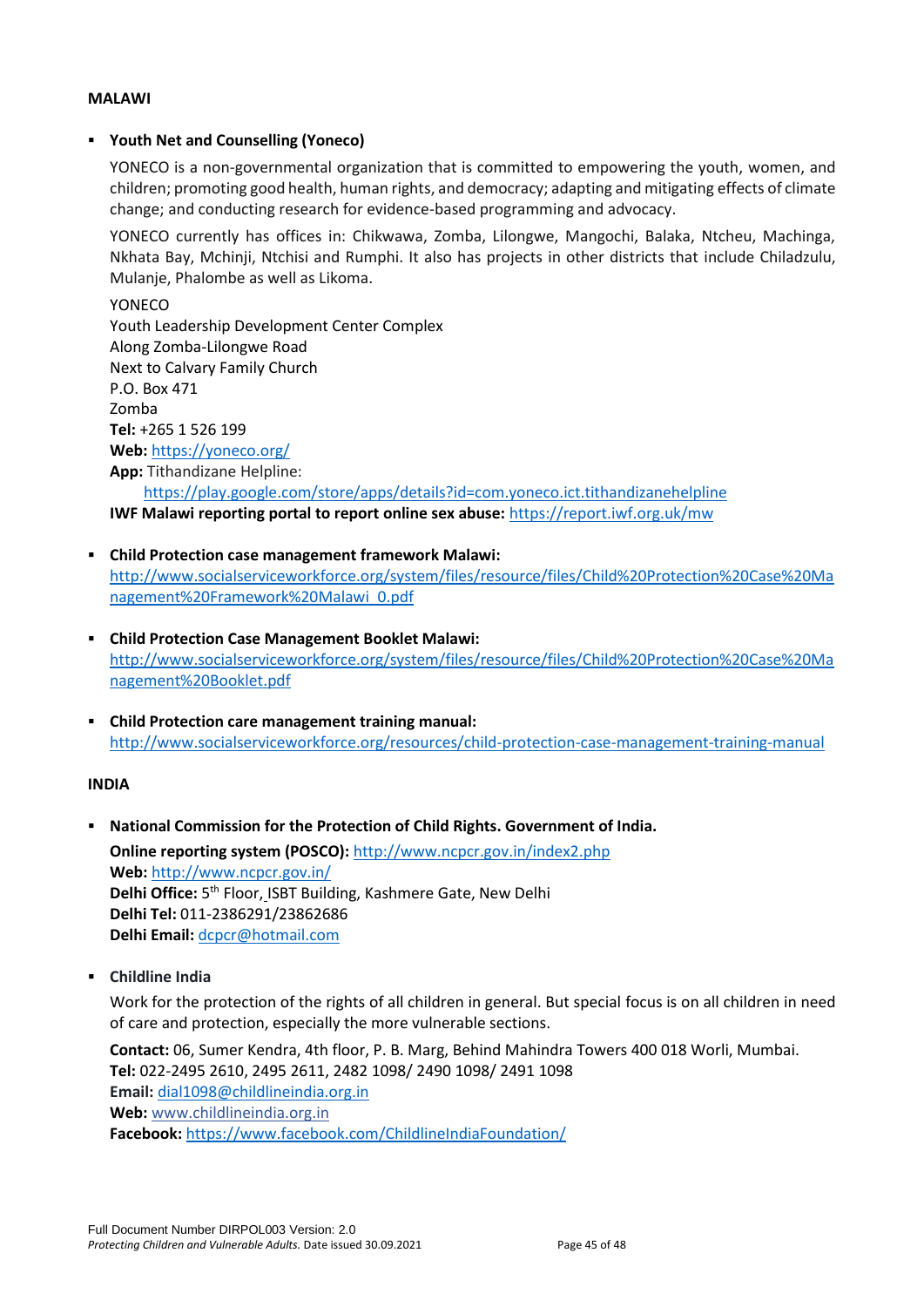**MALAWI**

- **Youth Net and Counselling (Yoneco)**

  YONECO is a non-governmental organization that is committed to empowering the youth, women, and children; promoting good health, human rights, and democracy; adapting and mitigating effects of climate change; and conducting research for evidence-based programming and advocacy.

  YONECO currently has offices in: Chikwawa, Zomba, Lilongwe, Mangochi, Balaka, Ntcheu, Machinga, Nkhata Bay, Mchinji, Ntchisi and Rumphi. It also has projects in other districts that include Chiladzulu, Mulanje, Phalombe as well as Likoma.

  YONECO
  Youth Leadership Development Center Complex
  Along Zomba-Lilongwe Road
  Next to Calvary Family Church
  P.O. Box 471
  Zomba
  **Tel:** +265 1 526 199
  **Web:** https://yoneco.org/
  **App:** Tithandizane Helpline:
  https://play.google.com/store/apps/details?id=com.yoneco.ict.tithandizanehelpline
  **IWF Malawi reporting portal to report online sex abuse:** https://report.iwf.org.uk/mw

- **Child Protection case management framework Malawi:**
  http://www.socialserviceworkforce.org/system/files/resource/files/Child%20Protection%20Case%20Management%20Framework%20Malawi_0.pdf

- **Child Protection Case Management Booklet Malawi:**
  http://www.socialserviceworkforce.org/system/files/resource/files/Child%20Protection%20Case%20Management%20Booklet.pdf

- **Child Protection care management training manual:**
  http://www.socialserviceworkforce.org/resources/child-protection-case-management-training-manual

**INDIA**

- **National Commission for the Protection of Child Rights. Government of India.**

  **Online reporting system (POSCO):** http://www.ncpcr.gov.in/index2.php
  **Web:** http://www.ncpcr.gov.in/
  **Delhi Office:** 5th Floor, ISBT Building, Kashmere Gate, New Delhi
  **Delhi Tel:** 011-2386291/23862686
  **Delhi Email:** dcpcr@hotmail.com

- **Childline India**

  Work for the protection of the rights of all children in general. But special focus is on all children in need of care and protection, especially the more vulnerable sections.

  **Contact:** 06, Sumer Kendra, 4th floor, P. B. Marg, Behind Mahindra Towers 400 018 Worli, Mumbai.
  **Tel:** 022-2495 2610, 2495 2611, 2482 1098/ 2490 1098/ 2491 1098
  **Email:** dial1098@childlineindia.org.in
  **Web:** www.childlineindia.org.in
  **Facebook:** https://www.facebook.com/ChildlineIndiaFoundation/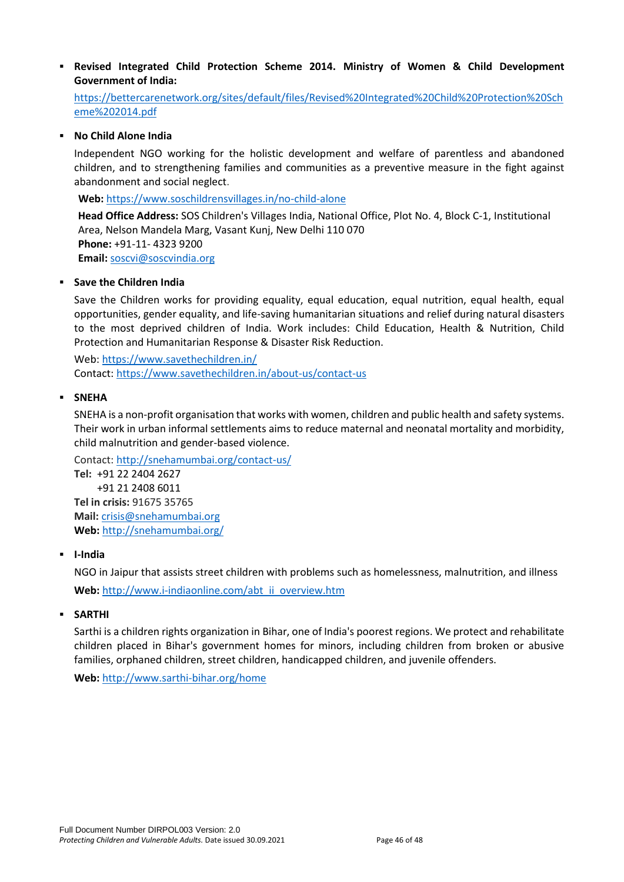- **Revised Integrated Child Protection Scheme 2014. Ministry of Women & Child Development Government of India:**

  https://bettercarenetwork.org/sites/default/files/Revised%20Integrated%20Child%20Protection%20Scheme%202014.pdf

- **No Child Alone India**

  Independent NGO working for the holistic development and welfare of parentless and abandoned children, and to strengthening families and communities as a preventive measure in the fight against abandonment and social neglect.

  **Web:** https://www.soschildrensvillages.in/no-child-alone

  **Head Office Address:** SOS Children's Villages India, National Office, Plot No. 4, Block C-1, Institutional Area, Nelson Mandela Marg, Vasant Kunj, New Delhi 110 070
  **Phone:** +91-11- 4323 9200
  **Email:** soscvi@soscvindia.org

- **Save the Children India**

  Save the Children works for providing equality, equal education, equal nutrition, equal health, equal opportunities, gender equality, and life-saving humanitarian situations and relief during natural disasters to the most deprived children of India. Work includes: Child Education, Health & Nutrition, Child Protection and Humanitarian Response & Disaster Risk Reduction.

  Web: https://www.savethechildren.in/
  Contact: https://www.savethechildren.in/about-us/contact-us

- **SNEHA**

  SNEHA is a non-profit organisation that works with women, children and public health and safety systems. Their work in urban informal settlements aims to reduce maternal and neonatal mortality and morbidity, child malnutrition and gender-based violence.

  Contact: http://snehamumbai.org/contact-us/
  **Tel:** +91 22 2404 2627
  +91 21 2408 6011
  **Tel in crisis:** 91675 35765
  **Mail:** crisis@snehamumbai.org
  **Web:** http://snehamumbai.org/

- **I-India**

  NGO in Jaipur that assists street children with problems such as homelessness, malnutrition, and illness

  **Web:** http://www.i-indiaonline.com/abt_ii_overview.htm

- **SARTHI**

  Sarthi is a children rights organization in Bihar, one of India's poorest regions. We protect and rehabilitate children placed in Bihar's government homes for minors, including children from broken or abusive families, orphaned children, street children, handicapped children, and juvenile offenders.

  **Web:** http://www.sarthi-bihar.org/home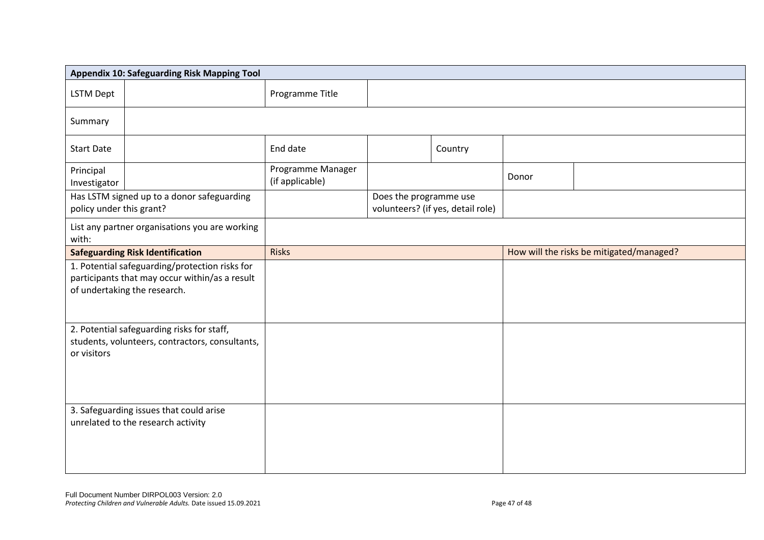## Appendix 10: Safeguarding Risk Mapping Tool

| | | | | | | |
|---|---|---|---|---|---|---|
| LSTM Dept | | Programme Title | | | | |
| Summary | | | | | | |
| Start Date | | End date | | Country | | |
| Principal Investigator | | Programme Manager (if applicable) | | | Donor | |
| Has LSTM signed up to a donor safeguarding policy under this grant? | | | Does the programme use volunteers? (if yes, detail role) | | | |
| List any partner organisations you are working with: | | | | | | |

| Safeguarding Risk Identification | Risks | How will the risks be mitigated/managed? |
|---|---|---|
| 1. Potential safeguarding/protection risks for participants that may occur within/as a result of undertaking the research. | | |
| 2. Potential safeguarding risks for staff, students, volunteers, contractors, consultants, or visitors | | |
| 3. Safeguarding issues that could arise unrelated to the research activity | | |

Full Document Number DIRPOL003 Version: 2.0
*Protecting Children and Vulnerable Adults.* Date issued 15.09.2021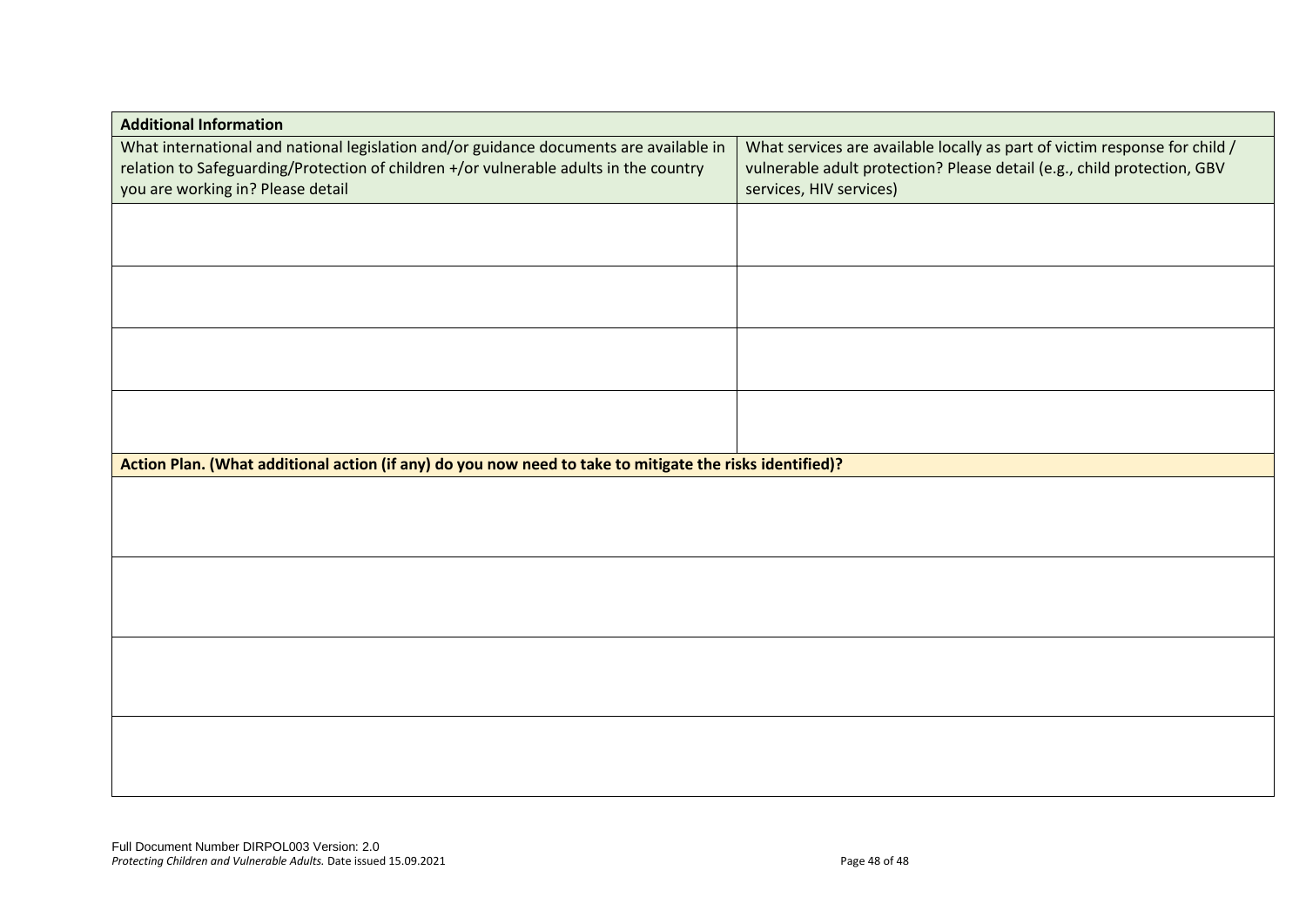| Additional Information | |
|---|---|
| What international and national legislation and/or guidance documents are available in relation to Safeguarding/Protection of children +/or vulnerable adults in the country you are working in? Please detail | What services are available locally as part of victim response for child / vulnerable adult protection? Please detail (e.g., child protection, GBV services, HIV services) |
| | |
| | |
| | |
| | |

| **Action Plan. (What additional action (if any) do you now need to take to mitigate the risks identified)?** |
|---|
| |
| |
| |
| |